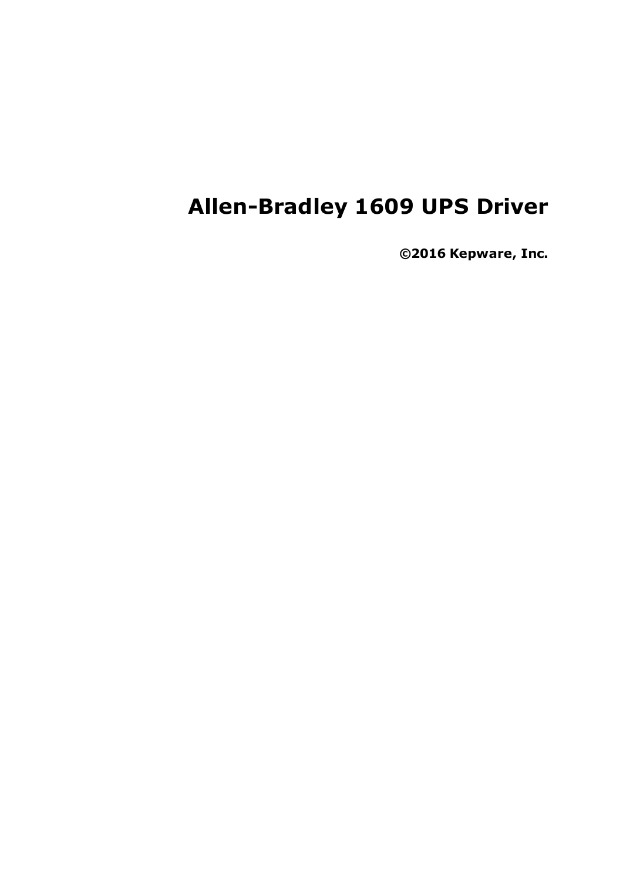# Allen-Bradley 1609 UPS Driver

**©2016 Kepware, Inc.**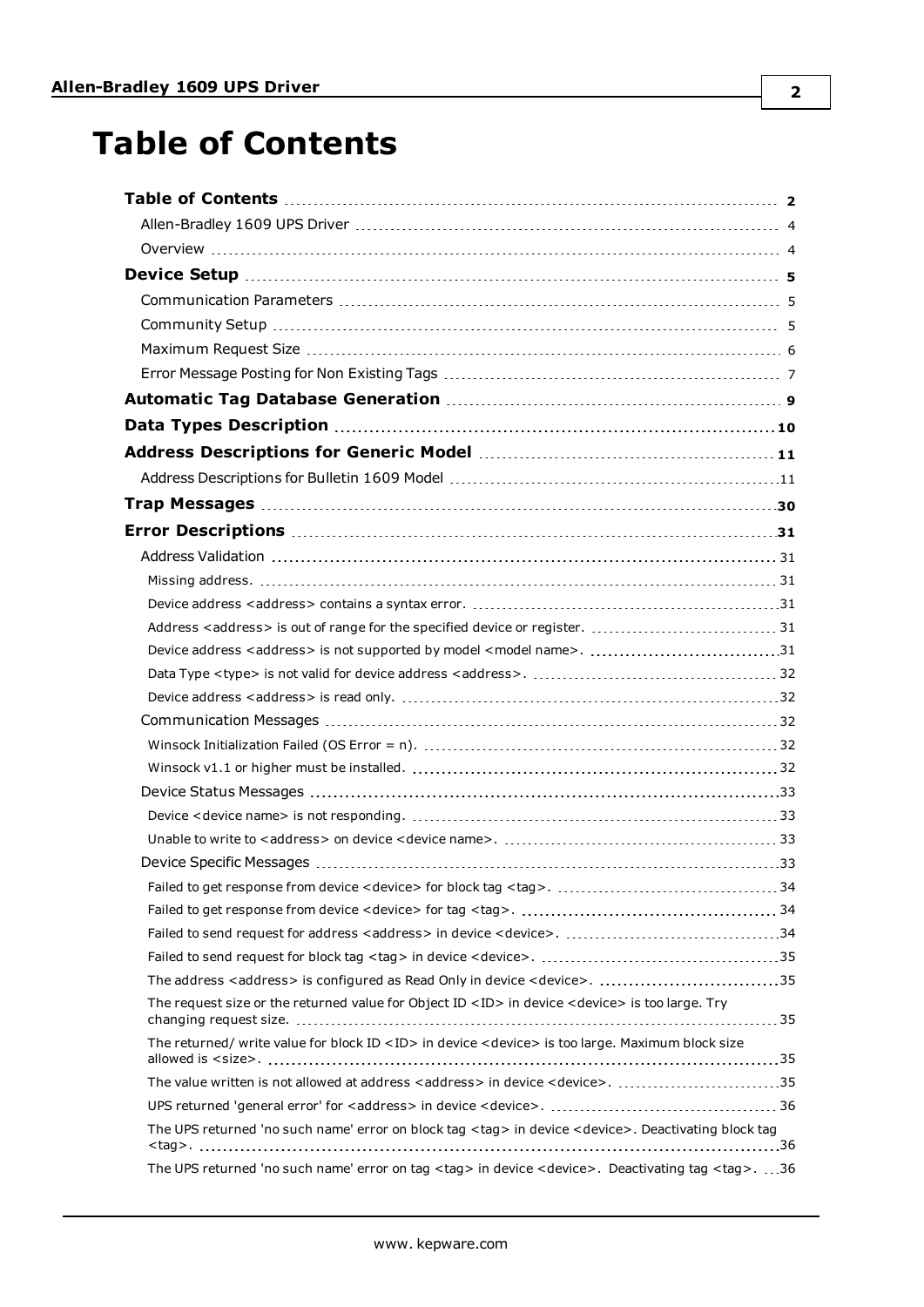# Table of Contents

**Table of Contents** 2

Allen-Bradley 1609 UPS Driver 4

Overview 4

**Device Setup** 5

Communication Parameters 5

Community Setup 5

Maximum Request Size 6

Error Message Posting for Non Existing Tags 7

**Automatic Tag Database Generation** 9

**Data Types Description** 10

**Address Descriptions for Generic Model** 11

Address Descriptions for Bulletin 1609 Model 11

**Trap Messages** 30

**Error Descriptions** 31

Address Validation 31

Missing address. 31

Device address <address> contains a syntax error. 31

Address <address> is out of range for the specified device or register. 31

Device address <address> is not supported by model <model name>. 31

Data Type <type> is not valid for device address <address>. 32

Device address <address> is read only. 32

Communication Messages 32

Winsock Initialization Failed (OS Error = n). 32

Winsock v1.1 or higher must be installed. 32

Device Status Messages 33

Device <device name> is not responding. 33

Unable to write to <address> on device <device name>. 33

Device Specific Messages 33

Failed to get response from device <device> for block tag <tag>. 34

Failed to get response from device <device> for tag <tag>. 34

Failed to send request for address <address> in device <device>. 34

Failed to send request for block tag <tag> in device <device>. 35

The address <address> is configured as Read Only in device <device>. 35

The request size or the returned value for Object ID <ID> in device <device> is too large. Try changing request size. 35

The returned/ write value for block ID <ID> in device <device> is too large. Maximum block size allowed is <size>. 35

The value written is not allowed at address <address> in device <device>. 35

UPS returned 'general error' for <address> in device <device>. 36

The UPS returned 'no such name' error on block tag <tag> in device <device>. Deactivating block tag <tag>. 36

The UPS returned 'no such name' error on tag <tag> in device <device>. Deactivating tag <tag>. 36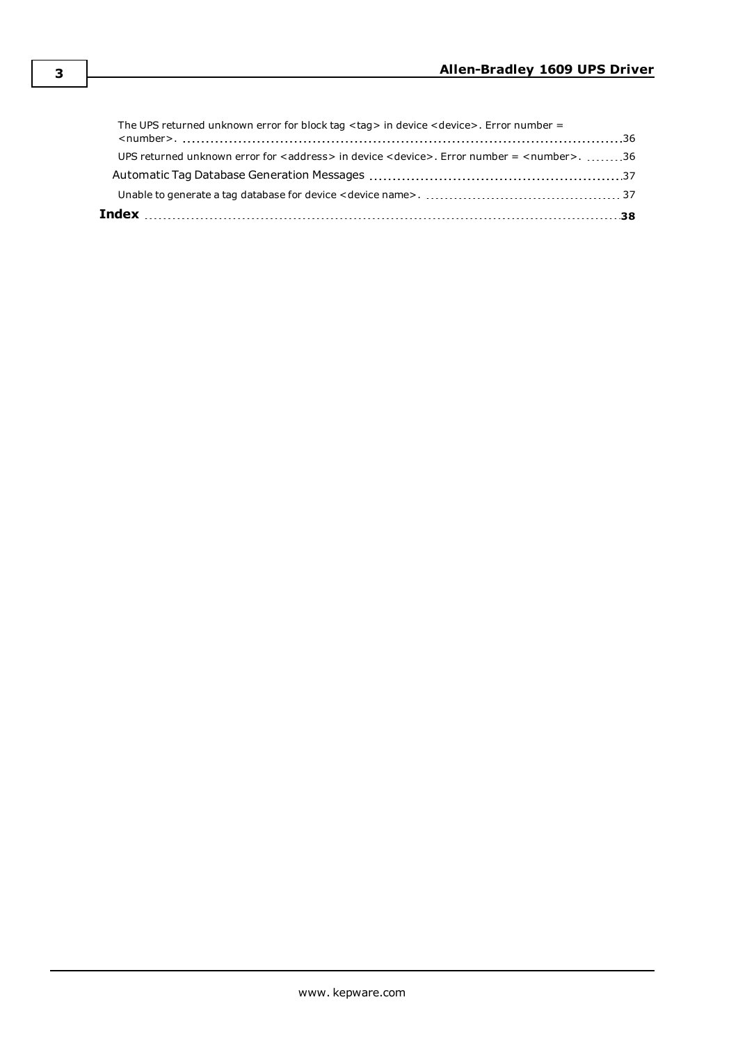The UPS returned unknown error for block tag <tag> in device <device>. Error number = <number>. 36

UPS returned unknown error for <address> in device <device>. Error number = <number>. 36

Automatic Tag Database Generation Messages 37

Unable to generate a tag database for device <device name>. 37

**Index** 38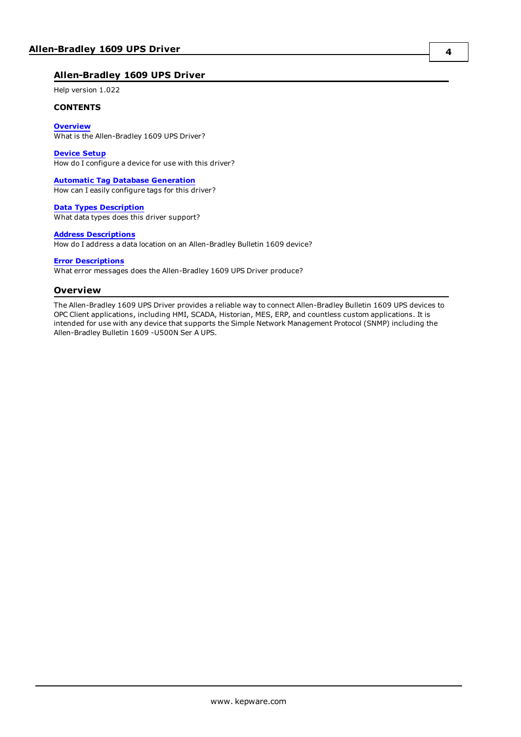# Allen-Bradley 1609 UPS Driver

Help version 1.022

**CONTENTS**

**Overview**
What is the Allen-Bradley 1609 UPS Driver?

**Device Setup**
How do I configure a device for use with this driver?

**Automatic Tag Database Generation**
How can I easily configure tags for this driver?

**Data Types Description**
What data types does this driver support?

**Address Descriptions**
How do I address a data location on an Allen-Bradley Bulletin 1609 device?

**Error Descriptions**
What error messages does the Allen-Bradley 1609 UPS Driver produce?

## Overview

The Allen-Bradley 1609 UPS Driver provides a reliable way to connect Allen-Bradley Bulletin 1609 UPS devices to OPC Client applications, including HMI, SCADA, Historian, MES, ERP, and countless custom applications. It is intended for use with any device that supports the Simple Network Management Protocol (SNMP) including the Allen-Bradley Bulletin 1609 -U500N Ser A UPS.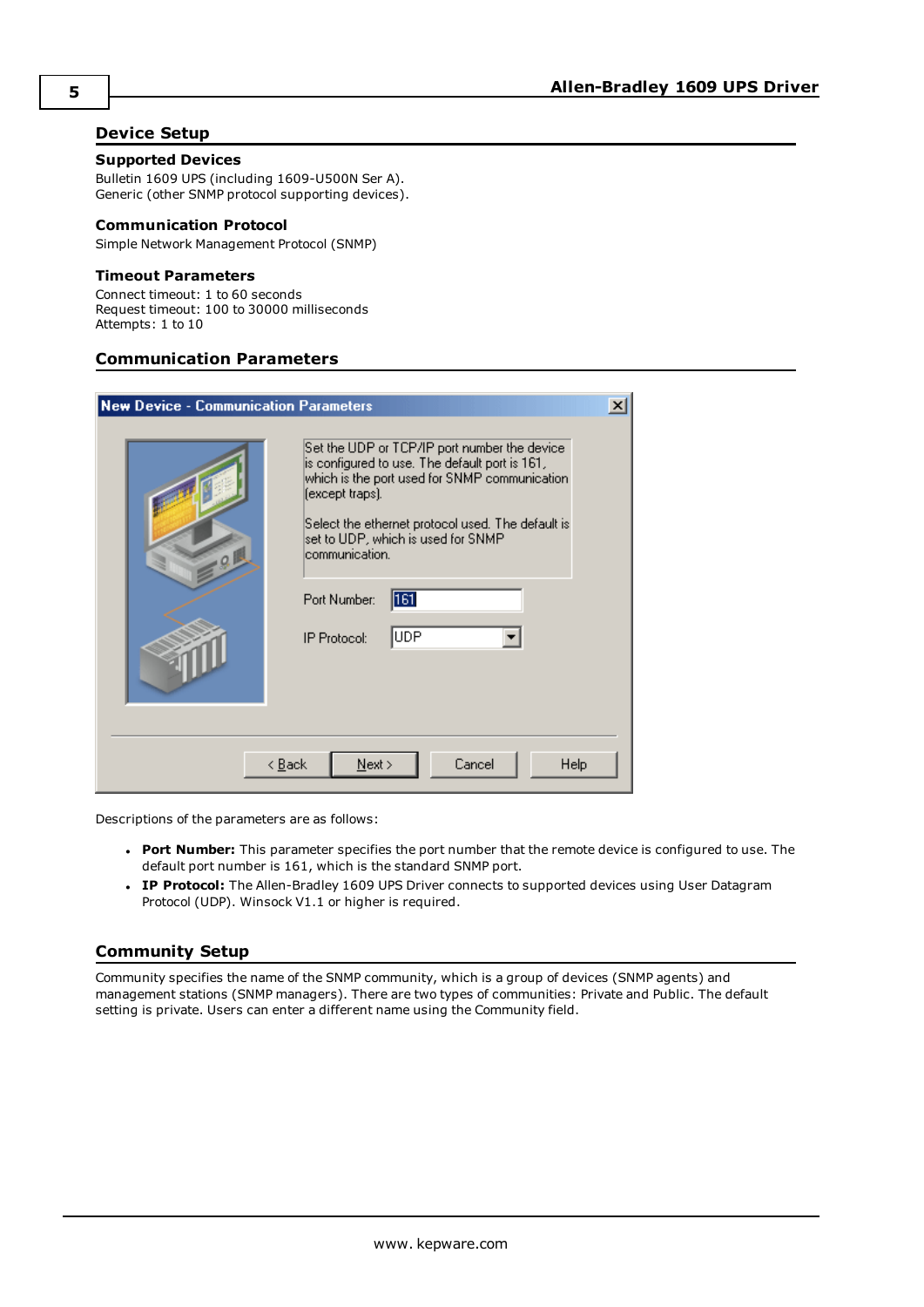## Device Setup

### Supported Devices

Bulletin 1609 UPS (including 1609-U500N Ser A).
Generic (other SNMP protocol supporting devices).

### Communication Protocol

Simple Network Management Protocol (SNMP)

### Timeout Parameters

Connect timeout: 1 to 60 seconds
Request timeout: 100 to 30000 milliseconds
Attempts: 1 to 10

## Communication Parameters

Descriptions of the parameters are as follows:

- **Port Number:** This parameter specifies the port number that the remote device is configured to use. The default port number is 161, which is the standard SNMP port.
- **IP Protocol:** The Allen-Bradley 1609 UPS Driver connects to supported devices using User Datagram Protocol (UDP). Winsock V1.1 or higher is required.

## Community Setup

Community specifies the name of the SNMP community, which is a group of devices (SNMP agents) and management stations (SNMP managers). There are two types of communities: Private and Public. The default setting is private. Users can enter a different name using the Community field.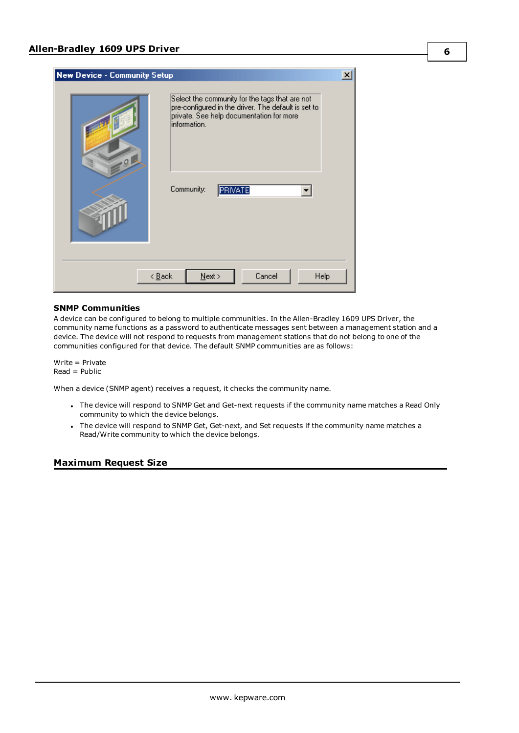## SNMP Communities

A device can be configured to belong to multiple communities. In the Allen-Bradley 1609 UPS Driver, the community name functions as a password to authenticate messages sent between a management station and a device. The device will not respond to requests from management stations that do not belong to one of the communities configured for that device. The default SNMP communities are as follows:

Write = Private
Read = Public

When a device (SNMP agent) receives a request, it checks the community name.

- The device will respond to SNMP Get and Get-next requests if the community name matches a Read Only community to which the device belongs.
- The device will respond to SNMP Get, Get-next, and Set requests if the community name matches a Read/Write community to which the device belongs.

## Maximum Request Size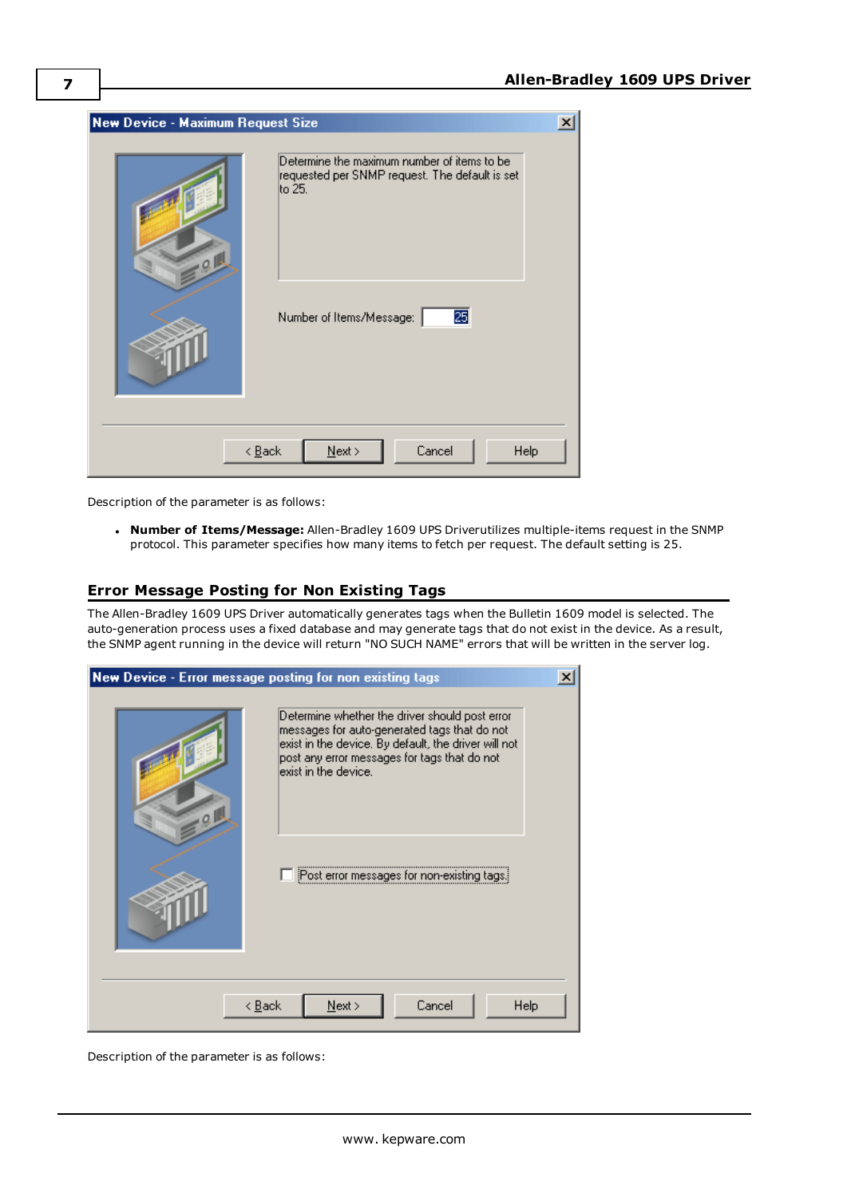Description of the parameter is as follows:

- **Number of Items/Message:** Allen-Bradley 1609 UPS Driverutilizes multiple-items request in the SNMP protocol. This parameter specifies how many items to fetch per request. The default setting is 25.

## Error Message Posting for Non Existing Tags

The Allen-Bradley 1609 UPS Driver automatically generates tags when the Bulletin 1609 model is selected. The auto-generation process uses a fixed database and may generate tags that do not exist in the device. As a result, the SNMP agent running in the device will return "NO SUCH NAME" errors that will be written in the server log.

Description of the parameter is as follows: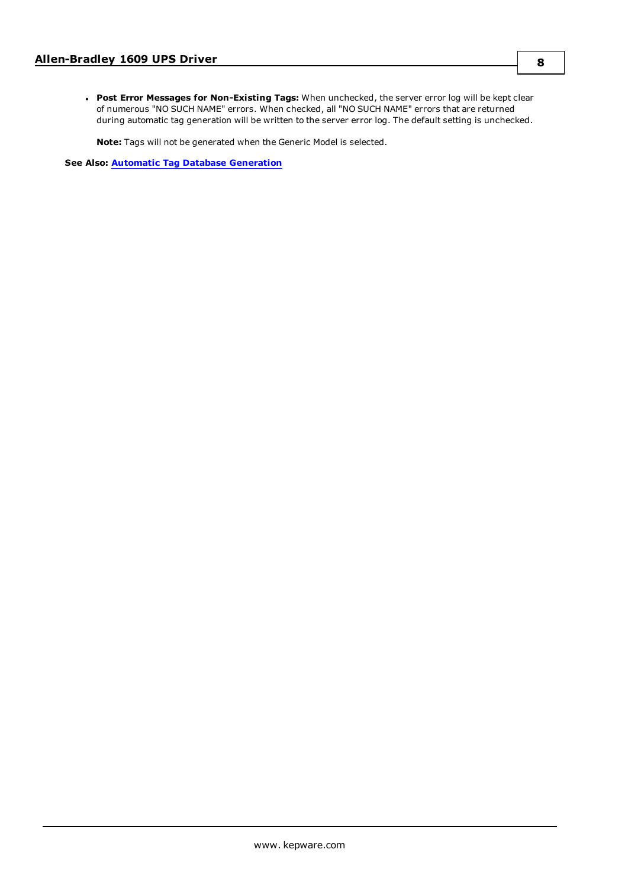- **Post Error Messages for Non-Existing Tags:** When unchecked, the server error log will be kept clear of numerous "NO SUCH NAME" errors. When checked, all "NO SUCH NAME" errors that are returned during automatic tag generation will be written to the server error log. The default setting is unchecked.

  **Note:** Tags will not be generated when the Generic Model is selected.

**See Also:** Automatic Tag Database Generation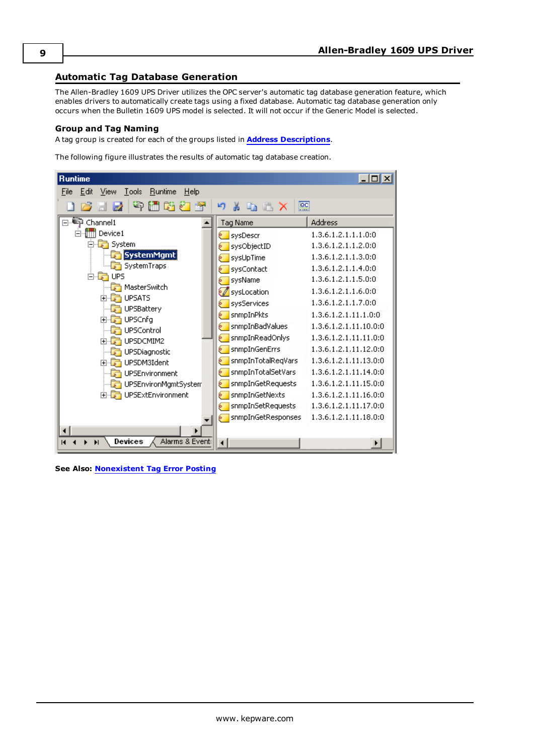## Automatic Tag Database Generation

The Allen-Bradley 1609 UPS Driver utilizes the OPC server's automatic tag database generation feature, which enables drivers to automatically create tags using a fixed database. Automatic tag database generation only occurs when the Bulletin 1609 UPS model is selected. It will not occur if the Generic Model is selected.

### Group and Tag Naming

A tag group is created for each of the groups listed in **Address Descriptions**.

The following figure illustrates the results of automatic tag database creation.

**See Also: Nonexistent Tag Error Posting**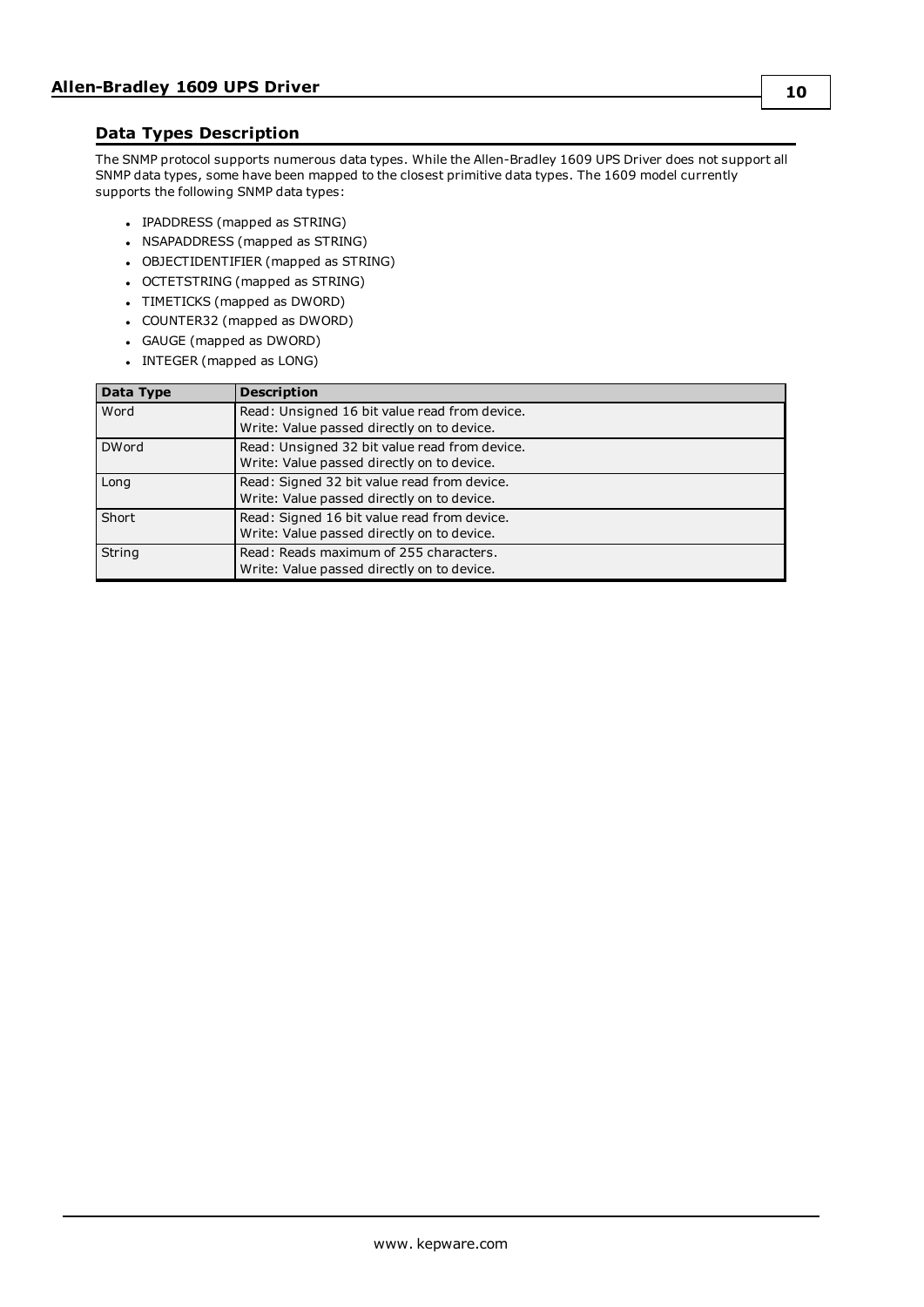## Data Types Description

The SNMP protocol supports numerous data types. While the Allen-Bradley 1609 UPS Driver does not support all SNMP data types, some have been mapped to the closest primitive data types. The 1609 model currently supports the following SNMP data types:

- IPADDRESS (mapped as STRING)
- NSAPADDRESS (mapped as STRING)
- OBJECTIDENTIFIER (mapped as STRING)
- OCTETSTRING (mapped as STRING)
- TIMETICKS (mapped as DWORD)
- COUNTER32 (mapped as DWORD)
- GAUGE (mapped as DWORD)
- INTEGER (mapped as LONG)

| Data Type | Description |
|---|---|
| Word | Read: Unsigned 16 bit value read from device.<br>Write: Value passed directly on to device. |
| DWord | Read: Unsigned 32 bit value read from device.<br>Write: Value passed directly on to device. |
| Long | Read: Signed 32 bit value read from device.<br>Write: Value passed directly on to device. |
| Short | Read: Signed 16 bit value read from device.<br>Write: Value passed directly on to device. |
| String | Read: Reads maximum of 255 characters.<br>Write: Value passed directly on to device. |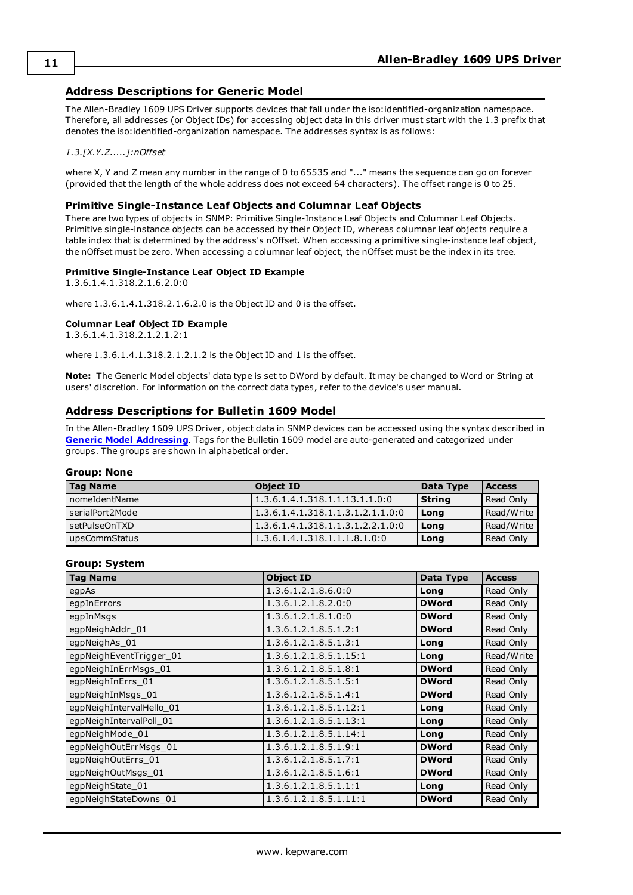## Address Descriptions for Generic Model

The Allen-Bradley 1609 UPS Driver supports devices that fall under the iso:identified-organization namespace. Therefore, all addresses (or Object IDs) for accessing object data in this driver must start with the 1.3 prefix that denotes the iso:identified-organization namespace. The addresses syntax is as follows:

*1.3.[X.Y.Z.....]:nOffset*

where X, Y and Z mean any number in the range of 0 to 65535 and "..." means the sequence can go on forever (provided that the length of the whole address does not exceed 64 characters). The offset range is 0 to 25.

### Primitive Single-Instance Leaf Objects and Columnar Leaf Objects

There are two types of objects in SNMP: Primitive Single-Instance Leaf Objects and Columnar Leaf Objects. Primitive single-instance objects can be accessed by their Object ID, whereas columnar leaf objects require a table index that is determined by the address's nOffset. When accessing a primitive single-instance leaf object, the nOffset must be zero. When accessing a columnar leaf object, the nOffset must be the index in its tree.

**Primitive Single-Instance Leaf Object ID Example**
1.3.6.1.4.1.318.2.1.6.2.0:0

where 1.3.6.1.4.1.318.2.1.6.2.0 is the Object ID and 0 is the offset.

**Columnar Leaf Object ID Example**
1.3.6.1.4.1.318.2.1.2.1.2:1

where 1.3.6.1.4.1.318.2.1.2.1.2 is the Object ID and 1 is the offset.

**Note:** The Generic Model objects' data type is set to DWord by default. It may be changed to Word or String at users' discretion. For information on the correct data types, refer to the device's user manual.

## Address Descriptions for Bulletin 1609 Model

In the Allen-Bradley 1609 UPS Driver, object data in SNMP devices can be accessed using the syntax described in **Generic Model Addressing**. Tags for the Bulletin 1609 model are auto-generated and categorized under groups. The groups are shown in alphabetical order.

**Group: None**

| Tag Name | Object ID | Data Type | Access |
|---|---|---|---|
| nomeIdentName | 1.3.6.1.4.1.318.1.1.13.1.1.0:0 | **String** | Read Only |
| serialPort2Mode | 1.3.6.1.4.1.318.1.1.3.1.2.1.1.0:0 | **Long** | Read/Write |
| setPulseOnTXD | 1.3.6.1.4.1.318.1.1.3.1.2.2.1.0:0 | **Long** | Read/Write |
| upsCommStatus | 1.3.6.1.4.1.318.1.1.1.8.1.0:0 | **Long** | Read Only |

**Group: System**

| Tag Name | Object ID | Data Type | Access |
|---|---|---|---|
| egpAs | 1.3.6.1.2.1.8.6.0:0 | **Long** | Read Only |
| egpInErrors | 1.3.6.1.2.1.8.2.0:0 | **DWord** | Read Only |
| egpInMsgs | 1.3.6.1.2.1.8.1.0:0 | **DWord** | Read Only |
| egpNeighAddr_01 | 1.3.6.1.2.1.8.5.1.2:1 | **DWord** | Read Only |
| egpNeighAs_01 | 1.3.6.1.2.1.8.5.1.3:1 | **Long** | Read Only |
| egpNeighEventTrigger_01 | 1.3.6.1.2.1.8.5.1.15:1 | **Long** | Read/Write |
| egpNeighInErrMsgs_01 | 1.3.6.1.2.1.8.5.1.8:1 | **DWord** | Read Only |
| egpNeighInErrs_01 | 1.3.6.1.2.1.8.5.1.5:1 | **DWord** | Read Only |
| egpNeighInMsgs_01 | 1.3.6.1.2.1.8.5.1.4:1 | **DWord** | Read Only |
| egpNeighIntervalHello_01 | 1.3.6.1.2.1.8.5.1.12:1 | **Long** | Read Only |
| egpNeighIntervalPoll_01 | 1.3.6.1.2.1.8.5.1.13:1 | **Long** | Read Only |
| egpNeighMode_01 | 1.3.6.1.2.1.8.5.1.14:1 | **Long** | Read Only |
| egpNeighOutErrMsgs_01 | 1.3.6.1.2.1.8.5.1.9:1 | **DWord** | Read Only |
| egpNeighOutErrs_01 | 1.3.6.1.2.1.8.5.1.7:1 | **DWord** | Read Only |
| egpNeighOutMsgs_01 | 1.3.6.1.2.1.8.5.1.6:1 | **DWord** | Read Only |
| egpNeighState_01 | 1.3.6.1.2.1.8.5.1.1:1 | **Long** | Read Only |
| egpNeighStateDowns_01 | 1.3.6.1.2.1.8.5.1.11:1 | **DWord** | Read Only |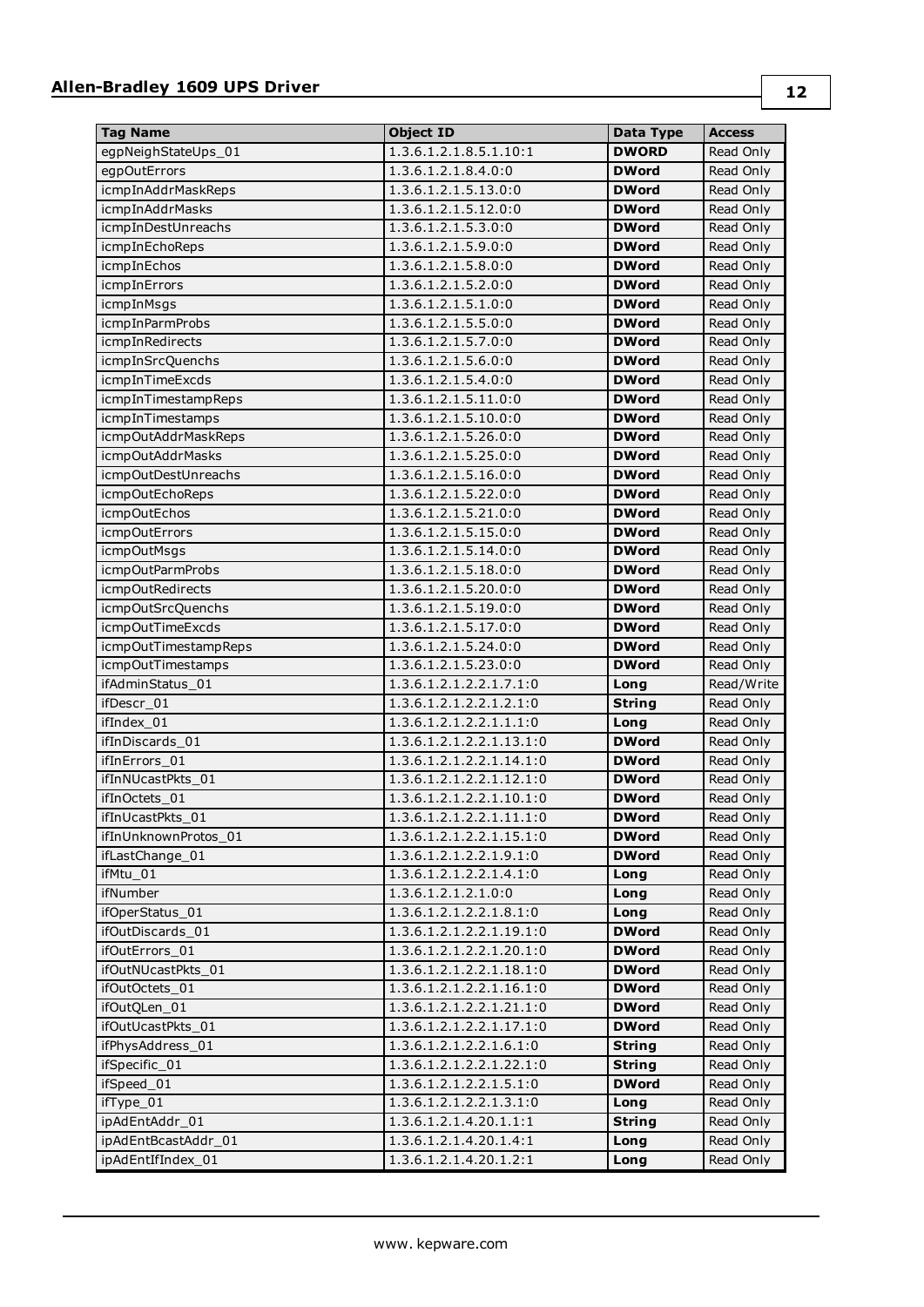| Tag Name | Object ID | Data Type | Access |
|---|---|---|---|
| egpNeighStateUps_01 | 1.3.6.1.2.1.8.5.1.10:1 | **DWORD** | Read Only |
| egpOutErrors | 1.3.6.1.2.1.8.4.0:0 | **DWord** | Read Only |
| icmpInAddrMaskReps | 1.3.6.1.2.1.5.13.0:0 | **DWord** | Read Only |
| icmpInAddrMasks | 1.3.6.1.2.1.5.12.0:0 | **DWord** | Read Only |
| icmpInDestUnreachs | 1.3.6.1.2.1.5.3.0:0 | **DWord** | Read Only |
| icmpInEchoReps | 1.3.6.1.2.1.5.9.0:0 | **DWord** | Read Only |
| icmpInEchos | 1.3.6.1.2.1.5.8.0:0 | **DWord** | Read Only |
| icmpInErrors | 1.3.6.1.2.1.5.2.0:0 | **DWord** | Read Only |
| icmpInMsgs | 1.3.6.1.2.1.5.1.0:0 | **DWord** | Read Only |
| icmpInParmProbs | 1.3.6.1.2.1.5.5.0:0 | **DWord** | Read Only |
| icmpInRedirects | 1.3.6.1.2.1.5.7.0:0 | **DWord** | Read Only |
| icmpInSrcQuenchs | 1.3.6.1.2.1.5.6.0:0 | **DWord** | Read Only |
| icmpInTimeExcds | 1.3.6.1.2.1.5.4.0:0 | **DWord** | Read Only |
| icmpInTimestampReps | 1.3.6.1.2.1.5.11.0:0 | **DWord** | Read Only |
| icmpInTimestamps | 1.3.6.1.2.1.5.10.0:0 | **DWord** | Read Only |
| icmpOutAddrMaskReps | 1.3.6.1.2.1.5.26.0:0 | **DWord** | Read Only |
| icmpOutAddrMasks | 1.3.6.1.2.1.5.25.0:0 | **DWord** | Read Only |
| icmpOutDestUnreachs | 1.3.6.1.2.1.5.16.0:0 | **DWord** | Read Only |
| icmpOutEchoReps | 1.3.6.1.2.1.5.22.0:0 | **DWord** | Read Only |
| icmpOutEchos | 1.3.6.1.2.1.5.21.0:0 | **DWord** | Read Only |
| icmpOutErrors | 1.3.6.1.2.1.5.15.0:0 | **DWord** | Read Only |
| icmpOutMsgs | 1.3.6.1.2.1.5.14.0:0 | **DWord** | Read Only |
| icmpOutParmProbs | 1.3.6.1.2.1.5.18.0:0 | **DWord** | Read Only |
| icmpOutRedirects | 1.3.6.1.2.1.5.20.0:0 | **DWord** | Read Only |
| icmpOutSrcQuenchs | 1.3.6.1.2.1.5.19.0:0 | **DWord** | Read Only |
| icmpOutTimeExcds | 1.3.6.1.2.1.5.17.0:0 | **DWord** | Read Only |
| icmpOutTimestampReps | 1.3.6.1.2.1.5.24.0:0 | **DWord** | Read Only |
| icmpOutTimestamps | 1.3.6.1.2.1.5.23.0:0 | **DWord** | Read Only |
| ifAdminStatus_01 | 1.3.6.1.2.1.2.2.1.7.1:0 | **Long** | Read/Write |
| ifDescr_01 | 1.3.6.1.2.1.2.2.1.2.1:0 | **String** | Read Only |
| ifIndex_01 | 1.3.6.1.2.1.2.2.1.1.1:0 | **Long** | Read Only |
| ifInDiscards_01 | 1.3.6.1.2.1.2.2.1.13.1:0 | **DWord** | Read Only |
| ifInErrors_01 | 1.3.6.1.2.1.2.2.1.14.1:0 | **DWord** | Read Only |
| ifInNUcastPkts_01 | 1.3.6.1.2.1.2.2.1.12.1:0 | **DWord** | Read Only |
| ifInOctets_01 | 1.3.6.1.2.1.2.2.1.10.1:0 | **DWord** | Read Only |
| ifInUcastPkts_01 | 1.3.6.1.2.1.2.2.1.11.1:0 | **DWord** | Read Only |
| ifInUnknownProtos_01 | 1.3.6.1.2.1.2.2.1.15.1:0 | **DWord** | Read Only |
| ifLastChange_01 | 1.3.6.1.2.1.2.2.1.9.1:0 | **DWord** | Read Only |
| ifMtu_01 | 1.3.6.1.2.1.2.2.1.4.1:0 | **Long** | Read Only |
| ifNumber | 1.3.6.1.2.1.2.1.0:0 | **Long** | Read Only |
| ifOperStatus_01 | 1.3.6.1.2.1.2.2.1.8.1:0 | **Long** | Read Only |
| ifOutDiscards_01 | 1.3.6.1.2.1.2.2.1.19.1:0 | **DWord** | Read Only |
| ifOutErrors_01 | 1.3.6.1.2.1.2.2.1.20.1:0 | **DWord** | Read Only |
| ifOutNUcastPkts_01 | 1.3.6.1.2.1.2.2.1.18.1:0 | **DWord** | Read Only |
| ifOutOctets_01 | 1.3.6.1.2.1.2.2.1.16.1:0 | **DWord** | Read Only |
| ifOutQLen_01 | 1.3.6.1.2.1.2.2.1.21.1:0 | **DWord** | Read Only |
| ifOutUcastPkts_01 | 1.3.6.1.2.1.2.2.1.17.1:0 | **DWord** | Read Only |
| ifPhysAddress_01 | 1.3.6.1.2.1.2.2.1.6.1:0 | **String** | Read Only |
| ifSpecific_01 | 1.3.6.1.2.1.2.2.1.22.1:0 | **String** | Read Only |
| ifSpeed_01 | 1.3.6.1.2.1.2.2.1.5.1:0 | **DWord** | Read Only |
| ifType_01 | 1.3.6.1.2.1.2.2.1.3.1:0 | **Long** | Read Only |
| ipAdEntAddr_01 | 1.3.6.1.2.1.4.20.1.1:1 | **String** | Read Only |
| ipAdEntBcastAddr_01 | 1.3.6.1.2.1.4.20.1.4:1 | **Long** | Read Only |
| ipAdEntIfIndex_01 | 1.3.6.1.2.1.4.20.1.2:1 | **Long** | Read Only |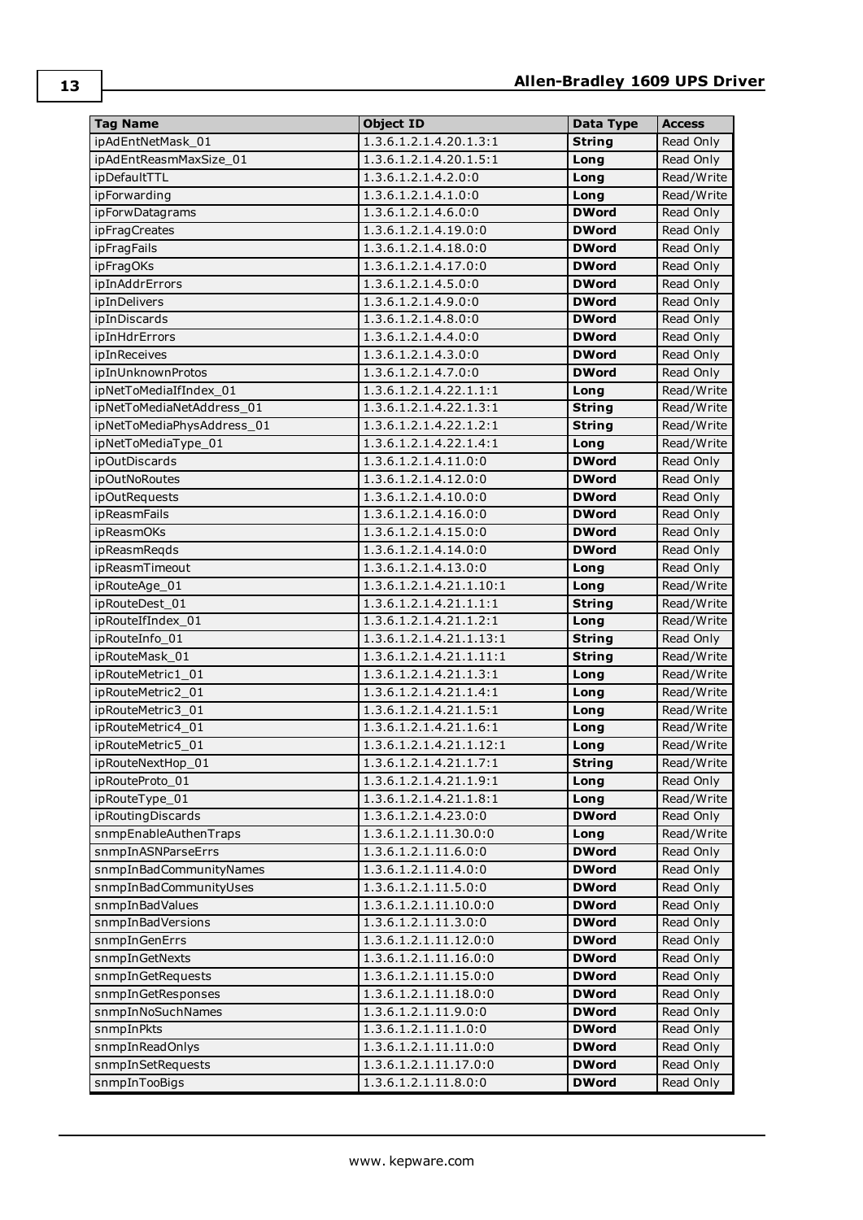| Tag Name | Object ID | Data Type | Access |
|---|---|---|---|
| ipAdEntNetMask_01 | 1.3.6.1.2.1.4.20.1.3:1 | **String** | Read Only |
| ipAdEntReasmMaxSize_01 | 1.3.6.1.2.1.4.20.1.5:1 | **Long** | Read Only |
| ipDefaultTTL | 1.3.6.1.2.1.4.2.0:0 | **Long** | Read/Write |
| ipForwarding | 1.3.6.1.2.1.4.1.0:0 | **Long** | Read/Write |
| ipForwDatagrams | 1.3.6.1.2.1.4.6.0:0 | **DWord** | Read Only |
| ipFragCreates | 1.3.6.1.2.1.4.19.0:0 | **DWord** | Read Only |
| ipFragFails | 1.3.6.1.2.1.4.18.0:0 | **DWord** | Read Only |
| ipFragOKs | 1.3.6.1.2.1.4.17.0:0 | **DWord** | Read Only |
| ipInAddrErrors | 1.3.6.1.2.1.4.5.0:0 | **DWord** | Read Only |
| ipInDelivers | 1.3.6.1.2.1.4.9.0:0 | **DWord** | Read Only |
| ipInDiscards | 1.3.6.1.2.1.4.8.0:0 | **DWord** | Read Only |
| ipInHdrErrors | 1.3.6.1.2.1.4.4.0:0 | **DWord** | Read Only |
| ipInReceives | 1.3.6.1.2.1.4.3.0:0 | **DWord** | Read Only |
| ipInUnknownProtos | 1.3.6.1.2.1.4.7.0:0 | **DWord** | Read Only |
| ipNetToMediaIfIndex_01 | 1.3.6.1.2.1.4.22.1.1:1 | **Long** | Read/Write |
| ipNetToMediaNetAddress_01 | 1.3.6.1.2.1.4.22.1.3:1 | **String** | Read/Write |
| ipNetToMediaPhysAddress_01 | 1.3.6.1.2.1.4.22.1.2:1 | **String** | Read/Write |
| ipNetToMediaType_01 | 1.3.6.1.2.1.4.22.1.4:1 | **Long** | Read/Write |
| ipOutDiscards | 1.3.6.1.2.1.4.11.0:0 | **DWord** | Read Only |
| ipOutNoRoutes | 1.3.6.1.2.1.4.12.0:0 | **DWord** | Read Only |
| ipOutRequests | 1.3.6.1.2.1.4.10.0:0 | **DWord** | Read Only |
| ipReasmFails | 1.3.6.1.2.1.4.16.0:0 | **DWord** | Read Only |
| ipReasmOKs | 1.3.6.1.2.1.4.15.0:0 | **DWord** | Read Only |
| ipReasmReqds | 1.3.6.1.2.1.4.14.0:0 | **DWord** | Read Only |
| ipReasmTimeout | 1.3.6.1.2.1.4.13.0:0 | **Long** | Read Only |
| ipRouteAge_01 | 1.3.6.1.2.1.4.21.1.10:1 | **Long** | Read/Write |
| ipRouteDest_01 | 1.3.6.1.2.1.4.21.1.1:1 | **String** | Read/Write |
| ipRouteIfIndex_01 | 1.3.6.1.2.1.4.21.1.2:1 | **Long** | Read/Write |
| ipRouteInfo_01 | 1.3.6.1.2.1.4.21.1.13:1 | **String** | Read Only |
| ipRouteMask_01 | 1.3.6.1.2.1.4.21.1.11:1 | **String** | Read/Write |
| ipRouteMetric1_01 | 1.3.6.1.2.1.4.21.1.3:1 | **Long** | Read/Write |
| ipRouteMetric2_01 | 1.3.6.1.2.1.4.21.1.4:1 | **Long** | Read/Write |
| ipRouteMetric3_01 | 1.3.6.1.2.1.4.21.1.5:1 | **Long** | Read/Write |
| ipRouteMetric4_01 | 1.3.6.1.2.1.4.21.1.6:1 | **Long** | Read/Write |
| ipRouteMetric5_01 | 1.3.6.1.2.1.4.21.1.12:1 | **Long** | Read/Write |
| ipRouteNextHop_01 | 1.3.6.1.2.1.4.21.1.7:1 | **String** | Read/Write |
| ipRouteProto_01 | 1.3.6.1.2.1.4.21.1.9:1 | **Long** | Read Only |
| ipRouteType_01 | 1.3.6.1.2.1.4.21.1.8:1 | **Long** | Read/Write |
| ipRoutingDiscards | 1.3.6.1.2.1.4.23.0:0 | **DWord** | Read Only |
| snmpEnableAuthenTraps | 1.3.6.1.2.1.11.30.0:0 | **Long** | Read/Write |
| snmpInASNParseErrs | 1.3.6.1.2.1.11.6.0:0 | **DWord** | Read Only |
| snmpInBadCommunityNames | 1.3.6.1.2.1.11.4.0:0 | **DWord** | Read Only |
| snmpInBadCommunityUses | 1.3.6.1.2.1.11.5.0:0 | **DWord** | Read Only |
| snmpInBadValues | 1.3.6.1.2.1.11.10.0:0 | **DWord** | Read Only |
| snmpInBadVersions | 1.3.6.1.2.1.11.3.0:0 | **DWord** | Read Only |
| snmpInGenErrs | 1.3.6.1.2.1.11.12.0:0 | **DWord** | Read Only |
| snmpInGetNexts | 1.3.6.1.2.1.11.16.0:0 | **DWord** | Read Only |
| snmpInGetRequests | 1.3.6.1.2.1.11.15.0:0 | **DWord** | Read Only |
| snmpInGetResponses | 1.3.6.1.2.1.11.18.0:0 | **DWord** | Read Only |
| snmpInNoSuchNames | 1.3.6.1.2.1.11.9.0:0 | **DWord** | Read Only |
| snmpInPkts | 1.3.6.1.2.1.11.1.0:0 | **DWord** | Read Only |
| snmpInReadOnlys | 1.3.6.1.2.1.11.11.0:0 | **DWord** | Read Only |
| snmpInSetRequests | 1.3.6.1.2.1.11.17.0:0 | **DWord** | Read Only |
| snmpInTooBigs | 1.3.6.1.2.1.11.8.0:0 | **DWord** | Read Only |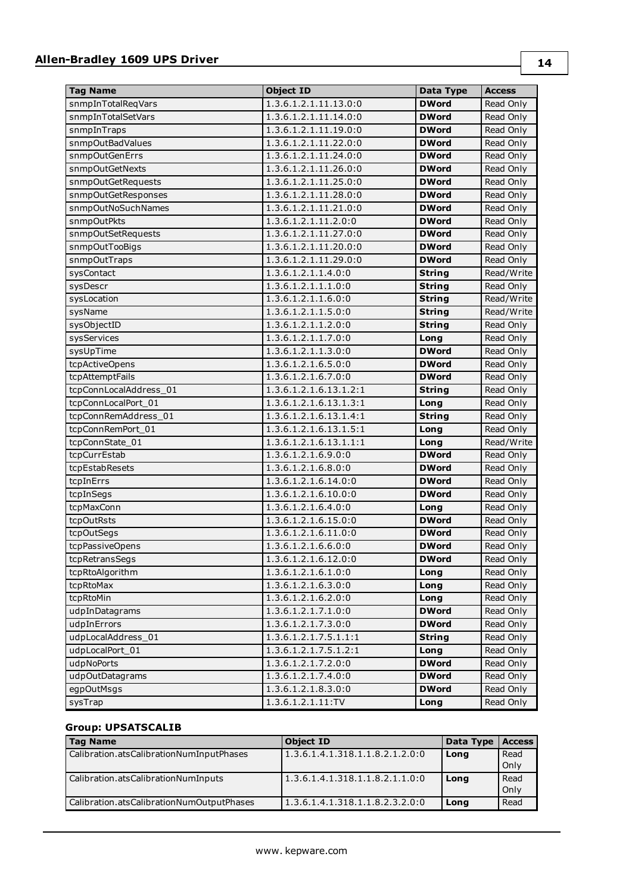| Tag Name | Object ID | Data Type | Access |
| --- | --- | --- | --- |
| snmpInTotalReqVars | 1.3.6.1.2.1.11.13.0:0 | **DWord** | Read Only |
| snmpInTotalSetVars | 1.3.6.1.2.1.11.14.0:0 | **DWord** | Read Only |
| snmpInTraps | 1.3.6.1.2.1.11.19.0:0 | **DWord** | Read Only |
| snmpOutBadValues | 1.3.6.1.2.1.11.22.0:0 | **DWord** | Read Only |
| snmpOutGenErrs | 1.3.6.1.2.1.11.24.0:0 | **DWord** | Read Only |
| snmpOutGetNexts | 1.3.6.1.2.1.11.26.0:0 | **DWord** | Read Only |
| snmpOutGetRequests | 1.3.6.1.2.1.11.25.0:0 | **DWord** | Read Only |
| snmpOutGetResponses | 1.3.6.1.2.1.11.28.0:0 | **DWord** | Read Only |
| snmpOutNoSuchNames | 1.3.6.1.2.1.11.21.0:0 | **DWord** | Read Only |
| snmpOutPkts | 1.3.6.1.2.1.11.2.0:0 | **DWord** | Read Only |
| snmpOutSetRequests | 1.3.6.1.2.1.11.27.0:0 | **DWord** | Read Only |
| snmpOutTooBigs | 1.3.6.1.2.1.11.20.0:0 | **DWord** | Read Only |
| snmpOutTraps | 1.3.6.1.2.1.11.29.0:0 | **DWord** | Read Only |
| sysContact | 1.3.6.1.2.1.1.4.0:0 | **String** | Read/Write |
| sysDescr | 1.3.6.1.2.1.1.1.0:0 | **String** | Read Only |
| sysLocation | 1.3.6.1.2.1.1.6.0:0 | **String** | Read/Write |
| sysName | 1.3.6.1.2.1.1.5.0:0 | **String** | Read/Write |
| sysObjectID | 1.3.6.1.2.1.1.2.0:0 | **String** | Read Only |
| sysServices | 1.3.6.1.2.1.1.7.0:0 | **Long** | Read Only |
| sysUpTime | 1.3.6.1.2.1.1.3.0:0 | **DWord** | Read Only |
| tcpActiveOpens | 1.3.6.1.2.1.6.5.0:0 | **DWord** | Read Only |
| tcpAttemptFails | 1.3.6.1.2.1.6.7.0:0 | **DWord** | Read Only |
| tcpConnLocalAddress_01 | 1.3.6.1.2.1.6.13.1.2:1 | **String** | Read Only |
| tcpConnLocalPort_01 | 1.3.6.1.2.1.6.13.1.3:1 | **Long** | Read Only |
| tcpConnRemAddress_01 | 1.3.6.1.2.1.6.13.1.4:1 | **String** | Read Only |
| tcpConnRemPort_01 | 1.3.6.1.2.1.6.13.1.5:1 | **Long** | Read Only |
| tcpConnState_01 | 1.3.6.1.2.1.6.13.1.1:1 | **Long** | Read/Write |
| tcpCurrEstab | 1.3.6.1.2.1.6.9.0:0 | **DWord** | Read Only |
| tcpEstabResets | 1.3.6.1.2.1.6.8.0:0 | **DWord** | Read Only |
| tcpInErrs | 1.3.6.1.2.1.6.14.0:0 | **DWord** | Read Only |
| tcpInSegs | 1.3.6.1.2.1.6.10.0:0 | **DWord** | Read Only |
| tcpMaxConn | 1.3.6.1.2.1.6.4.0:0 | **Long** | Read Only |
| tcpOutRsts | 1.3.6.1.2.1.6.15.0:0 | **DWord** | Read Only |
| tcpOutSegs | 1.3.6.1.2.1.6.11.0:0 | **DWord** | Read Only |
| tcpPassiveOpens | 1.3.6.1.2.1.6.6.0:0 | **DWord** | Read Only |
| tcpRetransSegs | 1.3.6.1.2.1.6.12.0:0 | **DWord** | Read Only |
| tcpRtoAlgorithm | 1.3.6.1.2.1.6.1.0:0 | **Long** | Read Only |
| tcpRtoMax | 1.3.6.1.2.1.6.3.0:0 | **Long** | Read Only |
| tcpRtoMin | 1.3.6.1.2.1.6.2.0:0 | **Long** | Read Only |
| udpInDatagrams | 1.3.6.1.2.1.7.1.0:0 | **DWord** | Read Only |
| udpInErrors | 1.3.6.1.2.1.7.3.0:0 | **DWord** | Read Only |
| udpLocalAddress_01 | 1.3.6.1.2.1.7.5.1.1:1 | **String** | Read Only |
| udpLocalPort_01 | 1.3.6.1.2.1.7.5.1.2:1 | **Long** | Read Only |
| udpNoPorts | 1.3.6.1.2.1.7.2.0:0 | **DWord** | Read Only |
| udpOutDatagrams | 1.3.6.1.2.1.7.4.0:0 | **DWord** | Read Only |
| egpOutMsgs | 1.3.6.1.2.1.8.3.0:0 | **DWord** | Read Only |
| sysTrap | 1.3.6.1.2.1.11:TV | **Long** | Read Only |

#### Group: UPSATSCALIB

| Tag Name | Object ID | Data Type | Access |
| --- | --- | --- | --- |
| Calibration.atsCalibrationNumInputPhases | 1.3.6.1.4.1.318.1.1.8.2.1.2.0:0 | **Long** | Read Only |
| Calibration.atsCalibrationNumInputs | 1.3.6.1.4.1.318.1.1.8.2.1.1.0:0 | **Long** | Read Only |
| Calibration.atsCalibrationNumOutputPhases | 1.3.6.1.4.1.318.1.1.8.2.3.2.0:0 | **Long** | Read |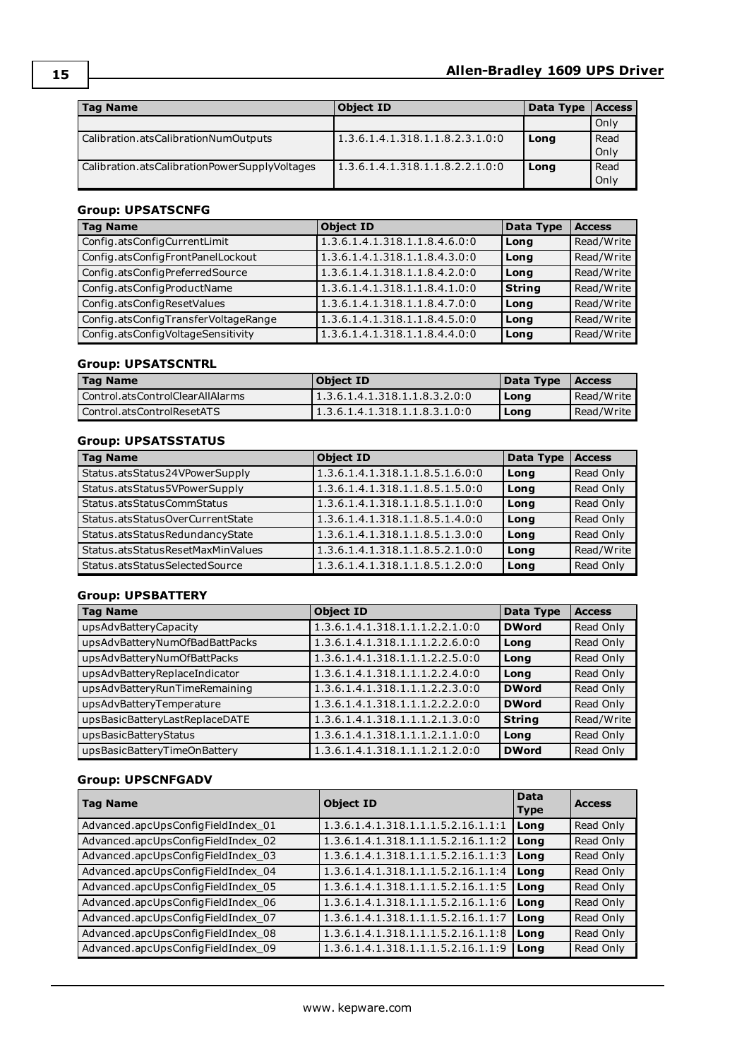| Tag Name | Object ID | Data Type | Access |
|---|---|---|---|
| | | | Only |
| Calibration.atsCalibrationNumOutputs | 1.3.6.1.4.1.318.1.1.8.2.3.1.0:0 | **Long** | Read Only |
| Calibration.atsCalibrationPowerSupplyVoltages | 1.3.6.1.4.1.318.1.1.8.2.2.1.0:0 | **Long** | Read Only |

#### Group: UPSATSCNFG

| Tag Name | Object ID | Data Type | Access |
|---|---|---|---|
| Config.atsConfigCurrentLimit | 1.3.6.1.4.1.318.1.1.8.4.6.0:0 | **Long** | Read/Write |
| Config.atsConfigFrontPanelLockout | 1.3.6.1.4.1.318.1.1.8.4.3.0:0 | **Long** | Read/Write |
| Config.atsConfigPreferredSource | 1.3.6.1.4.1.318.1.1.8.4.2.0:0 | **Long** | Read/Write |
| Config.atsConfigProductName | 1.3.6.1.4.1.318.1.1.8.4.1.0:0 | **String** | Read/Write |
| Config.atsConfigResetValues | 1.3.6.1.4.1.318.1.1.8.4.7.0:0 | **Long** | Read/Write |
| Config.atsConfigTransferVoltageRange | 1.3.6.1.4.1.318.1.1.8.4.5.0:0 | **Long** | Read/Write |
| Config.atsConfigVoltageSensitivity | 1.3.6.1.4.1.318.1.1.8.4.4.0:0 | **Long** | Read/Write |

#### Group: UPSATSCNTRL

| Tag Name | Object ID | Data Type | Access |
|---|---|---|---|
| Control.atsControlClearAllAlarms | 1.3.6.1.4.1.318.1.1.8.3.2.0:0 | **Long** | Read/Write |
| Control.atsControlResetATS | 1.3.6.1.4.1.318.1.1.8.3.1.0:0 | **Long** | Read/Write |

#### Group: UPSATSSTATUS

| Tag Name | Object ID | Data Type | Access |
|---|---|---|---|
| Status.atsStatus24VPowerSupply | 1.3.6.1.4.1.318.1.1.8.5.1.6.0:0 | **Long** | Read Only |
| Status.atsStatus5VPowerSupply | 1.3.6.1.4.1.318.1.1.8.5.1.5.0:0 | **Long** | Read Only |
| Status.atsStatusCommStatus | 1.3.6.1.4.1.318.1.1.8.5.1.1.0:0 | **Long** | Read Only |
| Status.atsStatusOverCurrentState | 1.3.6.1.4.1.318.1.1.8.5.1.4.0:0 | **Long** | Read Only |
| Status.atsStatusRedundancyState | 1.3.6.1.4.1.318.1.1.8.5.1.3.0:0 | **Long** | Read Only |
| Status.atsStatusResetMaxMinValues | 1.3.6.1.4.1.318.1.1.8.5.2.1.0:0 | **Long** | Read/Write |
| Status.atsStatusSelectedSource | 1.3.6.1.4.1.318.1.1.8.5.1.2.0:0 | **Long** | Read Only |

#### Group: UPSBATTERY

| Tag Name | Object ID | Data Type | Access |
|---|---|---|---|
| upsAdvBatteryCapacity | 1.3.6.1.4.1.318.1.1.1.2.2.1.0:0 | **DWord** | Read Only |
| upsAdvBatteryNumOfBadBattPacks | 1.3.6.1.4.1.318.1.1.1.2.2.6.0:0 | **Long** | Read Only |
| upsAdvBatteryNumOfBattPacks | 1.3.6.1.4.1.318.1.1.1.2.2.5.0:0 | **Long** | Read Only |
| upsAdvBatteryReplaceIndicator | 1.3.6.1.4.1.318.1.1.1.2.2.4.0:0 | **Long** | Read Only |
| upsAdvBatteryRunTimeRemaining | 1.3.6.1.4.1.318.1.1.1.2.2.3.0:0 | **DWord** | Read Only |
| upsAdvBatteryTemperature | 1.3.6.1.4.1.318.1.1.1.2.2.2.0:0 | **DWord** | Read Only |
| upsBasicBatteryLastReplaceDATE | 1.3.6.1.4.1.318.1.1.1.2.1.3.0:0 | **String** | Read/Write |
| upsBasicBatteryStatus | 1.3.6.1.4.1.318.1.1.1.2.1.1.0:0 | **Long** | Read Only |
| upsBasicBatteryTimeOnBattery | 1.3.6.1.4.1.318.1.1.1.2.1.2.0:0 | **DWord** | Read Only |

#### Group: UPSCNFGADV

| Tag Name | Object ID | Data Type | Access |
|---|---|---|---|
| Advanced.apcUpsConfigFieldIndex_01 | 1.3.6.1.4.1.318.1.1.1.5.2.16.1.1:1 | **Long** | Read Only |
| Advanced.apcUpsConfigFieldIndex_02 | 1.3.6.1.4.1.318.1.1.1.5.2.16.1.1:2 | **Long** | Read Only |
| Advanced.apcUpsConfigFieldIndex_03 | 1.3.6.1.4.1.318.1.1.1.5.2.16.1.1:3 | **Long** | Read Only |
| Advanced.apcUpsConfigFieldIndex_04 | 1.3.6.1.4.1.318.1.1.1.5.2.16.1.1:4 | **Long** | Read Only |
| Advanced.apcUpsConfigFieldIndex_05 | 1.3.6.1.4.1.318.1.1.1.5.2.16.1.1:5 | **Long** | Read Only |
| Advanced.apcUpsConfigFieldIndex_06 | 1.3.6.1.4.1.318.1.1.1.5.2.16.1.1:6 | **Long** | Read Only |
| Advanced.apcUpsConfigFieldIndex_07 | 1.3.6.1.4.1.318.1.1.1.5.2.16.1.1:7 | **Long** | Read Only |
| Advanced.apcUpsConfigFieldIndex_08 | 1.3.6.1.4.1.318.1.1.1.5.2.16.1.1:8 | **Long** | Read Only |
| Advanced.apcUpsConfigFieldIndex_09 | 1.3.6.1.4.1.318.1.1.1.5.2.16.1.1:9 | **Long** | Read Only |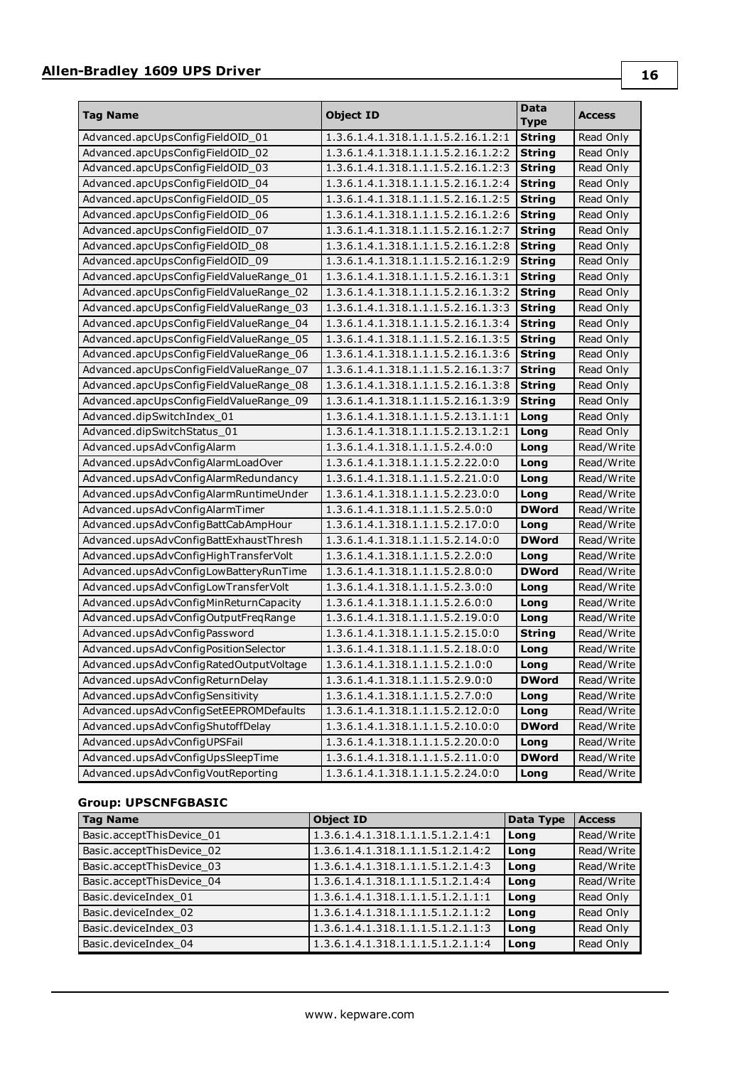| Tag Name | Object ID | Data Type | Access |
|---|---|---|---|
| Advanced.apcUpsConfigFieldOID_01 | 1.3.6.1.4.1.318.1.1.1.5.2.16.1.2:1 | **String** | Read Only |
| Advanced.apcUpsConfigFieldOID_02 | 1.3.6.1.4.1.318.1.1.1.5.2.16.1.2:2 | **String** | Read Only |
| Advanced.apcUpsConfigFieldOID_03 | 1.3.6.1.4.1.318.1.1.1.5.2.16.1.2:3 | **String** | Read Only |
| Advanced.apcUpsConfigFieldOID_04 | 1.3.6.1.4.1.318.1.1.1.5.2.16.1.2:4 | **String** | Read Only |
| Advanced.apcUpsConfigFieldOID_05 | 1.3.6.1.4.1.318.1.1.1.5.2.16.1.2:5 | **String** | Read Only |
| Advanced.apcUpsConfigFieldOID_06 | 1.3.6.1.4.1.318.1.1.1.5.2.16.1.2:6 | **String** | Read Only |
| Advanced.apcUpsConfigFieldOID_07 | 1.3.6.1.4.1.318.1.1.1.5.2.16.1.2:7 | **String** | Read Only |
| Advanced.apcUpsConfigFieldOID_08 | 1.3.6.1.4.1.318.1.1.1.5.2.16.1.2:8 | **String** | Read Only |
| Advanced.apcUpsConfigFieldOID_09 | 1.3.6.1.4.1.318.1.1.1.5.2.16.1.2:9 | **String** | Read Only |
| Advanced.apcUpsConfigFieldValueRange_01 | 1.3.6.1.4.1.318.1.1.1.5.2.16.1.3:1 | **String** | Read Only |
| Advanced.apcUpsConfigFieldValueRange_02 | 1.3.6.1.4.1.318.1.1.1.5.2.16.1.3:2 | **String** | Read Only |
| Advanced.apcUpsConfigFieldValueRange_03 | 1.3.6.1.4.1.318.1.1.1.5.2.16.1.3:3 | **String** | Read Only |
| Advanced.apcUpsConfigFieldValueRange_04 | 1.3.6.1.4.1.318.1.1.1.5.2.16.1.3:4 | **String** | Read Only |
| Advanced.apcUpsConfigFieldValueRange_05 | 1.3.6.1.4.1.318.1.1.1.5.2.16.1.3:5 | **String** | Read Only |
| Advanced.apcUpsConfigFieldValueRange_06 | 1.3.6.1.4.1.318.1.1.1.5.2.16.1.3:6 | **String** | Read Only |
| Advanced.apcUpsConfigFieldValueRange_07 | 1.3.6.1.4.1.318.1.1.1.5.2.16.1.3:7 | **String** | Read Only |
| Advanced.apcUpsConfigFieldValueRange_08 | 1.3.6.1.4.1.318.1.1.1.5.2.16.1.3:8 | **String** | Read Only |
| Advanced.apcUpsConfigFieldValueRange_09 | 1.3.6.1.4.1.318.1.1.1.5.2.16.1.3:9 | **String** | Read Only |
| Advanced.dipSwitchIndex_01 | 1.3.6.1.4.1.318.1.1.1.5.2.13.1.1:1 | **Long** | Read Only |
| Advanced.dipSwitchStatus_01 | 1.3.6.1.4.1.318.1.1.1.5.2.13.1.2:1 | **Long** | Read Only |
| Advanced.upsAdvConfigAlarm | 1.3.6.1.4.1.318.1.1.1.5.2.4.0:0 | **Long** | Read/Write |
| Advanced.upsAdvConfigAlarmLoadOver | 1.3.6.1.4.1.318.1.1.1.5.2.22.0:0 | **Long** | Read/Write |
| Advanced.upsAdvConfigAlarmRedundancy | 1.3.6.1.4.1.318.1.1.1.5.2.21.0:0 | **Long** | Read/Write |
| Advanced.upsAdvConfigAlarmRuntimeUnder | 1.3.6.1.4.1.318.1.1.1.5.2.23.0:0 | **Long** | Read/Write |
| Advanced.upsAdvConfigAlarmTimer | 1.3.6.1.4.1.318.1.1.1.5.2.5.0:0 | **DWord** | Read/Write |
| Advanced.upsAdvConfigBattCabAmpHour | 1.3.6.1.4.1.318.1.1.1.5.2.17.0:0 | **Long** | Read/Write |
| Advanced.upsAdvConfigBattExhaustThresh | 1.3.6.1.4.1.318.1.1.1.5.2.14.0:0 | **DWord** | Read/Write |
| Advanced.upsAdvConfigHighTransferVolt | 1.3.6.1.4.1.318.1.1.1.5.2.2.0:0 | **Long** | Read/Write |
| Advanced.upsAdvConfigLowBatteryRunTime | 1.3.6.1.4.1.318.1.1.1.5.2.8.0:0 | **DWord** | Read/Write |
| Advanced.upsAdvConfigLowTransferVolt | 1.3.6.1.4.1.318.1.1.1.5.2.3.0:0 | **Long** | Read/Write |
| Advanced.upsAdvConfigMinReturnCapacity | 1.3.6.1.4.1.318.1.1.1.5.2.6.0:0 | **Long** | Read/Write |
| Advanced.upsAdvConfigOutputFreqRange | 1.3.6.1.4.1.318.1.1.1.5.2.19.0:0 | **Long** | Read/Write |
| Advanced.upsAdvConfigPassword | 1.3.6.1.4.1.318.1.1.1.5.2.15.0:0 | **String** | Read/Write |
| Advanced.upsAdvConfigPositionSelector | 1.3.6.1.4.1.318.1.1.1.5.2.18.0:0 | **Long** | Read/Write |
| Advanced.upsAdvConfigRatedOutputVoltage | 1.3.6.1.4.1.318.1.1.1.5.2.1.0:0 | **Long** | Read/Write |
| Advanced.upsAdvConfigReturnDelay | 1.3.6.1.4.1.318.1.1.1.5.2.9.0:0 | **DWord** | Read/Write |
| Advanced.upsAdvConfigSensitivity | 1.3.6.1.4.1.318.1.1.1.5.2.7.0:0 | **Long** | Read/Write |
| Advanced.upsAdvConfigSetEEPROMDefaults | 1.3.6.1.4.1.318.1.1.1.5.2.12.0:0 | **Long** | Read/Write |
| Advanced.upsAdvConfigShutoffDelay | 1.3.6.1.4.1.318.1.1.1.5.2.10.0:0 | **DWord** | Read/Write |
| Advanced.upsAdvConfigUPSFail | 1.3.6.1.4.1.318.1.1.1.5.2.20.0:0 | **Long** | Read/Write |
| Advanced.upsAdvConfigUpsSleepTime | 1.3.6.1.4.1.318.1.1.1.5.2.11.0:0 | **DWord** | Read/Write |
| Advanced.upsAdvConfigVoutReporting | 1.3.6.1.4.1.318.1.1.1.5.2.24.0:0 | **Long** | Read/Write |

**Group: UPSCNFGBASIC**

| Tag Name | Object ID | Data Type | Access |
|---|---|---|---|
| Basic.acceptThisDevice_01 | 1.3.6.1.4.1.318.1.1.1.5.1.2.1.4:1 | **Long** | Read/Write |
| Basic.acceptThisDevice_02 | 1.3.6.1.4.1.318.1.1.1.5.1.2.1.4:2 | **Long** | Read/Write |
| Basic.acceptThisDevice_03 | 1.3.6.1.4.1.318.1.1.1.5.1.2.1.4:3 | **Long** | Read/Write |
| Basic.acceptThisDevice_04 | 1.3.6.1.4.1.318.1.1.1.5.1.2.1.4:4 | **Long** | Read/Write |
| Basic.deviceIndex_01 | 1.3.6.1.4.1.318.1.1.1.5.1.2.1.1:1 | **Long** | Read Only |
| Basic.deviceIndex_02 | 1.3.6.1.4.1.318.1.1.1.5.1.2.1.1:2 | **Long** | Read Only |
| Basic.deviceIndex_03 | 1.3.6.1.4.1.318.1.1.1.5.1.2.1.1:3 | **Long** | Read Only |
| Basic.deviceIndex_04 | 1.3.6.1.4.1.318.1.1.1.5.1.2.1.1:4 | **Long** | Read Only |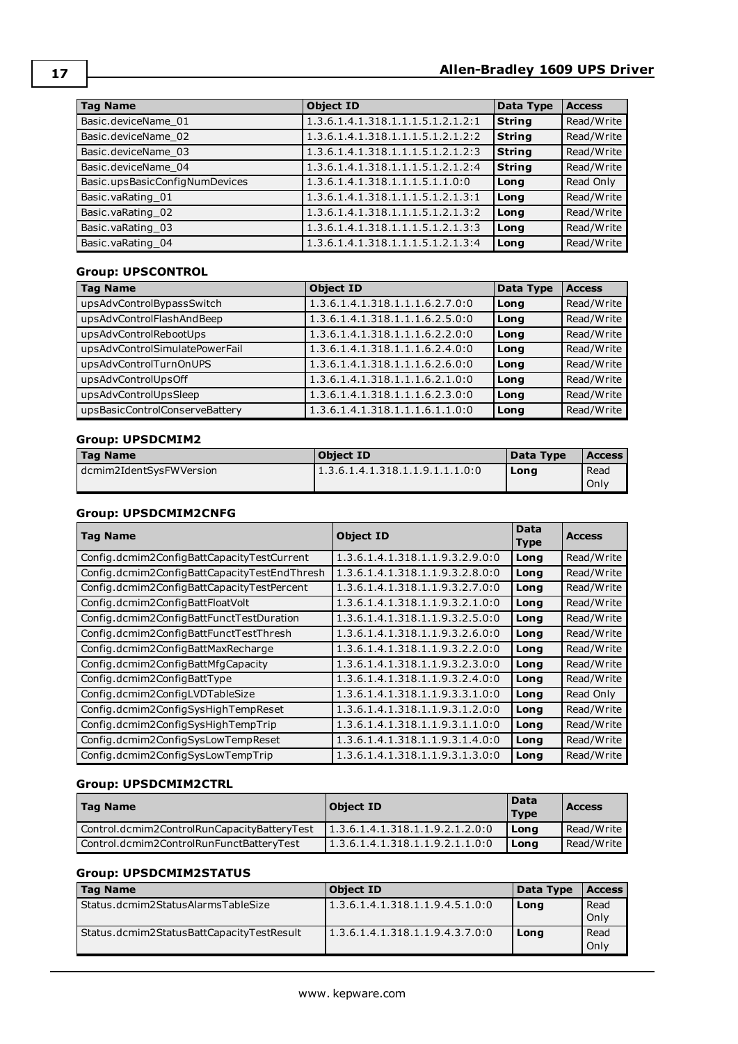| Tag Name | Object ID | Data Type | Access |
|---|---|---|---|
| Basic.deviceName_01 | 1.3.6.1.4.1.318.1.1.1.5.1.2.1.2:1 | **String** | Read/Write |
| Basic.deviceName_02 | 1.3.6.1.4.1.318.1.1.1.5.1.2.1.2:2 | **String** | Read/Write |
| Basic.deviceName_03 | 1.3.6.1.4.1.318.1.1.1.5.1.2.1.2:3 | **String** | Read/Write |
| Basic.deviceName_04 | 1.3.6.1.4.1.318.1.1.1.5.1.2.1.2:4 | **String** | Read/Write |
| Basic.upsBasicConfigNumDevices | 1.3.6.1.4.1.318.1.1.1.5.1.1.0:0 | **Long** | Read Only |
| Basic.vaRating_01 | 1.3.6.1.4.1.318.1.1.1.5.1.2.1.3:1 | **Long** | Read/Write |
| Basic.vaRating_02 | 1.3.6.1.4.1.318.1.1.1.5.1.2.1.3:2 | **Long** | Read/Write |
| Basic.vaRating_03 | 1.3.6.1.4.1.318.1.1.1.5.1.2.1.3:3 | **Long** | Read/Write |
| Basic.vaRating_04 | 1.3.6.1.4.1.318.1.1.1.5.1.2.1.3:4 | **Long** | Read/Write |

#### Group: UPSCONTROL

| Tag Name | Object ID | Data Type | Access |
|---|---|---|---|
| upsAdvControlBypassSwitch | 1.3.6.1.4.1.318.1.1.1.6.2.7.0:0 | **Long** | Read/Write |
| upsAdvControlFlashAndBeep | 1.3.6.1.4.1.318.1.1.1.6.2.5.0:0 | **Long** | Read/Write |
| upsAdvControlRebootUps | 1.3.6.1.4.1.318.1.1.1.6.2.2.0:0 | **Long** | Read/Write |
| upsAdvControlSimulatePowerFail | 1.3.6.1.4.1.318.1.1.1.6.2.4.0:0 | **Long** | Read/Write |
| upsAdvControlTurnOnUPS | 1.3.6.1.4.1.318.1.1.1.6.2.6.0:0 | **Long** | Read/Write |
| upsAdvControlUpsOff | 1.3.6.1.4.1.318.1.1.1.6.2.1.0:0 | **Long** | Read/Write |
| upsAdvControlUpsSleep | 1.3.6.1.4.1.318.1.1.1.6.2.3.0:0 | **Long** | Read/Write |
| upsBasicControlConserveBattery | 1.3.6.1.4.1.318.1.1.1.6.1.1.0:0 | **Long** | Read/Write |

#### Group: UPSDCMIM2

| Tag Name | Object ID | Data Type | Access |
|---|---|---|---|
| dcmim2IdentSysFWVersion | 1.3.6.1.4.1.318.1.1.9.1.1.1.0:0 | **Long** | Read Only |

#### Group: UPSDCMIM2CNFG

| Tag Name | Object ID | Data Type | Access |
|---|---|---|---|
| Config.dcmim2ConfigBattCapacityTestCurrent | 1.3.6.1.4.1.318.1.1.9.3.2.9.0:0 | **Long** | Read/Write |
| Config.dcmim2ConfigBattCapacityTestEndThresh | 1.3.6.1.4.1.318.1.1.9.3.2.8.0:0 | **Long** | Read/Write |
| Config.dcmim2ConfigBattCapacityTestPercent | 1.3.6.1.4.1.318.1.1.9.3.2.7.0:0 | **Long** | Read/Write |
| Config.dcmim2ConfigBattFloatVolt | 1.3.6.1.4.1.318.1.1.9.3.2.1.0:0 | **Long** | Read/Write |
| Config.dcmim2ConfigBattFunctTestDuration | 1.3.6.1.4.1.318.1.1.9.3.2.5.0:0 | **Long** | Read/Write |
| Config.dcmim2ConfigBattFunctTestThresh | 1.3.6.1.4.1.318.1.1.9.3.2.6.0:0 | **Long** | Read/Write |
| Config.dcmim2ConfigBattMaxRecharge | 1.3.6.1.4.1.318.1.1.9.3.2.2.0:0 | **Long** | Read/Write |
| Config.dcmim2ConfigBattMfgCapacity | 1.3.6.1.4.1.318.1.1.9.3.2.3.0:0 | **Long** | Read/Write |
| Config.dcmim2ConfigBattType | 1.3.6.1.4.1.318.1.1.9.3.2.4.0:0 | **Long** | Read/Write |
| Config.dcmim2ConfigLVDTableSize | 1.3.6.1.4.1.318.1.1.9.3.3.1.0:0 | **Long** | Read Only |
| Config.dcmim2ConfigSysHighTempReset | 1.3.6.1.4.1.318.1.1.9.3.1.2.0:0 | **Long** | Read/Write |
| Config.dcmim2ConfigSysHighTempTrip | 1.3.6.1.4.1.318.1.1.9.3.1.1.0:0 | **Long** | Read/Write |
| Config.dcmim2ConfigSysLowTempReset | 1.3.6.1.4.1.318.1.1.9.3.1.4.0:0 | **Long** | Read/Write |
| Config.dcmim2ConfigSysLowTempTrip | 1.3.6.1.4.1.318.1.1.9.3.1.3.0:0 | **Long** | Read/Write |

#### Group: UPSDCMIM2CTRL

| Tag Name | Object ID | Data Type | Access |
|---|---|---|---|
| Control.dcmim2ControlRunCapacityBatteryTest | 1.3.6.1.4.1.318.1.1.9.2.1.2.0:0 | **Long** | Read/Write |
| Control.dcmim2ControlRunFunctBatteryTest | 1.3.6.1.4.1.318.1.1.9.2.1.1.0:0 | **Long** | Read/Write |

#### Group: UPSDCMIM2STATUS

| Tag Name | Object ID | Data Type | Access |
|---|---|---|---|
| Status.dcmim2StatusAlarmsTableSize | 1.3.6.1.4.1.318.1.1.9.4.5.1.0:0 | **Long** | Read Only |
| Status.dcmim2StatusBattCapacityTestResult | 1.3.6.1.4.1.318.1.1.9.4.3.7.0:0 | **Long** | Read Only |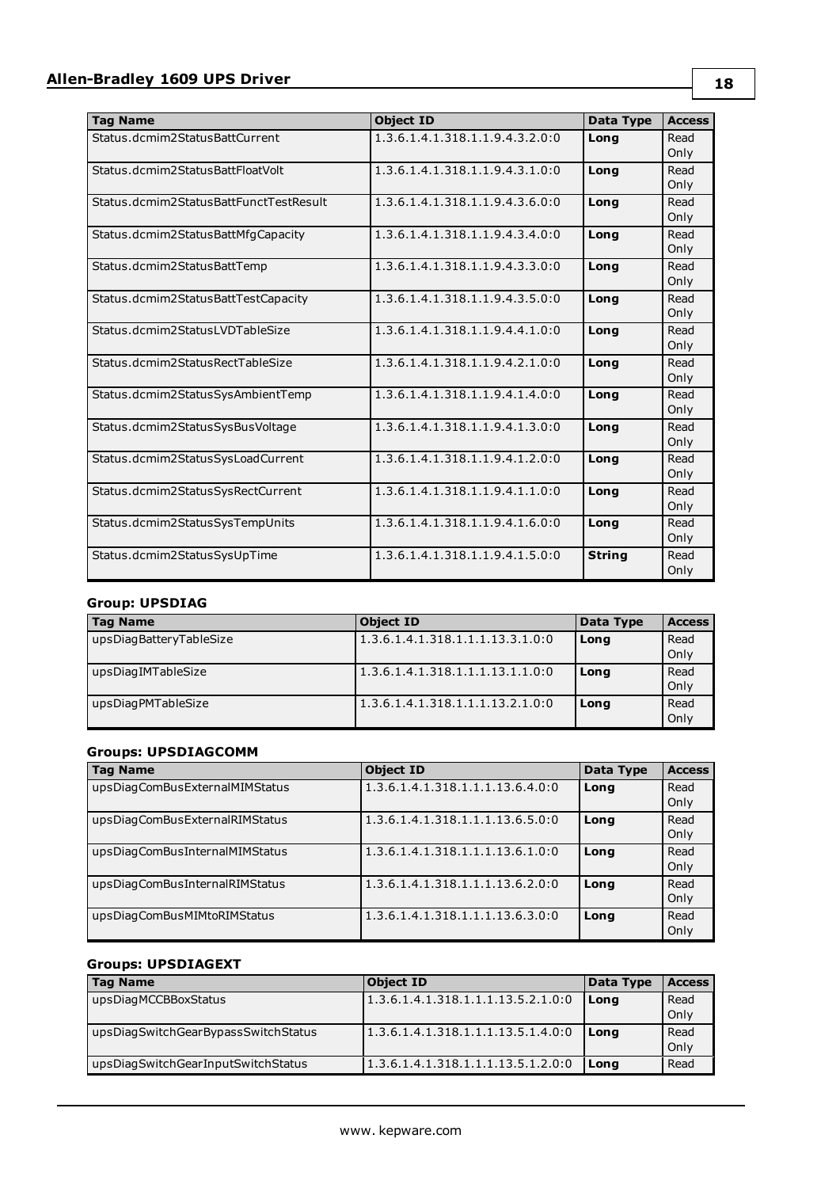| Tag Name | Object ID | Data Type | Access |
|---|---|---|---|
| Status.dcmim2StatusBattCurrent | 1.3.6.1.4.1.318.1.1.9.4.3.2.0:0 | **Long** | Read Only |
| Status.dcmim2StatusBattFloatVolt | 1.3.6.1.4.1.318.1.1.9.4.3.1.0:0 | **Long** | Read Only |
| Status.dcmim2StatusBattFunctTestResult | 1.3.6.1.4.1.318.1.1.9.4.3.6.0:0 | **Long** | Read Only |
| Status.dcmim2StatusBattMfgCapacity | 1.3.6.1.4.1.318.1.1.9.4.3.4.0:0 | **Long** | Read Only |
| Status.dcmim2StatusBattTemp | 1.3.6.1.4.1.318.1.1.9.4.3.3.0:0 | **Long** | Read Only |
| Status.dcmim2StatusBattTestCapacity | 1.3.6.1.4.1.318.1.1.9.4.3.5.0:0 | **Long** | Read Only |
| Status.dcmim2StatusLVDTableSize | 1.3.6.1.4.1.318.1.1.9.4.4.1.0:0 | **Long** | Read Only |
| Status.dcmim2StatusRectTableSize | 1.3.6.1.4.1.318.1.1.9.4.2.1.0:0 | **Long** | Read Only |
| Status.dcmim2StatusSysAmbientTemp | 1.3.6.1.4.1.318.1.1.9.4.1.4.0:0 | **Long** | Read Only |
| Status.dcmim2StatusSysBusVoltage | 1.3.6.1.4.1.318.1.1.9.4.1.3.0:0 | **Long** | Read Only |
| Status.dcmim2StatusSysLoadCurrent | 1.3.6.1.4.1.318.1.1.9.4.1.2.0:0 | **Long** | Read Only |
| Status.dcmim2StatusSysRectCurrent | 1.3.6.1.4.1.318.1.1.9.4.1.1.0:0 | **Long** | Read Only |
| Status.dcmim2StatusSysTempUnits | 1.3.6.1.4.1.318.1.1.9.4.1.6.0:0 | **Long** | Read Only |
| Status.dcmim2StatusSysUpTime | 1.3.6.1.4.1.318.1.1.9.4.1.5.0:0 | **String** | Read Only |

#### Group: UPSDIAG

| Tag Name | Object ID | Data Type | Access |
|---|---|---|---|
| upsDiagBatteryTableSize | 1.3.6.1.4.1.318.1.1.1.13.3.1.0:0 | **Long** | Read Only |
| upsDiagIMTableSize | 1.3.6.1.4.1.318.1.1.1.13.1.1.0:0 | **Long** | Read Only |
| upsDiagPMTableSize | 1.3.6.1.4.1.318.1.1.1.13.2.1.0:0 | **Long** | Read Only |

#### Groups: UPSDIAGCOMM

| Tag Name | Object ID | Data Type | Access |
|---|---|---|---|
| upsDiagComBusExternalMIMStatus | 1.3.6.1.4.1.318.1.1.1.13.6.4.0:0 | **Long** | Read Only |
| upsDiagComBusExternalRIMStatus | 1.3.6.1.4.1.318.1.1.1.13.6.5.0:0 | **Long** | Read Only |
| upsDiagComBusInternalMIMStatus | 1.3.6.1.4.1.318.1.1.1.13.6.1.0:0 | **Long** | Read Only |
| upsDiagComBusInternalRIMStatus | 1.3.6.1.4.1.318.1.1.1.13.6.2.0:0 | **Long** | Read Only |
| upsDiagComBusMIMtoRIMStatus | 1.3.6.1.4.1.318.1.1.1.13.6.3.0:0 | **Long** | Read Only |

#### Groups: UPSDIAGEXT

| Tag Name | Object ID | Data Type | Access |
|---|---|---|---|
| upsDiagMCCBBoxStatus | 1.3.6.1.4.1.318.1.1.1.13.5.2.1.0:0 | **Long** | Read Only |
| upsDiagSwitchGearBypassSwitchStatus | 1.3.6.1.4.1.318.1.1.1.13.5.1.4.0:0 | **Long** | Read Only |
| upsDiagSwitchGearInputSwitchStatus | 1.3.6.1.4.1.318.1.1.1.13.5.1.2.0:0 | **Long** | Read |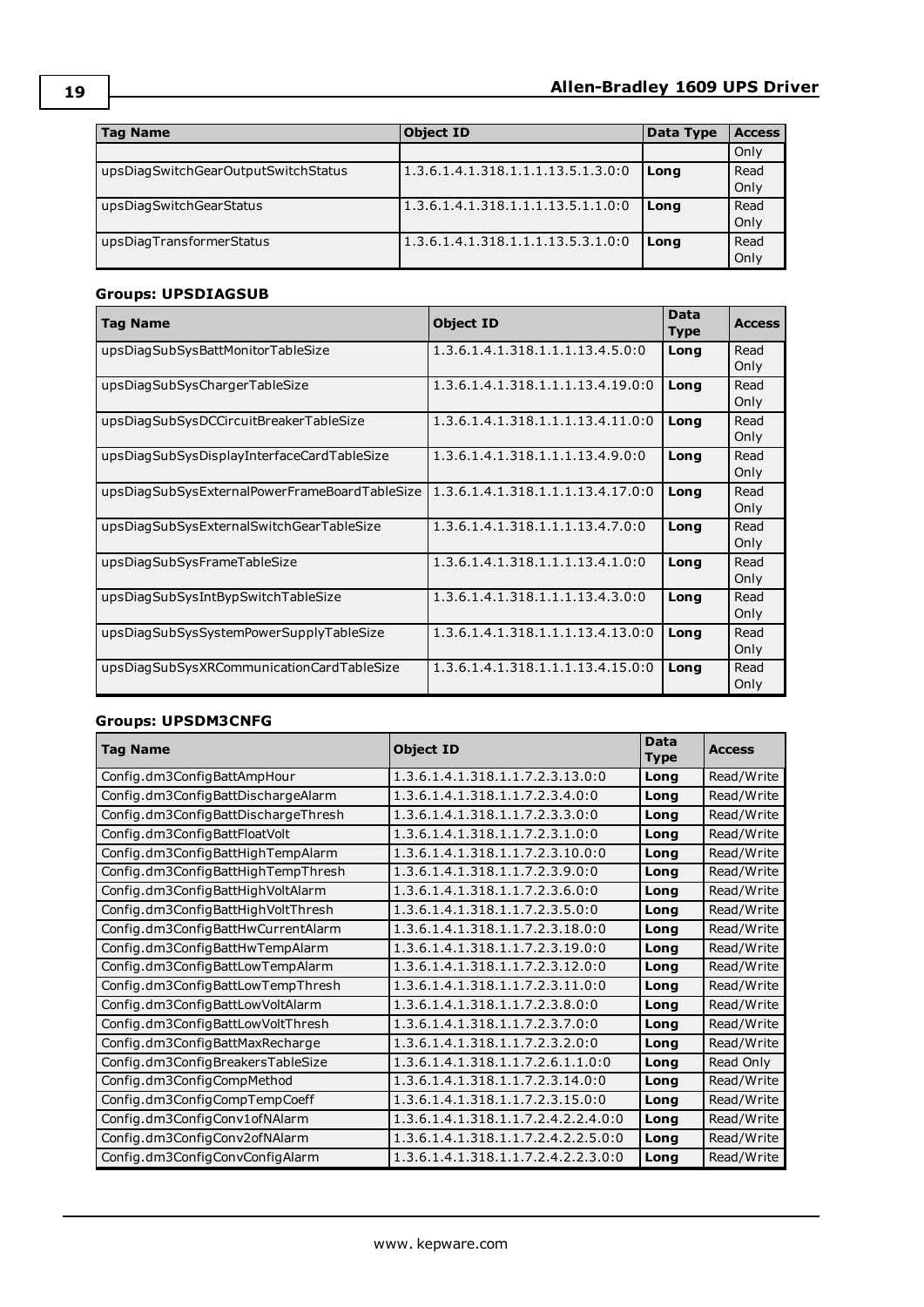| Tag Name | Object ID | Data Type | Access |
|---|---|---|---|
| | | | Only |
| upsDiagSwitchGearOutputSwitchStatus | 1.3.6.1.4.1.318.1.1.1.13.5.1.3.0:0 | **Long** | Read Only |
| upsDiagSwitchGearStatus | 1.3.6.1.4.1.318.1.1.1.13.5.1.1.0:0 | **Long** | Read Only |
| upsDiagTransformerStatus | 1.3.6.1.4.1.318.1.1.1.13.5.3.1.0:0 | **Long** | Read Only |

### Groups: UPSDIAGSUB

| Tag Name | Object ID | Data Type | Access |
|---|---|---|---|
| upsDiagSubSysBattMonitorTableSize | 1.3.6.1.4.1.318.1.1.1.13.4.5.0:0 | **Long** | Read Only |
| upsDiagSubSysChargerTableSize | 1.3.6.1.4.1.318.1.1.1.13.4.19.0:0 | **Long** | Read Only |
| upsDiagSubSysDCCircuitBreakerTableSize | 1.3.6.1.4.1.318.1.1.1.13.4.11.0:0 | **Long** | Read Only |
| upsDiagSubSysDisplayInterfaceCardTableSize | 1.3.6.1.4.1.318.1.1.1.13.4.9.0:0 | **Long** | Read Only |
| upsDiagSubSysExternalPowerFrameBoardTableSize | 1.3.6.1.4.1.318.1.1.1.13.4.17.0:0 | **Long** | Read Only |
| upsDiagSubSysExternalSwitchGearTableSize | 1.3.6.1.4.1.318.1.1.1.13.4.7.0:0 | **Long** | Read Only |
| upsDiagSubSysFrameTableSize | 1.3.6.1.4.1.318.1.1.1.13.4.1.0:0 | **Long** | Read Only |
| upsDiagSubSysIntBypSwitchTableSize | 1.3.6.1.4.1.318.1.1.1.13.4.3.0:0 | **Long** | Read Only |
| upsDiagSubSysSystemPowerSupplyTableSize | 1.3.6.1.4.1.318.1.1.1.13.4.13.0:0 | **Long** | Read Only |
| upsDiagSubSysXRCommunicationCardTableSize | 1.3.6.1.4.1.318.1.1.1.13.4.15.0:0 | **Long** | Read Only |

### Groups: UPSDM3CNFG

| Tag Name | Object ID | Data Type | Access |
|---|---|---|---|
| Config.dm3ConfigBattAmpHour | 1.3.6.1.4.1.318.1.1.7.2.3.13.0:0 | **Long** | Read/Write |
| Config.dm3ConfigBattDischargeAlarm | 1.3.6.1.4.1.318.1.1.7.2.3.4.0:0 | **Long** | Read/Write |
| Config.dm3ConfigBattDischargeThresh | 1.3.6.1.4.1.318.1.1.7.2.3.3.0:0 | **Long** | Read/Write |
| Config.dm3ConfigBattFloatVolt | 1.3.6.1.4.1.318.1.1.7.2.3.1.0:0 | **Long** | Read/Write |
| Config.dm3ConfigBattHighTempAlarm | 1.3.6.1.4.1.318.1.1.7.2.3.10.0:0 | **Long** | Read/Write |
| Config.dm3ConfigBattHighTempThresh | 1.3.6.1.4.1.318.1.1.7.2.3.9.0:0 | **Long** | Read/Write |
| Config.dm3ConfigBattHighVoltAlarm | 1.3.6.1.4.1.318.1.1.7.2.3.6.0:0 | **Long** | Read/Write |
| Config.dm3ConfigBattHighVoltThresh | 1.3.6.1.4.1.318.1.1.7.2.3.5.0:0 | **Long** | Read/Write |
| Config.dm3ConfigBattHwCurrentAlarm | 1.3.6.1.4.1.318.1.1.7.2.3.18.0:0 | **Long** | Read/Write |
| Config.dm3ConfigBattHwTempAlarm | 1.3.6.1.4.1.318.1.1.7.2.3.19.0:0 | **Long** | Read/Write |
| Config.dm3ConfigBattLowTempAlarm | 1.3.6.1.4.1.318.1.1.7.2.3.12.0:0 | **Long** | Read/Write |
| Config.dm3ConfigBattLowTempThresh | 1.3.6.1.4.1.318.1.1.7.2.3.11.0:0 | **Long** | Read/Write |
| Config.dm3ConfigBattLowVoltAlarm | 1.3.6.1.4.1.318.1.1.7.2.3.8.0:0 | **Long** | Read/Write |
| Config.dm3ConfigBattLowVoltThresh | 1.3.6.1.4.1.318.1.1.7.2.3.7.0:0 | **Long** | Read/Write |
| Config.dm3ConfigBattMaxRecharge | 1.3.6.1.4.1.318.1.1.7.2.3.2.0:0 | **Long** | Read/Write |
| Config.dm3ConfigBreakersTableSize | 1.3.6.1.4.1.318.1.1.7.2.6.1.1.0:0 | **Long** | Read Only |
| Config.dm3ConfigCompMethod | 1.3.6.1.4.1.318.1.1.7.2.3.14.0:0 | **Long** | Read/Write |
| Config.dm3ConfigCompTempCoeff | 1.3.6.1.4.1.318.1.1.7.2.3.15.0:0 | **Long** | Read/Write |
| Config.dm3ConfigConv1ofNAlarm | 1.3.6.1.4.1.318.1.1.7.2.4.2.2.4.0:0 | **Long** | Read/Write |
| Config.dm3ConfigConv2ofNAlarm | 1.3.6.1.4.1.318.1.1.7.2.4.2.2.5.0:0 | **Long** | Read/Write |
| Config.dm3ConfigConvConfigAlarm | 1.3.6.1.4.1.318.1.1.7.2.4.2.2.3.0:0 | **Long** | Read/Write |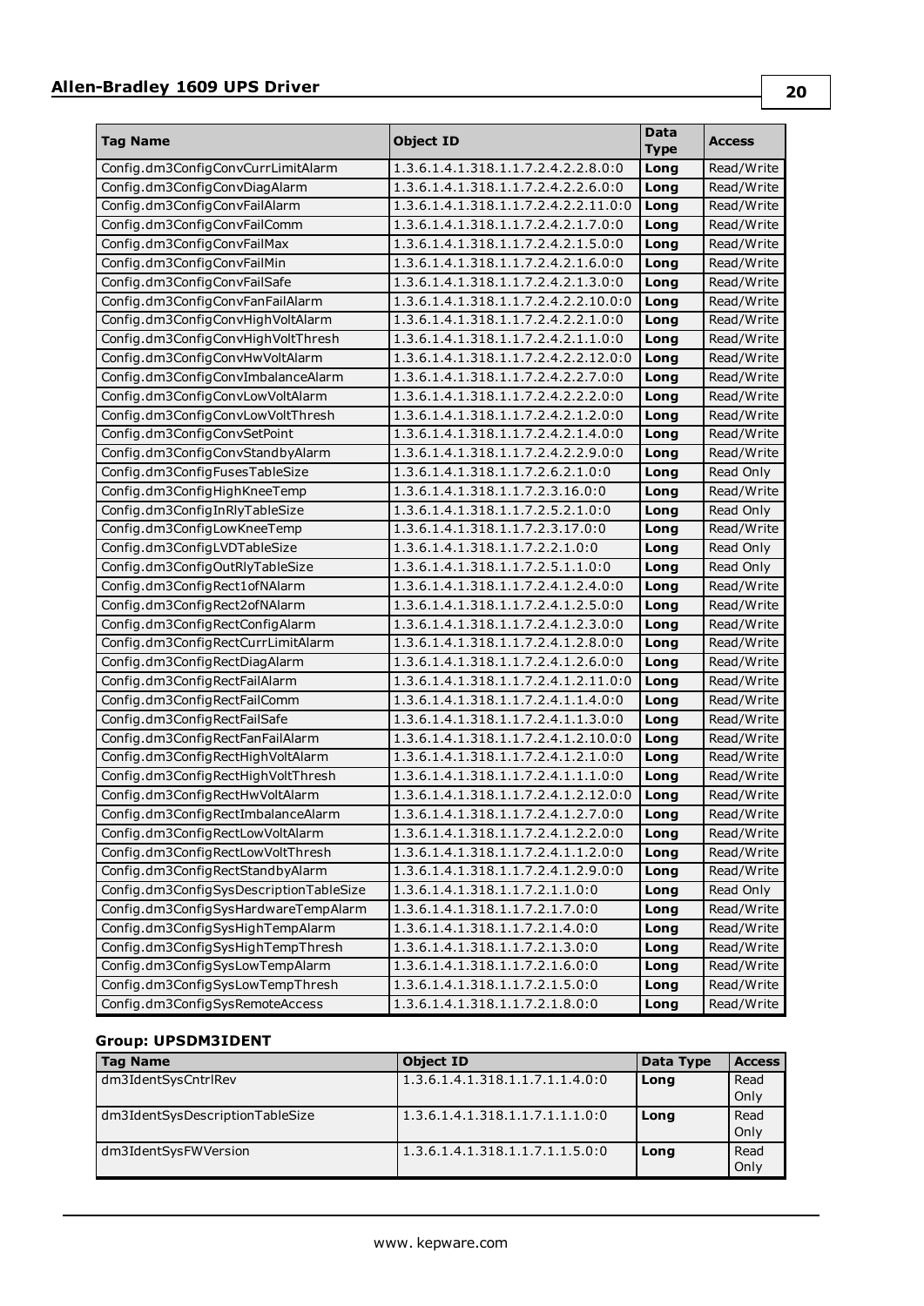| Tag Name | Object ID | Data Type | Access |
|---|---|---|---|
| Config.dm3ConfigConvCurrLimitAlarm | 1.3.6.1.4.1.318.1.1.7.2.4.2.2.8.0:0 | Long | Read/Write |
| Config.dm3ConfigConvDiagAlarm | 1.3.6.1.4.1.318.1.1.7.2.4.2.2.6.0:0 | Long | Read/Write |
| Config.dm3ConfigConvFailAlarm | 1.3.6.1.4.1.318.1.1.7.2.4.2.2.11.0:0 | Long | Read/Write |
| Config.dm3ConfigConvFailComm | 1.3.6.1.4.1.318.1.1.7.2.4.2.1.7.0:0 | Long | Read/Write |
| Config.dm3ConfigConvFailMax | 1.3.6.1.4.1.318.1.1.7.2.4.2.1.5.0:0 | Long | Read/Write |
| Config.dm3ConfigConvFailMin | 1.3.6.1.4.1.318.1.1.7.2.4.2.1.6.0:0 | Long | Read/Write |
| Config.dm3ConfigConvFailSafe | 1.3.6.1.4.1.318.1.1.7.2.4.2.1.3.0:0 | Long | Read/Write |
| Config.dm3ConfigConvFanFailAlarm | 1.3.6.1.4.1.318.1.1.7.2.4.2.2.10.0:0 | Long | Read/Write |
| Config.dm3ConfigConvHighVoltAlarm | 1.3.6.1.4.1.318.1.1.7.2.4.2.2.1.0:0 | Long | Read/Write |
| Config.dm3ConfigConvHighVoltThresh | 1.3.6.1.4.1.318.1.1.7.2.4.2.1.1.0:0 | Long | Read/Write |
| Config.dm3ConfigConvHwVoltAlarm | 1.3.6.1.4.1.318.1.1.7.2.4.2.2.12.0:0 | Long | Read/Write |
| Config.dm3ConfigConvImbalanceAlarm | 1.3.6.1.4.1.318.1.1.7.2.4.2.2.7.0:0 | Long | Read/Write |
| Config.dm3ConfigConvLowVoltAlarm | 1.3.6.1.4.1.318.1.1.7.2.4.2.2.2.0:0 | Long | Read/Write |
| Config.dm3ConfigConvLowVoltThresh | 1.3.6.1.4.1.318.1.1.7.2.4.2.1.2.0:0 | Long | Read/Write |
| Config.dm3ConfigConvSetPoint | 1.3.6.1.4.1.318.1.1.7.2.4.2.1.4.0:0 | Long | Read/Write |
| Config.dm3ConfigConvStandbyAlarm | 1.3.6.1.4.1.318.1.1.7.2.4.2.2.9.0:0 | Long | Read/Write |
| Config.dm3ConfigFusesTableSize | 1.3.6.1.4.1.318.1.1.7.2.6.2.1.0:0 | Long | Read Only |
| Config.dm3ConfigHighKneeTemp | 1.3.6.1.4.1.318.1.1.7.2.3.16.0:0 | Long | Read/Write |
| Config.dm3ConfigInRlyTableSize | 1.3.6.1.4.1.318.1.1.7.2.5.2.1.0:0 | Long | Read Only |
| Config.dm3ConfigLowKneeTemp | 1.3.6.1.4.1.318.1.1.7.2.3.17.0:0 | Long | Read/Write |
| Config.dm3ConfigLVDTableSize | 1.3.6.1.4.1.318.1.1.7.2.2.1.0:0 | Long | Read Only |
| Config.dm3ConfigOutRlyTableSize | 1.3.6.1.4.1.318.1.1.7.2.5.1.1.0:0 | Long | Read Only |
| Config.dm3ConfigRect1ofNAlarm | 1.3.6.1.4.1.318.1.1.7.2.4.1.2.4.0:0 | Long | Read/Write |
| Config.dm3ConfigRect2ofNAlarm | 1.3.6.1.4.1.318.1.1.7.2.4.1.2.5.0:0 | Long | Read/Write |
| Config.dm3ConfigRectConfigAlarm | 1.3.6.1.4.1.318.1.1.7.2.4.1.2.3.0:0 | Long | Read/Write |
| Config.dm3ConfigRectCurrLimitAlarm | 1.3.6.1.4.1.318.1.1.7.2.4.1.2.8.0:0 | Long | Read/Write |
| Config.dm3ConfigRectDiagAlarm | 1.3.6.1.4.1.318.1.1.7.2.4.1.2.6.0:0 | Long | Read/Write |
| Config.dm3ConfigRectFailAlarm | 1.3.6.1.4.1.318.1.1.7.2.4.1.2.11.0:0 | Long | Read/Write |
| Config.dm3ConfigRectFailComm | 1.3.6.1.4.1.318.1.1.7.2.4.1.1.4.0:0 | Long | Read/Write |
| Config.dm3ConfigRectFailSafe | 1.3.6.1.4.1.318.1.1.7.2.4.1.1.3.0:0 | Long | Read/Write |
| Config.dm3ConfigRectFanFailAlarm | 1.3.6.1.4.1.318.1.1.7.2.4.1.2.10.0:0 | Long | Read/Write |
| Config.dm3ConfigRectHighVoltAlarm | 1.3.6.1.4.1.318.1.1.7.2.4.1.2.1.0:0 | Long | Read/Write |
| Config.dm3ConfigRectHighVoltThresh | 1.3.6.1.4.1.318.1.1.7.2.4.1.1.1.0:0 | Long | Read/Write |
| Config.dm3ConfigRectHwVoltAlarm | 1.3.6.1.4.1.318.1.1.7.2.4.1.2.12.0:0 | Long | Read/Write |
| Config.dm3ConfigRectImbalanceAlarm | 1.3.6.1.4.1.318.1.1.7.2.4.1.2.7.0:0 | Long | Read/Write |
| Config.dm3ConfigRectLowVoltAlarm | 1.3.6.1.4.1.318.1.1.7.2.4.1.2.2.0:0 | Long | Read/Write |
| Config.dm3ConfigRectLowVoltThresh | 1.3.6.1.4.1.318.1.1.7.2.4.1.1.2.0:0 | Long | Read/Write |
| Config.dm3ConfigRectStandbyAlarm | 1.3.6.1.4.1.318.1.1.7.2.4.1.2.9.0:0 | Long | Read/Write |
| Config.dm3ConfigSysDescriptionTableSize | 1.3.6.1.4.1.318.1.1.7.2.1.1.0:0 | Long | Read Only |
| Config.dm3ConfigSysHardwareTempAlarm | 1.3.6.1.4.1.318.1.1.7.2.1.7.0:0 | Long | Read/Write |
| Config.dm3ConfigSysHighTempAlarm | 1.3.6.1.4.1.318.1.1.7.2.1.4.0:0 | Long | Read/Write |
| Config.dm3ConfigSysHighTempThresh | 1.3.6.1.4.1.318.1.1.7.2.1.3.0:0 | Long | Read/Write |
| Config.dm3ConfigSysLowTempAlarm | 1.3.6.1.4.1.318.1.1.7.2.1.6.0:0 | Long | Read/Write |
| Config.dm3ConfigSysLowTempThresh | 1.3.6.1.4.1.318.1.1.7.2.1.5.0:0 | Long | Read/Write |
| Config.dm3ConfigSysRemoteAccess | 1.3.6.1.4.1.318.1.1.7.2.1.8.0:0 | Long | Read/Write |

#### Group: UPSDM3IDENT

| Tag Name | Object ID | Data Type | Access |
|---|---|---|---|
| dm3IdentSysCntrlRev | 1.3.6.1.4.1.318.1.1.7.1.1.4.0:0 | Long | Read Only |
| dm3IdentSysDescriptionTableSize | 1.3.6.1.4.1.318.1.1.7.1.1.1.0:0 | Long | Read Only |
| dm3IdentSysFWVersion | 1.3.6.1.4.1.318.1.1.7.1.1.5.0:0 | Long | Read Only |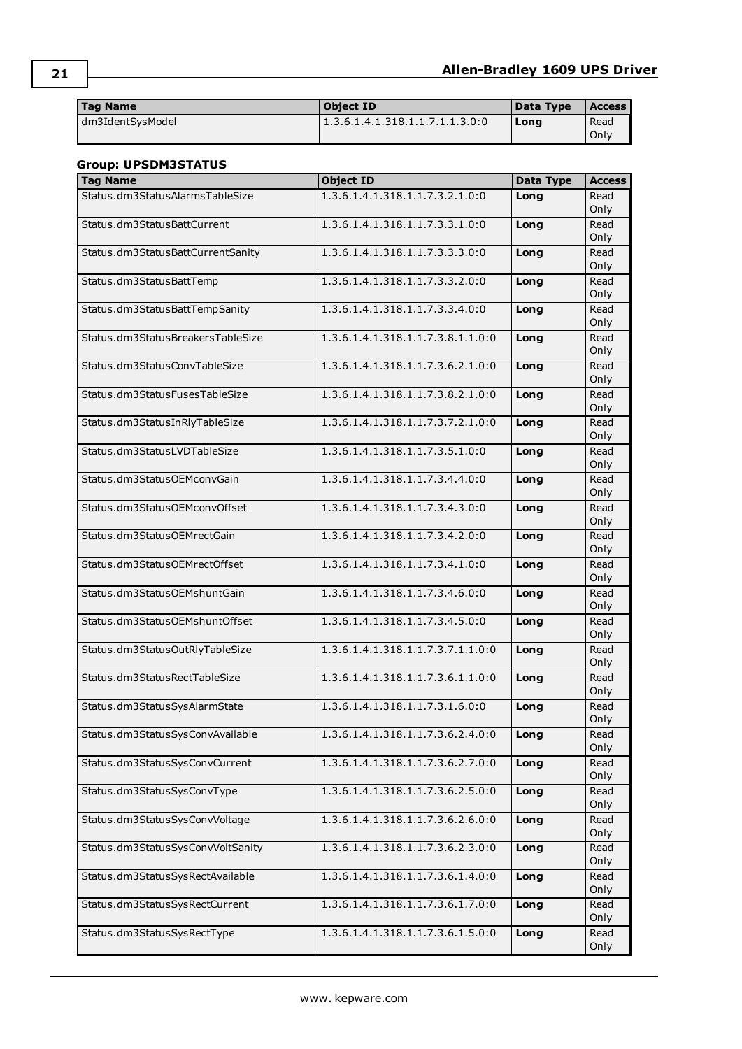| Tag Name | Object ID | Data Type | Access |
|---|---|---|---|
| dm3IdentSysModel | 1.3.6.1.4.1.318.1.1.7.1.1.3.0:0 | **Long** | Read Only |

**Group: UPSDM3STATUS**

| Tag Name | Object ID | Data Type | Access |
|---|---|---|---|
| Status.dm3StatusAlarmsTableSize | 1.3.6.1.4.1.318.1.1.7.3.2.1.0:0 | **Long** | Read Only |
| Status.dm3StatusBattCurrent | 1.3.6.1.4.1.318.1.1.7.3.3.1.0:0 | **Long** | Read Only |
| Status.dm3StatusBattCurrentSanity | 1.3.6.1.4.1.318.1.1.7.3.3.3.0:0 | **Long** | Read Only |
| Status.dm3StatusBattTemp | 1.3.6.1.4.1.318.1.1.7.3.3.2.0:0 | **Long** | Read Only |
| Status.dm3StatusBattTempSanity | 1.3.6.1.4.1.318.1.1.7.3.3.4.0:0 | **Long** | Read Only |
| Status.dm3StatusBreakersTableSize | 1.3.6.1.4.1.318.1.1.7.3.8.1.1.0:0 | **Long** | Read Only |
| Status.dm3StatusConvTableSize | 1.3.6.1.4.1.318.1.1.7.3.6.2.1.0:0 | **Long** | Read Only |
| Status.dm3StatusFusesTableSize | 1.3.6.1.4.1.318.1.1.7.3.8.2.1.0:0 | **Long** | Read Only |
| Status.dm3StatusInRlyTableSize | 1.3.6.1.4.1.318.1.1.7.3.7.2.1.0:0 | **Long** | Read Only |
| Status.dm3StatusLVDTableSize | 1.3.6.1.4.1.318.1.1.7.3.5.1.0:0 | **Long** | Read Only |
| Status.dm3StatusOEMconvGain | 1.3.6.1.4.1.318.1.1.7.3.4.4.0:0 | **Long** | Read Only |
| Status.dm3StatusOEMconvOffset | 1.3.6.1.4.1.318.1.1.7.3.4.3.0:0 | **Long** | Read Only |
| Status.dm3StatusOEMrectGain | 1.3.6.1.4.1.318.1.1.7.3.4.2.0:0 | **Long** | Read Only |
| Status.dm3StatusOEMrectOffset | 1.3.6.1.4.1.318.1.1.7.3.4.1.0:0 | **Long** | Read Only |
| Status.dm3StatusOEMshuntGain | 1.3.6.1.4.1.318.1.1.7.3.4.6.0:0 | **Long** | Read Only |
| Status.dm3StatusOEMshuntOffset | 1.3.6.1.4.1.318.1.1.7.3.4.5.0:0 | **Long** | Read Only |
| Status.dm3StatusOutRlyTableSize | 1.3.6.1.4.1.318.1.1.7.3.7.1.1.0:0 | **Long** | Read Only |
| Status.dm3StatusRectTableSize | 1.3.6.1.4.1.318.1.1.7.3.6.1.1.0:0 | **Long** | Read Only |
| Status.dm3StatusSysAlarmState | 1.3.6.1.4.1.318.1.1.7.3.1.6.0:0 | **Long** | Read Only |
| Status.dm3StatusSysConvAvailable | 1.3.6.1.4.1.318.1.1.7.3.6.2.4.0:0 | **Long** | Read Only |
| Status.dm3StatusSysConvCurrent | 1.3.6.1.4.1.318.1.1.7.3.6.2.7.0:0 | **Long** | Read Only |
| Status.dm3StatusSysConvType | 1.3.6.1.4.1.318.1.1.7.3.6.2.5.0:0 | **Long** | Read Only |
| Status.dm3StatusSysConvVoltage | 1.3.6.1.4.1.318.1.1.7.3.6.2.6.0:0 | **Long** | Read Only |
| Status.dm3StatusSysConvVoltSanity | 1.3.6.1.4.1.318.1.1.7.3.6.2.3.0:0 | **Long** | Read Only |
| Status.dm3StatusSysRectAvailable | 1.3.6.1.4.1.318.1.1.7.3.6.1.4.0:0 | **Long** | Read Only |
| Status.dm3StatusSysRectCurrent | 1.3.6.1.4.1.318.1.1.7.3.6.1.7.0:0 | **Long** | Read Only |
| Status.dm3StatusSysRectType | 1.3.6.1.4.1.318.1.1.7.3.6.1.5.0:0 | **Long** | Read Only |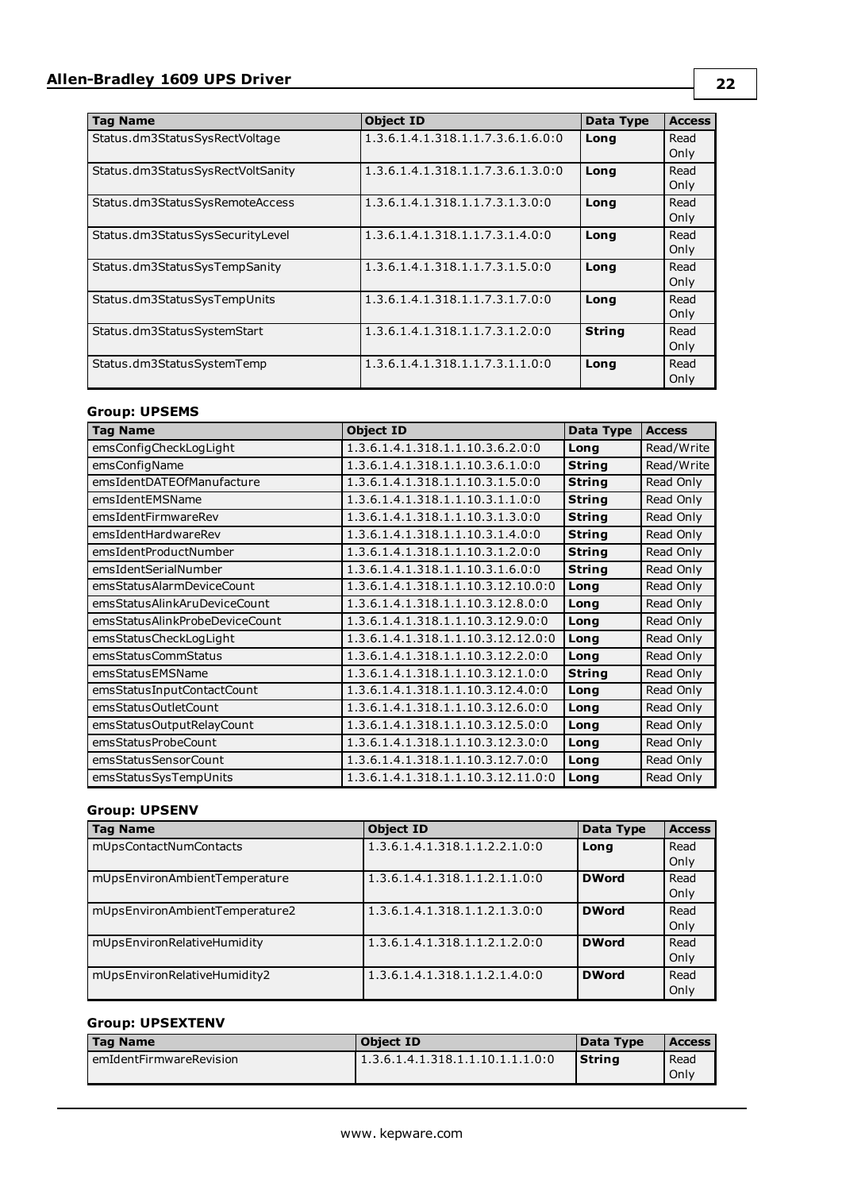| Tag Name | Object ID | Data Type | Access |
|---|---|---|---|
| Status.dm3StatusSysRectVoltage | 1.3.6.1.4.1.318.1.1.7.3.6.1.6.0:0 | **Long** | Read Only |
| Status.dm3StatusSysRectVoltSanity | 1.3.6.1.4.1.318.1.1.7.3.6.1.3.0:0 | **Long** | Read Only |
| Status.dm3StatusSysRemoteAccess | 1.3.6.1.4.1.318.1.1.7.3.1.3.0:0 | **Long** | Read Only |
| Status.dm3StatusSysSecurityLevel | 1.3.6.1.4.1.318.1.1.7.3.1.4.0:0 | **Long** | Read Only |
| Status.dm3StatusSysTempSanity | 1.3.6.1.4.1.318.1.1.7.3.1.5.0:0 | **Long** | Read Only |
| Status.dm3StatusSysTempUnits | 1.3.6.1.4.1.318.1.1.7.3.1.7.0:0 | **Long** | Read Only |
| Status.dm3StatusSystemStart | 1.3.6.1.4.1.318.1.1.7.3.1.2.0:0 | **String** | Read Only |
| Status.dm3StatusSystemTemp | 1.3.6.1.4.1.318.1.1.7.3.1.1.0:0 | **Long** | Read Only |

#### Group: UPSEMS

| Tag Name | Object ID | Data Type | Access |
|---|---|---|---|
| emsConfigCheckLogLight | 1.3.6.1.4.1.318.1.1.10.3.6.2.0:0 | **Long** | Read/Write |
| emsConfigName | 1.3.6.1.4.1.318.1.1.10.3.6.1.0:0 | **String** | Read/Write |
| emsIdentDATEOfManufacture | 1.3.6.1.4.1.318.1.1.10.3.1.5.0:0 | **String** | Read Only |
| emsIdentEMSName | 1.3.6.1.4.1.318.1.1.10.3.1.1.0:0 | **String** | Read Only |
| emsIdentFirmwareRev | 1.3.6.1.4.1.318.1.1.10.3.1.3.0:0 | **String** | Read Only |
| emsIdentHardwareRev | 1.3.6.1.4.1.318.1.1.10.3.1.4.0:0 | **String** | Read Only |
| emsIdentProductNumber | 1.3.6.1.4.1.318.1.1.10.3.1.2.0:0 | **String** | Read Only |
| emsIdentSerialNumber | 1.3.6.1.4.1.318.1.1.10.3.1.6.0:0 | **String** | Read Only |
| emsStatusAlarmDeviceCount | 1.3.6.1.4.1.318.1.1.10.3.12.10.0:0 | **Long** | Read Only |
| emsStatusAlinkAruDeviceCount | 1.3.6.1.4.1.318.1.1.10.3.12.8.0:0 | **Long** | Read Only |
| emsStatusAlinkProbeDeviceCount | 1.3.6.1.4.1.318.1.1.10.3.12.9.0:0 | **Long** | Read Only |
| emsStatusCheckLogLight | 1.3.6.1.4.1.318.1.1.10.3.12.12.0:0 | **Long** | Read Only |
| emsStatusCommStatus | 1.3.6.1.4.1.318.1.1.10.3.12.2.0:0 | **Long** | Read Only |
| emsStatusEMSName | 1.3.6.1.4.1.318.1.1.10.3.12.1.0:0 | **String** | Read Only |
| emsStatusInputContactCount | 1.3.6.1.4.1.318.1.1.10.3.12.4.0:0 | **Long** | Read Only |
| emsStatusOutletCount | 1.3.6.1.4.1.318.1.1.10.3.12.6.0:0 | **Long** | Read Only |
| emsStatusOutputRelayCount | 1.3.6.1.4.1.318.1.1.10.3.12.5.0:0 | **Long** | Read Only |
| emsStatusProbeCount | 1.3.6.1.4.1.318.1.1.10.3.12.3.0:0 | **Long** | Read Only |
| emsStatusSensorCount | 1.3.6.1.4.1.318.1.1.10.3.12.7.0:0 | **Long** | Read Only |
| emsStatusSysTempUnits | 1.3.6.1.4.1.318.1.1.10.3.12.11.0:0 | **Long** | Read Only |

#### Group: UPSENV

| Tag Name | Object ID | Data Type | Access |
|---|---|---|---|
| mUpsContactNumContacts | 1.3.6.1.4.1.318.1.1.2.2.1.0:0 | **Long** | Read Only |
| mUpsEnvironAmbientTemperature | 1.3.6.1.4.1.318.1.1.2.1.1.0:0 | **DWord** | Read Only |
| mUpsEnvironAmbientTemperature2 | 1.3.6.1.4.1.318.1.1.2.1.3.0:0 | **DWord** | Read Only |
| mUpsEnvironRelativeHumidity | 1.3.6.1.4.1.318.1.1.2.1.2.0:0 | **DWord** | Read Only |
| mUpsEnvironRelativeHumidity2 | 1.3.6.1.4.1.318.1.1.2.1.4.0:0 | **DWord** | Read Only |

#### Group: UPSEXTENV

| Tag Name | Object ID | Data Type | Access |
|---|---|---|---|
| emIdentFirmwareRevision | 1.3.6.1.4.1.318.1.1.10.1.1.1.0:0 | **String** | Read Only |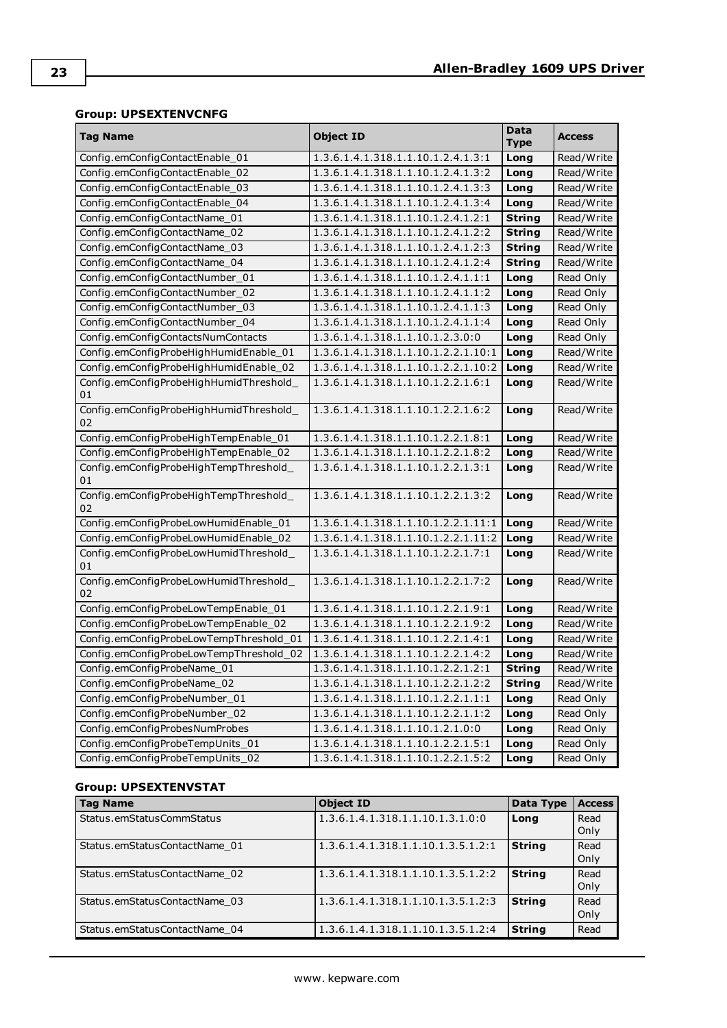**Group: UPSEXTENVCNFG**

| Tag Name | Object ID | Data Type | Access |
|---|---|---|---|
| Config.emConfigContactEnable_01 | 1.3.6.1.4.1.318.1.1.10.1.2.4.1.3:1 | **Long** | Read/Write |
| Config.emConfigContactEnable_02 | 1.3.6.1.4.1.318.1.1.10.1.2.4.1.3:2 | **Long** | Read/Write |
| Config.emConfigContactEnable_03 | 1.3.6.1.4.1.318.1.1.10.1.2.4.1.3:3 | **Long** | Read/Write |
| Config.emConfigContactEnable_04 | 1.3.6.1.4.1.318.1.1.10.1.2.4.1.3:4 | **Long** | Read/Write |
| Config.emConfigContactName_01 | 1.3.6.1.4.1.318.1.1.10.1.2.4.1.2:1 | **String** | Read/Write |
| Config.emConfigContactName_02 | 1.3.6.1.4.1.318.1.1.10.1.2.4.1.2:2 | **String** | Read/Write |
| Config.emConfigContactName_03 | 1.3.6.1.4.1.318.1.1.10.1.2.4.1.2:3 | **String** | Read/Write |
| Config.emConfigContactName_04 | 1.3.6.1.4.1.318.1.1.10.1.2.4.1.2:4 | **String** | Read/Write |
| Config.emConfigContactNumber_01 | 1.3.6.1.4.1.318.1.1.10.1.2.4.1.1:1 | **Long** | Read Only |
| Config.emConfigContactNumber_02 | 1.3.6.1.4.1.318.1.1.10.1.2.4.1.1:2 | **Long** | Read Only |
| Config.emConfigContactNumber_03 | 1.3.6.1.4.1.318.1.1.10.1.2.4.1.1:3 | **Long** | Read Only |
| Config.emConfigContactNumber_04 | 1.3.6.1.4.1.318.1.1.10.1.2.4.1.1:4 | **Long** | Read Only |
| Config.emConfigContactsNumContacts | 1.3.6.1.4.1.318.1.1.10.1.2.3.0:0 | **Long** | Read Only |
| Config.emConfigProbeHighHumidEnable_01 | 1.3.6.1.4.1.318.1.1.10.1.2.2.1.10:1 | **Long** | Read/Write |
| Config.emConfigProbeHighHumidEnable_02 | 1.3.6.1.4.1.318.1.1.10.1.2.2.1.10:2 | **Long** | Read/Write |
| Config.emConfigProbeHighHumidThreshold_01 | 1.3.6.1.4.1.318.1.1.10.1.2.2.1.6:1 | **Long** | Read/Write |
| Config.emConfigProbeHighHumidThreshold_02 | 1.3.6.1.4.1.318.1.1.10.1.2.2.1.6:2 | **Long** | Read/Write |
| Config.emConfigProbeHighTempEnable_01 | 1.3.6.1.4.1.318.1.1.10.1.2.2.1.8:1 | **Long** | Read/Write |
| Config.emConfigProbeHighTempEnable_02 | 1.3.6.1.4.1.318.1.1.10.1.2.2.1.8:2 | **Long** | Read/Write |
| Config.emConfigProbeHighTempThreshold_01 | 1.3.6.1.4.1.318.1.1.10.1.2.2.1.3:1 | **Long** | Read/Write |
| Config.emConfigProbeHighTempThreshold_02 | 1.3.6.1.4.1.318.1.1.10.1.2.2.1.3:2 | **Long** | Read/Write |
| Config.emConfigProbeLowHumidEnable_01 | 1.3.6.1.4.1.318.1.1.10.1.2.2.1.11:1 | **Long** | Read/Write |
| Config.emConfigProbeLowHumidEnable_02 | 1.3.6.1.4.1.318.1.1.10.1.2.2.1.11:2 | **Long** | Read/Write |
| Config.emConfigProbeLowHumidThreshold_01 | 1.3.6.1.4.1.318.1.1.10.1.2.2.1.7:1 | **Long** | Read/Write |
| Config.emConfigProbeLowHumidThreshold_02 | 1.3.6.1.4.1.318.1.1.10.1.2.2.1.7:2 | **Long** | Read/Write |
| Config.emConfigProbeLowTempEnable_01 | 1.3.6.1.4.1.318.1.1.10.1.2.2.1.9:1 | **Long** | Read/Write |
| Config.emConfigProbeLowTempEnable_02 | 1.3.6.1.4.1.318.1.1.10.1.2.2.1.9:2 | **Long** | Read/Write |
| Config.emConfigProbeLowTempThreshold_01 | 1.3.6.1.4.1.318.1.1.10.1.2.2.1.4:1 | **Long** | Read/Write |
| Config.emConfigProbeLowTempThreshold_02 | 1.3.6.1.4.1.318.1.1.10.1.2.2.1.4:2 | **Long** | Read/Write |
| Config.emConfigProbeName_01 | 1.3.6.1.4.1.318.1.1.10.1.2.2.1.2:1 | **String** | Read/Write |
| Config.emConfigProbeName_02 | 1.3.6.1.4.1.318.1.1.10.1.2.2.1.2:2 | **String** | Read/Write |
| Config.emConfigProbeNumber_01 | 1.3.6.1.4.1.318.1.1.10.1.2.2.1.1:1 | **Long** | Read Only |
| Config.emConfigProbeNumber_02 | 1.3.6.1.4.1.318.1.1.10.1.2.2.1.1:2 | **Long** | Read Only |
| Config.emConfigProbesNumProbes | 1.3.6.1.4.1.318.1.1.10.1.2.1.0:0 | **Long** | Read Only |
| Config.emConfigProbeTempUnits_01 | 1.3.6.1.4.1.318.1.1.10.1.2.2.1.5:1 | **Long** | Read Only |
| Config.emConfigProbeTempUnits_02 | 1.3.6.1.4.1.318.1.1.10.1.2.2.1.5:2 | **Long** | Read Only |

**Group: UPSEXTENVSTAT**

| Tag Name | Object ID | Data Type | Access |
|---|---|---|---|
| Status.emStatusCommStatus | 1.3.6.1.4.1.318.1.1.10.1.3.1.0:0 | **Long** | Read Only |
| Status.emStatusContactName_01 | 1.3.6.1.4.1.318.1.1.10.1.3.5.1.2:1 | **String** | Read Only |
| Status.emStatusContactName_02 | 1.3.6.1.4.1.318.1.1.10.1.3.5.1.2:2 | **String** | Read Only |
| Status.emStatusContactName_03 | 1.3.6.1.4.1.318.1.1.10.1.3.5.1.2:3 | **String** | Read Only |
| Status.emStatusContactName_04 | 1.3.6.1.4.1.318.1.1.10.1.3.5.1.2:4 | **String** | Read |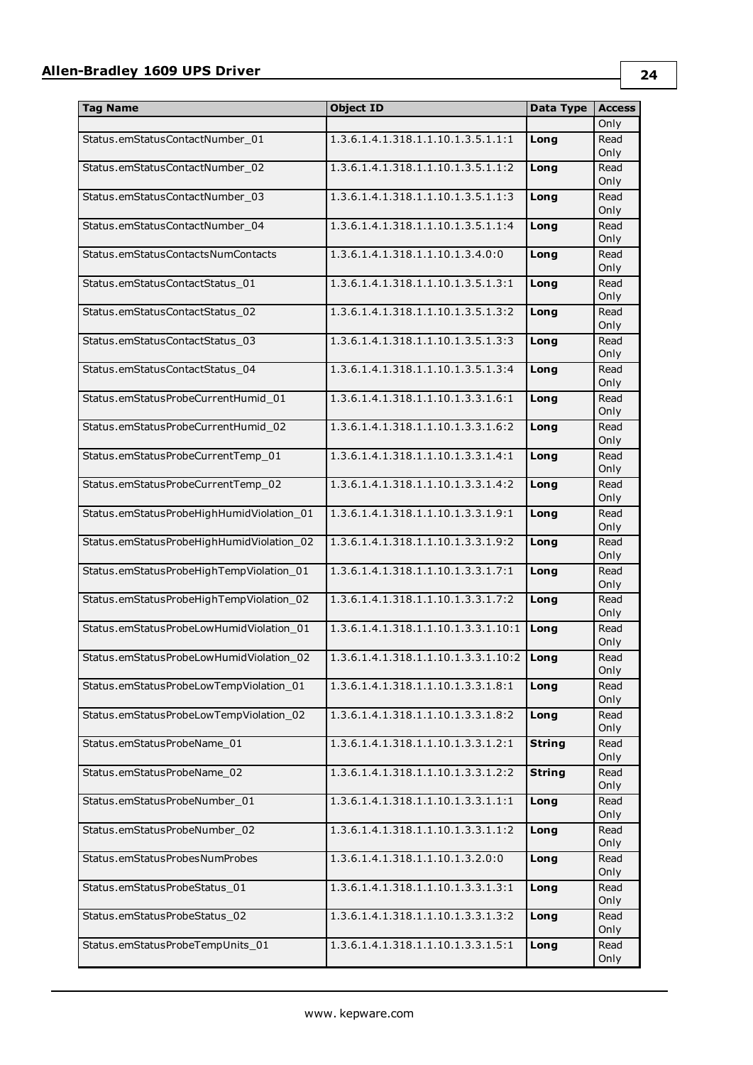| Tag Name | Object ID | Data Type | Access |
| --- | --- | --- | --- |
| | | | Only |
| Status.emStatusContactNumber_01 | 1.3.6.1.4.1.318.1.1.10.1.3.5.1.1:1 | **Long** | Read Only |
| Status.emStatusContactNumber_02 | 1.3.6.1.4.1.318.1.1.10.1.3.5.1.1:2 | **Long** | Read Only |
| Status.emStatusContactNumber_03 | 1.3.6.1.4.1.318.1.1.10.1.3.5.1.1:3 | **Long** | Read Only |
| Status.emStatusContactNumber_04 | 1.3.6.1.4.1.318.1.1.10.1.3.5.1.1:4 | **Long** | Read Only |
| Status.emStatusContactsNumContacts | 1.3.6.1.4.1.318.1.1.10.1.3.4.0:0 | **Long** | Read Only |
| Status.emStatusContactStatus_01 | 1.3.6.1.4.1.318.1.1.10.1.3.5.1.3:1 | **Long** | Read Only |
| Status.emStatusContactStatus_02 | 1.3.6.1.4.1.318.1.1.10.1.3.5.1.3:2 | **Long** | Read Only |
| Status.emStatusContactStatus_03 | 1.3.6.1.4.1.318.1.1.10.1.3.5.1.3:3 | **Long** | Read Only |
| Status.emStatusContactStatus_04 | 1.3.6.1.4.1.318.1.1.10.1.3.5.1.3:4 | **Long** | Read Only |
| Status.emStatusProbeCurrentHumid_01 | 1.3.6.1.4.1.318.1.1.10.1.3.3.1.6:1 | **Long** | Read Only |
| Status.emStatusProbeCurrentHumid_02 | 1.3.6.1.4.1.318.1.1.10.1.3.3.1.6:2 | **Long** | Read Only |
| Status.emStatusProbeCurrentTemp_01 | 1.3.6.1.4.1.318.1.1.10.1.3.3.1.4:1 | **Long** | Read Only |
| Status.emStatusProbeCurrentTemp_02 | 1.3.6.1.4.1.318.1.1.10.1.3.3.1.4:2 | **Long** | Read Only |
| Status.emStatusProbeHighHumidViolation_01 | 1.3.6.1.4.1.318.1.1.10.1.3.3.1.9:1 | **Long** | Read Only |
| Status.emStatusProbeHighHumidViolation_02 | 1.3.6.1.4.1.318.1.1.10.1.3.3.1.9:2 | **Long** | Read Only |
| Status.emStatusProbeHighTempViolation_01 | 1.3.6.1.4.1.318.1.1.10.1.3.3.1.7:1 | **Long** | Read Only |
| Status.emStatusProbeHighTempViolation_02 | 1.3.6.1.4.1.318.1.1.10.1.3.3.1.7:2 | **Long** | Read Only |
| Status.emStatusProbeLowHumidViolation_01 | 1.3.6.1.4.1.318.1.1.10.1.3.3.1.10:1 | **Long** | Read Only |
| Status.emStatusProbeLowHumidViolation_02 | 1.3.6.1.4.1.318.1.1.10.1.3.3.1.10:2 | **Long** | Read Only |
| Status.emStatusProbeLowTempViolation_01 | 1.3.6.1.4.1.318.1.1.10.1.3.3.1.8:1 | **Long** | Read Only |
| Status.emStatusProbeLowTempViolation_02 | 1.3.6.1.4.1.318.1.1.10.1.3.3.1.8:2 | **Long** | Read Only |
| Status.emStatusProbeName_01 | 1.3.6.1.4.1.318.1.1.10.1.3.3.1.2:1 | **String** | Read Only |
| Status.emStatusProbeName_02 | 1.3.6.1.4.1.318.1.1.10.1.3.3.1.2:2 | **String** | Read Only |
| Status.emStatusProbeNumber_01 | 1.3.6.1.4.1.318.1.1.10.1.3.3.1.1:1 | **Long** | Read Only |
| Status.emStatusProbeNumber_02 | 1.3.6.1.4.1.318.1.1.10.1.3.3.1.1:2 | **Long** | Read Only |
| Status.emStatusProbesNumProbes | 1.3.6.1.4.1.318.1.1.10.1.3.2.0:0 | **Long** | Read Only |
| Status.emStatusProbeStatus_01 | 1.3.6.1.4.1.318.1.1.10.1.3.3.1.3:1 | **Long** | Read Only |
| Status.emStatusProbeStatus_02 | 1.3.6.1.4.1.318.1.1.10.1.3.3.1.3:2 | **Long** | Read Only |
| Status.emStatusProbeTempUnits_01 | 1.3.6.1.4.1.318.1.1.10.1.3.3.1.5:1 | **Long** | Read Only |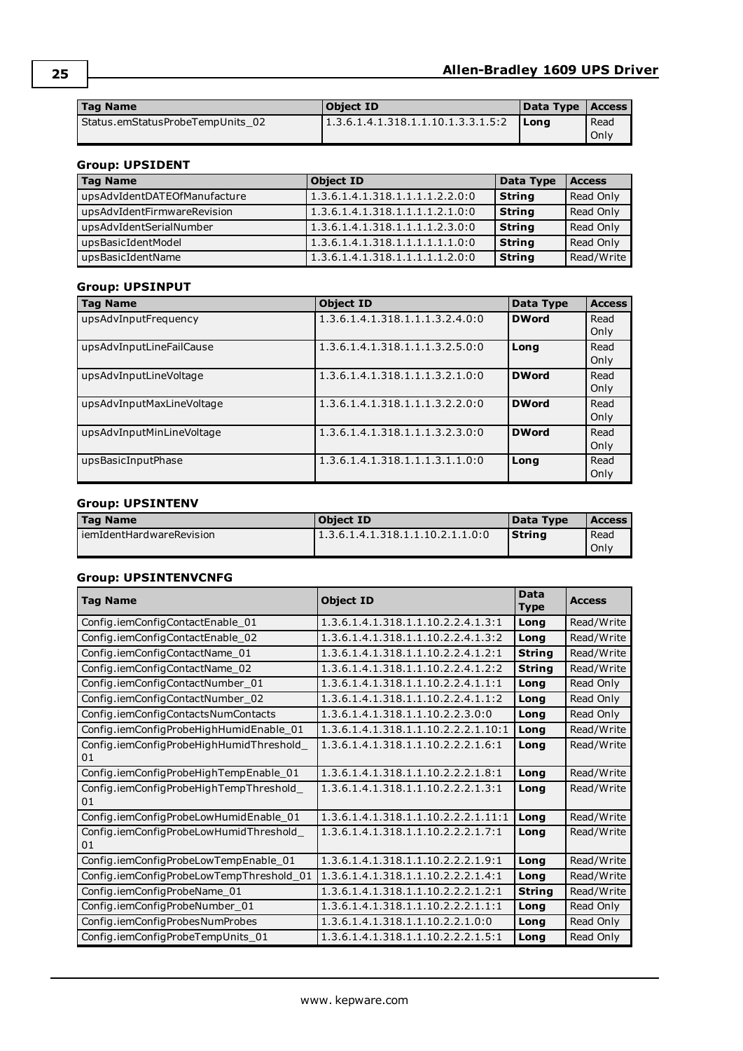| Tag Name | Object ID | Data Type | Access |
|---|---|---|---|
| Status.emStatusProbeTempUnits_02 | 1.3.6.1.4.1.318.1.1.10.1.3.3.1.5:2 | **Long** | Read Only |

### Group: UPSIDENT

| Tag Name | Object ID | Data Type | Access |
|---|---|---|---|
| upsAdvIdentDATEOfManufacture | 1.3.6.1.4.1.318.1.1.1.1.2.2.0:0 | **String** | Read Only |
| upsAdvIdentFirmwareRevision | 1.3.6.1.4.1.318.1.1.1.1.2.1.0:0 | **String** | Read Only |
| upsAdvIdentSerialNumber | 1.3.6.1.4.1.318.1.1.1.1.2.3.0:0 | **String** | Read Only |
| upsBasicIdentModel | 1.3.6.1.4.1.318.1.1.1.1.1.1.0:0 | **String** | Read Only |
| upsBasicIdentName | 1.3.6.1.4.1.318.1.1.1.1.1.2.0:0 | **String** | Read/Write |

### Group: UPSINPUT

| Tag Name | Object ID | Data Type | Access |
|---|---|---|---|
| upsAdvInputFrequency | 1.3.6.1.4.1.318.1.1.1.3.2.4.0:0 | **DWord** | Read Only |
| upsAdvInputLineFailCause | 1.3.6.1.4.1.318.1.1.1.3.2.5.0:0 | **Long** | Read Only |
| upsAdvInputLineVoltage | 1.3.6.1.4.1.318.1.1.1.3.2.1.0:0 | **DWord** | Read Only |
| upsAdvInputMaxLineVoltage | 1.3.6.1.4.1.318.1.1.1.3.2.2.0:0 | **DWord** | Read Only |
| upsAdvInputMinLineVoltage | 1.3.6.1.4.1.318.1.1.1.3.2.3.0:0 | **DWord** | Read Only |
| upsBasicInputPhase | 1.3.6.1.4.1.318.1.1.1.3.1.1.0:0 | **Long** | Read Only |

### Group: UPSINTENV

| Tag Name | Object ID | Data Type | Access |
|---|---|---|---|
| iemIdentHardwareRevision | 1.3.6.1.4.1.318.1.1.10.2.1.1.0:0 | **String** | Read Only |

### Group: UPSINTENVCNFG

| Tag Name | Object ID | Data Type | Access |
|---|---|---|---|
| Config.iemConfigContactEnable_01 | 1.3.6.1.4.1.318.1.1.10.2.2.4.1.3:1 | **Long** | Read/Write |
| Config.iemConfigContactEnable_02 | 1.3.6.1.4.1.318.1.1.10.2.2.4.1.3:2 | **Long** | Read/Write |
| Config.iemConfigContactName_01 | 1.3.6.1.4.1.318.1.1.10.2.2.4.1.2:1 | **String** | Read/Write |
| Config.iemConfigContactName_02 | 1.3.6.1.4.1.318.1.1.10.2.2.4.1.2:2 | **String** | Read/Write |
| Config.iemConfigContactNumber_01 | 1.3.6.1.4.1.318.1.1.10.2.2.4.1.1:1 | **Long** | Read Only |
| Config.iemConfigContactNumber_02 | 1.3.6.1.4.1.318.1.1.10.2.2.4.1.1:2 | **Long** | Read Only |
| Config.iemConfigContactsNumContacts | 1.3.6.1.4.1.318.1.1.10.2.2.3.0:0 | **Long** | Read Only |
| Config.iemConfigProbeHighHumidEnable_01 | 1.3.6.1.4.1.318.1.1.10.2.2.2.1.10:1 | **Long** | Read/Write |
| Config.iemConfigProbeHighHumidThreshold_01 | 1.3.6.1.4.1.318.1.1.10.2.2.2.1.6:1 | **Long** | Read/Write |
| Config.iemConfigProbeHighTempEnable_01 | 1.3.6.1.4.1.318.1.1.10.2.2.2.1.8:1 | **Long** | Read/Write |
| Config.iemConfigProbeHighTempThreshold_01 | 1.3.6.1.4.1.318.1.1.10.2.2.2.1.3:1 | **Long** | Read/Write |
| Config.iemConfigProbeLowHumidEnable_01 | 1.3.6.1.4.1.318.1.1.10.2.2.2.1.11:1 | **Long** | Read/Write |
| Config.iemConfigProbeLowHumidThreshold_01 | 1.3.6.1.4.1.318.1.1.10.2.2.2.1.7:1 | **Long** | Read/Write |
| Config.iemConfigProbeLowTempEnable_01 | 1.3.6.1.4.1.318.1.1.10.2.2.2.1.9:1 | **Long** | Read/Write |
| Config.iemConfigProbeLowTempThreshold_01 | 1.3.6.1.4.1.318.1.1.10.2.2.2.1.4:1 | **Long** | Read/Write |
| Config.iemConfigProbeName_01 | 1.3.6.1.4.1.318.1.1.10.2.2.2.1.2:1 | **String** | Read/Write |
| Config.iemConfigProbeNumber_01 | 1.3.6.1.4.1.318.1.1.10.2.2.2.1.1:1 | **Long** | Read Only |
| Config.iemConfigProbesNumProbes | 1.3.6.1.4.1.318.1.1.10.2.2.1.0:0 | **Long** | Read Only |
| Config.iemConfigProbeTempUnits_01 | 1.3.6.1.4.1.318.1.1.10.2.2.2.1.5:1 | **Long** | Read Only |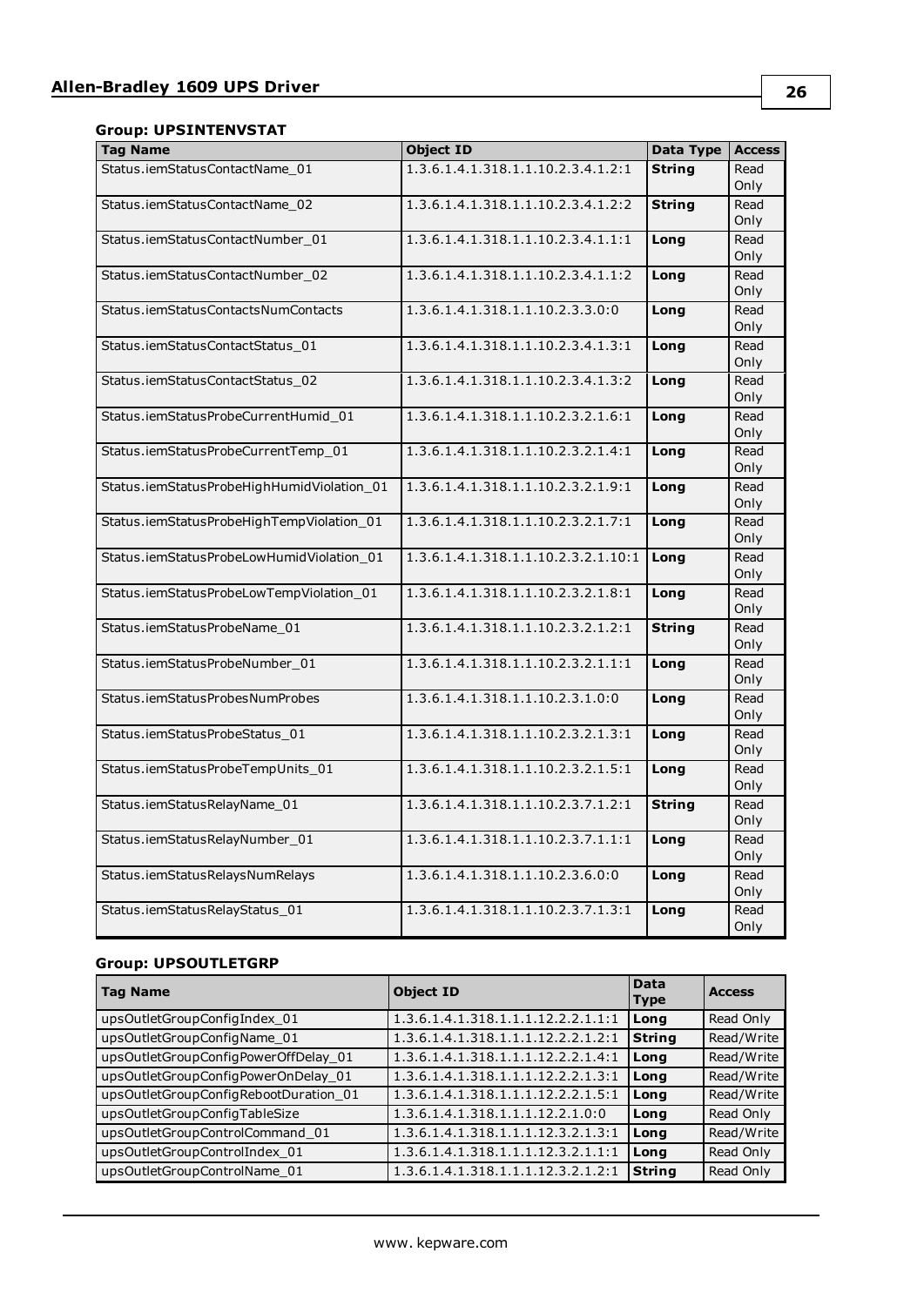#### Group: UPSINTENVSTAT

| Tag Name | Object ID | Data Type | Access |
|---|---|---|---|
| Status.iemStatusContactName_01 | 1.3.6.1.4.1.318.1.1.10.2.3.4.1.2:1 | **String** | Read Only |
| Status.iemStatusContactName_02 | 1.3.6.1.4.1.318.1.1.10.2.3.4.1.2:2 | **String** | Read Only |
| Status.iemStatusContactNumber_01 | 1.3.6.1.4.1.318.1.1.10.2.3.4.1.1:1 | **Long** | Read Only |
| Status.iemStatusContactNumber_02 | 1.3.6.1.4.1.318.1.1.10.2.3.4.1.1:2 | **Long** | Read Only |
| Status.iemStatusContactsNumContacts | 1.3.6.1.4.1.318.1.1.10.2.3.3.0:0 | **Long** | Read Only |
| Status.iemStatusContactStatus_01 | 1.3.6.1.4.1.318.1.1.10.2.3.4.1.3:1 | **Long** | Read Only |
| Status.iemStatusContactStatus_02 | 1.3.6.1.4.1.318.1.1.10.2.3.4.1.3:2 | **Long** | Read Only |
| Status.iemStatusProbeCurrentHumid_01 | 1.3.6.1.4.1.318.1.1.10.2.3.2.1.6:1 | **Long** | Read Only |
| Status.iemStatusProbeCurrentTemp_01 | 1.3.6.1.4.1.318.1.1.10.2.3.2.1.4:1 | **Long** | Read Only |
| Status.iemStatusProbeHighHumidViolation_01 | 1.3.6.1.4.1.318.1.1.10.2.3.2.1.9:1 | **Long** | Read Only |
| Status.iemStatusProbeHighTempViolation_01 | 1.3.6.1.4.1.318.1.1.10.2.3.2.1.7:1 | **Long** | Read Only |
| Status.iemStatusProbeLowHumidViolation_01 | 1.3.6.1.4.1.318.1.1.10.2.3.2.1.10:1 | **Long** | Read Only |
| Status.iemStatusProbeLowTempViolation_01 | 1.3.6.1.4.1.318.1.1.10.2.3.2.1.8:1 | **Long** | Read Only |
| Status.iemStatusProbeName_01 | 1.3.6.1.4.1.318.1.1.10.2.3.2.1.2:1 | **String** | Read Only |
| Status.iemStatusProbeNumber_01 | 1.3.6.1.4.1.318.1.1.10.2.3.2.1.1:1 | **Long** | Read Only |
| Status.iemStatusProbesNumProbes | 1.3.6.1.4.1.318.1.1.10.2.3.1.0:0 | **Long** | Read Only |
| Status.iemStatusProbeStatus_01 | 1.3.6.1.4.1.318.1.1.10.2.3.2.1.3:1 | **Long** | Read Only |
| Status.iemStatusProbeTempUnits_01 | 1.3.6.1.4.1.318.1.1.10.2.3.2.1.5:1 | **Long** | Read Only |
| Status.iemStatusRelayName_01 | 1.3.6.1.4.1.318.1.1.10.2.3.7.1.2:1 | **String** | Read Only |
| Status.iemStatusRelayNumber_01 | 1.3.6.1.4.1.318.1.1.10.2.3.7.1.1:1 | **Long** | Read Only |
| Status.iemStatusRelaysNumRelays | 1.3.6.1.4.1.318.1.1.10.2.3.6.0:0 | **Long** | Read Only |
| Status.iemStatusRelayStatus_01 | 1.3.6.1.4.1.318.1.1.10.2.3.7.1.3:1 | **Long** | Read Only |

#### Group: UPSOUTLETGRP

| Tag Name | Object ID | Data Type | Access |
|---|---|---|---|
| upsOutletGroupConfigIndex_01 | 1.3.6.1.4.1.318.1.1.1.12.2.2.1.1:1 | **Long** | Read Only |
| upsOutletGroupConfigName_01 | 1.3.6.1.4.1.318.1.1.1.12.2.2.1.2:1 | **String** | Read/Write |
| upsOutletGroupConfigPowerOffDelay_01 | 1.3.6.1.4.1.318.1.1.1.12.2.2.1.4:1 | **Long** | Read/Write |
| upsOutletGroupConfigPowerOnDelay_01 | 1.3.6.1.4.1.318.1.1.1.12.2.2.1.3:1 | **Long** | Read/Write |
| upsOutletGroupConfigRebootDuration_01 | 1.3.6.1.4.1.318.1.1.1.12.2.2.1.5:1 | **Long** | Read/Write |
| upsOutletGroupConfigTableSize | 1.3.6.1.4.1.318.1.1.1.12.2.1.0:0 | **Long** | Read Only |
| upsOutletGroupControlCommand_01 | 1.3.6.1.4.1.318.1.1.1.12.3.2.1.3:1 | **Long** | Read/Write |
| upsOutletGroupControlIndex_01 | 1.3.6.1.4.1.318.1.1.1.12.3.2.1.1:1 | **Long** | Read Only |
| upsOutletGroupControlName_01 | 1.3.6.1.4.1.318.1.1.1.12.3.2.1.2:1 | **String** | Read Only |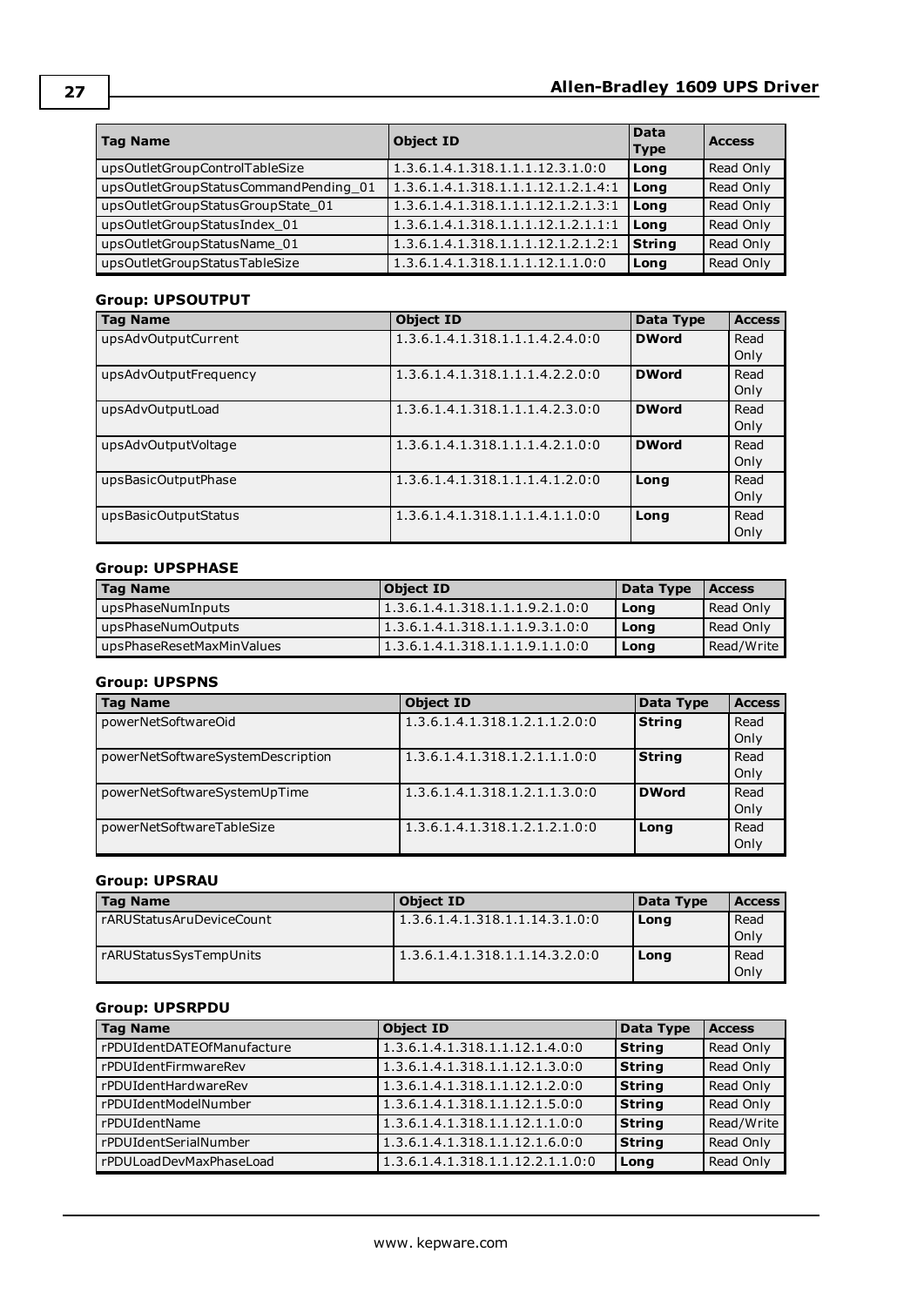| Tag Name | Object ID | Data Type | Access |
|---|---|---|---|
| upsOutletGroupControlTableSize | 1.3.6.1.4.1.318.1.1.1.12.3.1.0:0 | **Long** | Read Only |
| upsOutletGroupStatusCommandPending_01 | 1.3.6.1.4.1.318.1.1.1.12.1.2.1.4:1 | **Long** | Read Only |
| upsOutletGroupStatusGroupState_01 | 1.3.6.1.4.1.318.1.1.1.12.1.2.1.3:1 | **Long** | Read Only |
| upsOutletGroupStatusIndex_01 | 1.3.6.1.4.1.318.1.1.1.12.1.2.1.1:1 | **Long** | Read Only |
| upsOutletGroupStatusName_01 | 1.3.6.1.4.1.318.1.1.1.12.1.2.1.2:1 | **String** | Read Only |
| upsOutletGroupStatusTableSize | 1.3.6.1.4.1.318.1.1.1.12.1.1.0:0 | **Long** | Read Only |

#### Group: UPSOUTPUT

| Tag Name | Object ID | Data Type | Access |
|---|---|---|---|
| upsAdvOutputCurrent | 1.3.6.1.4.1.318.1.1.1.4.2.4.0:0 | **DWord** | Read Only |
| upsAdvOutputFrequency | 1.3.6.1.4.1.318.1.1.1.4.2.2.0:0 | **DWord** | Read Only |
| upsAdvOutputLoad | 1.3.6.1.4.1.318.1.1.1.4.2.3.0:0 | **DWord** | Read Only |
| upsAdvOutputVoltage | 1.3.6.1.4.1.318.1.1.1.4.2.1.0:0 | **DWord** | Read Only |
| upsBasicOutputPhase | 1.3.6.1.4.1.318.1.1.1.4.1.2.0:0 | **Long** | Read Only |
| upsBasicOutputStatus | 1.3.6.1.4.1.318.1.1.1.4.1.1.0:0 | **Long** | Read Only |

#### Group: UPSPHASE

| Tag Name | Object ID | Data Type | Access |
|---|---|---|---|
| upsPhaseNumInputs | 1.3.6.1.4.1.318.1.1.1.9.2.1.0:0 | **Long** | Read Only |
| upsPhaseNumOutputs | 1.3.6.1.4.1.318.1.1.1.9.3.1.0:0 | **Long** | Read Only |
| upsPhaseResetMaxMinValues | 1.3.6.1.4.1.318.1.1.1.9.1.1.0:0 | **Long** | Read/Write |

#### Group: UPSPNS

| Tag Name | Object ID | Data Type | Access |
|---|---|---|---|
| powerNetSoftwareOid | 1.3.6.1.4.1.318.1.2.1.1.2.0:0 | **String** | Read Only |
| powerNetSoftwareSystemDescription | 1.3.6.1.4.1.318.1.2.1.1.1.0:0 | **String** | Read Only |
| powerNetSoftwareSystemUpTime | 1.3.6.1.4.1.318.1.2.1.1.3.0:0 | **DWord** | Read Only |
| powerNetSoftwareTableSize | 1.3.6.1.4.1.318.1.2.1.2.1.0:0 | **Long** | Read Only |

#### Group: UPSRAU

| Tag Name | Object ID | Data Type | Access |
|---|---|---|---|
| rARUStatusAruDeviceCount | 1.3.6.1.4.1.318.1.1.14.3.1.0:0 | **Long** | Read Only |
| rARUStatusSysTempUnits | 1.3.6.1.4.1.318.1.1.14.3.2.0:0 | **Long** | Read Only |

#### Group: UPSRPDU

| Tag Name | Object ID | Data Type | Access |
|---|---|---|---|
| rPDUIdentDATEOfManufacture | 1.3.6.1.4.1.318.1.1.12.1.4.0:0 | **String** | Read Only |
| rPDUIdentFirmwareRev | 1.3.6.1.4.1.318.1.1.12.1.3.0:0 | **String** | Read Only |
| rPDUIdentHardwareRev | 1.3.6.1.4.1.318.1.1.12.1.2.0:0 | **String** | Read Only |
| rPDUIdentModelNumber | 1.3.6.1.4.1.318.1.1.12.1.5.0:0 | **String** | Read Only |
| rPDUIdentName | 1.3.6.1.4.1.318.1.1.12.1.1.0:0 | **String** | Read/Write |
| rPDUIdentSerialNumber | 1.3.6.1.4.1.318.1.1.12.1.6.0:0 | **String** | Read Only |
| rPDULoadDevMaxPhaseLoad | 1.3.6.1.4.1.318.1.1.12.2.1.1.0:0 | **Long** | Read Only |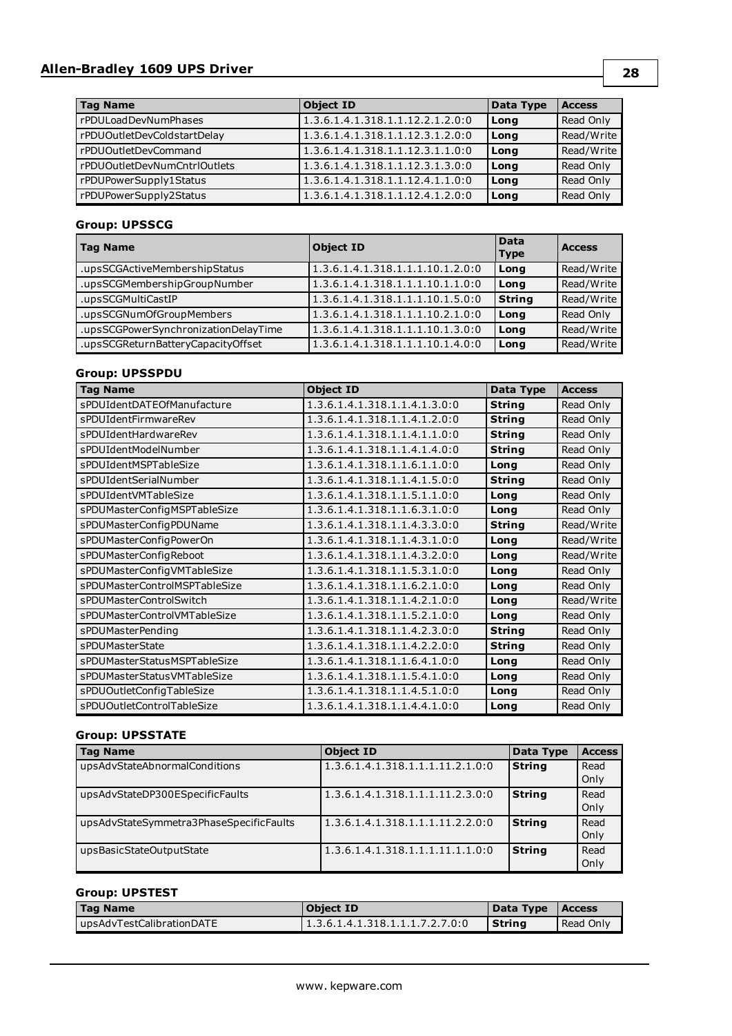| Tag Name | Object ID | Data Type | Access |
| --- | --- | --- | --- |
| rPDULoadDevNumPhases | 1.3.6.1.4.1.318.1.1.12.2.1.2.0:0 | **Long** | Read Only |
| rPDUOutletDevColdstartDelay | 1.3.6.1.4.1.318.1.1.12.3.1.2.0:0 | **Long** | Read/Write |
| rPDUOutletDevCommand | 1.3.6.1.4.1.318.1.1.12.3.1.1.0:0 | **Long** | Read/Write |
| rPDUOutletDevNumCntrlOutlets | 1.3.6.1.4.1.318.1.1.12.3.1.3.0:0 | **Long** | Read Only |
| rPDUPowerSupply1Status | 1.3.6.1.4.1.318.1.1.12.4.1.1.0:0 | **Long** | Read Only |
| rPDUPowerSupply2Status | 1.3.6.1.4.1.318.1.1.12.4.1.2.0:0 | **Long** | Read Only |

#### Group: UPSSCG

| Tag Name | Object ID | Data Type | Access |
| --- | --- | --- | --- |
| .upsSCGActiveMembershipStatus | 1.3.6.1.4.1.318.1.1.1.10.1.2.0:0 | **Long** | Read/Write |
| .upsSCGMembershipGroupNumber | 1.3.6.1.4.1.318.1.1.1.10.1.1.0:0 | **Long** | Read/Write |
| .upsSCGMultiCastIP | 1.3.6.1.4.1.318.1.1.1.10.1.5.0:0 | **String** | Read/Write |
| .upsSCGNumOfGroupMembers | 1.3.6.1.4.1.318.1.1.1.10.2.1.0:0 | **Long** | Read Only |
| .upsSCGPowerSynchronizationDelayTime | 1.3.6.1.4.1.318.1.1.1.10.1.3.0:0 | **Long** | Read/Write |
| .upsSCGReturnBatteryCapacityOffset | 1.3.6.1.4.1.318.1.1.1.10.1.4.0:0 | **Long** | Read/Write |

#### Group: UPSSPDU

| Tag Name | Object ID | Data Type | Access |
| --- | --- | --- | --- |
| sPDUIdentDATEOfManufacture | 1.3.6.1.4.1.318.1.1.4.1.3.0:0 | **String** | Read Only |
| sPDUIdentFirmwareRev | 1.3.6.1.4.1.318.1.1.4.1.2.0:0 | **String** | Read Only |
| sPDUIdentHardwareRev | 1.3.6.1.4.1.318.1.1.4.1.1.0:0 | **String** | Read Only |
| sPDUIdentModelNumber | 1.3.6.1.4.1.318.1.1.4.1.4.0:0 | **String** | Read Only |
| sPDUIdentMSPTableSize | 1.3.6.1.4.1.318.1.1.6.1.1.0:0 | **Long** | Read Only |
| sPDUIdentSerialNumber | 1.3.6.1.4.1.318.1.1.4.1.5.0:0 | **String** | Read Only |
| sPDUIdentVMTableSize | 1.3.6.1.4.1.318.1.1.5.1.1.0:0 | **Long** | Read Only |
| sPDUMasterConfigMSPTableSize | 1.3.6.1.4.1.318.1.1.6.3.1.0:0 | **Long** | Read Only |
| sPDUMasterConfigPDUName | 1.3.6.1.4.1.318.1.1.4.3.3.0:0 | **String** | Read/Write |
| sPDUMasterConfigPowerOn | 1.3.6.1.4.1.318.1.1.4.3.1.0:0 | **Long** | Read/Write |
| sPDUMasterConfigReboot | 1.3.6.1.4.1.318.1.1.4.3.2.0:0 | **Long** | Read/Write |
| sPDUMasterConfigVMTableSize | 1.3.6.1.4.1.318.1.1.5.3.1.0:0 | **Long** | Read Only |
| sPDUMasterControlMSPTableSize | 1.3.6.1.4.1.318.1.1.6.2.1.0:0 | **Long** | Read Only |
| sPDUMasterControlSwitch | 1.3.6.1.4.1.318.1.1.4.2.1.0:0 | **Long** | Read/Write |
| sPDUMasterControlVMTableSize | 1.3.6.1.4.1.318.1.1.5.2.1.0:0 | **Long** | Read Only |
| sPDUMasterPending | 1.3.6.1.4.1.318.1.1.4.2.3.0:0 | **String** | Read Only |
| sPDUMasterState | 1.3.6.1.4.1.318.1.1.4.2.2.0:0 | **String** | Read Only |
| sPDUMasterStatusMSPTableSize | 1.3.6.1.4.1.318.1.1.6.4.1.0:0 | **Long** | Read Only |
| sPDUMasterStatusVMTableSize | 1.3.6.1.4.1.318.1.1.5.4.1.0:0 | **Long** | Read Only |
| sPDUOutletConfigTableSize | 1.3.6.1.4.1.318.1.1.4.5.1.0:0 | **Long** | Read Only |
| sPDUOutletControlTableSize | 1.3.6.1.4.1.318.1.1.4.4.1.0:0 | **Long** | Read Only |

#### Group: UPSSTATE

| Tag Name | Object ID | Data Type | Access |
| --- | --- | --- | --- |
| upsAdvStateAbnormalConditions | 1.3.6.1.4.1.318.1.1.1.11.2.1.0:0 | **String** | Read Only |
| upsAdvStateDP300ESpecificFaults | 1.3.6.1.4.1.318.1.1.1.11.2.3.0:0 | **String** | Read Only |
| upsAdvStateSymmetra3PhaseSpecificFaults | 1.3.6.1.4.1.318.1.1.1.11.2.2.0:0 | **String** | Read Only |
| upsBasicStateOutputState | 1.3.6.1.4.1.318.1.1.1.11.1.1.0:0 | **String** | Read Only |

#### Group: UPSTEST

| Tag Name | Object ID | Data Type | Access |
| --- | --- | --- | --- |
| upsAdvTestCalibrationDATE | 1.3.6.1.4.1.318.1.1.1.7.2.7.0:0 | **String** | Read Only |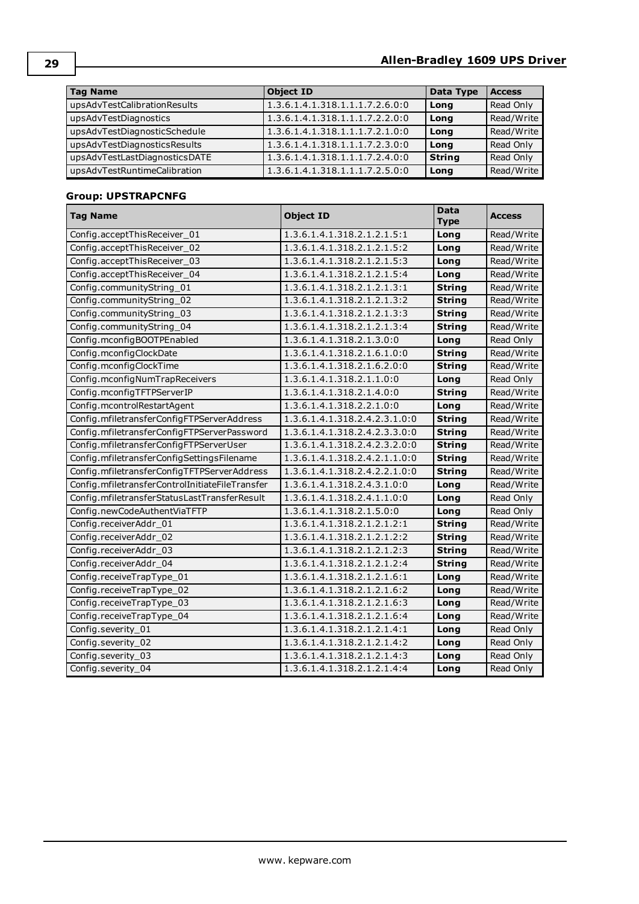| Tag Name | Object ID | Data Type | Access |
|---|---|---|---|
| upsAdvTestCalibrationResults | 1.3.6.1.4.1.318.1.1.1.7.2.6.0:0 | **Long** | Read Only |
| upsAdvTestDiagnostics | 1.3.6.1.4.1.318.1.1.1.7.2.2.0:0 | **Long** | Read/Write |
| upsAdvTestDiagnosticSchedule | 1.3.6.1.4.1.318.1.1.1.7.2.1.0:0 | **Long** | Read/Write |
| upsAdvTestDiagnosticsResults | 1.3.6.1.4.1.318.1.1.1.7.2.3.0:0 | **Long** | Read Only |
| upsAdvTestLastDiagnosticsDATE | 1.3.6.1.4.1.318.1.1.1.7.2.4.0:0 | **String** | Read Only |
| upsAdvTestRuntimeCalibration | 1.3.6.1.4.1.318.1.1.1.7.2.5.0:0 | **Long** | Read/Write |

### Group: UPSTRAPCNFG

| Tag Name | Object ID | Data Type | Access |
|---|---|---|---|
| Config.acceptThisReceiver_01 | 1.3.6.1.4.1.318.2.1.2.1.5:1 | **Long** | Read/Write |
| Config.acceptThisReceiver_02 | 1.3.6.1.4.1.318.2.1.2.1.5:2 | **Long** | Read/Write |
| Config.acceptThisReceiver_03 | 1.3.6.1.4.1.318.2.1.2.1.5:3 | **Long** | Read/Write |
| Config.acceptThisReceiver_04 | 1.3.6.1.4.1.318.2.1.2.1.5:4 | **Long** | Read/Write |
| Config.communityString_01 | 1.3.6.1.4.1.318.2.1.2.1.3:1 | **String** | Read/Write |
| Config.communityString_02 | 1.3.6.1.4.1.318.2.1.2.1.3:2 | **String** | Read/Write |
| Config.communityString_03 | 1.3.6.1.4.1.318.2.1.2.1.3:3 | **String** | Read/Write |
| Config.communityString_04 | 1.3.6.1.4.1.318.2.1.2.1.3:4 | **String** | Read/Write |
| Config.mconfigBOOTPEnabled | 1.3.6.1.4.1.318.2.1.3.0:0 | **Long** | Read Only |
| Config.mconfigClockDate | 1.3.6.1.4.1.318.2.1.6.1.0:0 | **String** | Read/Write |
| Config.mconfigClockTime | 1.3.6.1.4.1.318.2.1.6.2.0:0 | **String** | Read/Write |
| Config.mconfigNumTrapReceivers | 1.3.6.1.4.1.318.2.1.1.0:0 | **Long** | Read Only |
| Config.mconfigTFTPServerIP | 1.3.6.1.4.1.318.2.1.4.0:0 | **String** | Read/Write |
| Config.mcontrolRestartAgent | 1.3.6.1.4.1.318.2.2.1.0:0 | **Long** | Read/Write |
| Config.mfiletransferConfigFTPServerAddress | 1.3.6.1.4.1.318.2.4.2.3.1.0:0 | **String** | Read/Write |
| Config.mfiletransferConfigFTPServerPassword | 1.3.6.1.4.1.318.2.4.2.3.3.0:0 | **String** | Read/Write |
| Config.mfiletransferConfigFTPServerUser | 1.3.6.1.4.1.318.2.4.2.3.2.0:0 | **String** | Read/Write |
| Config.mfiletransferConfigSettingsFilename | 1.3.6.1.4.1.318.2.4.2.1.1.0:0 | **String** | Read/Write |
| Config.mfiletransferConfigTFTPServerAddress | 1.3.6.1.4.1.318.2.4.2.2.1.0:0 | **String** | Read/Write |
| Config.mfiletransferControlInitiateFileTransfer | 1.3.6.1.4.1.318.2.4.3.1.0:0 | **Long** | Read/Write |
| Config.mfiletransferStatusLastTransferResult | 1.3.6.1.4.1.318.2.4.1.1.0:0 | **Long** | Read Only |
| Config.newCodeAuthentViaTFTP | 1.3.6.1.4.1.318.2.1.5.0:0 | **Long** | Read Only |
| Config.receiverAddr_01 | 1.3.6.1.4.1.318.2.1.2.1.2:1 | **String** | Read/Write |
| Config.receiverAddr_02 | 1.3.6.1.4.1.318.2.1.2.1.2:2 | **String** | Read/Write |
| Config.receiverAddr_03 | 1.3.6.1.4.1.318.2.1.2.1.2:3 | **String** | Read/Write |
| Config.receiverAddr_04 | 1.3.6.1.4.1.318.2.1.2.1.2:4 | **String** | Read/Write |
| Config.receiveTrapType_01 | 1.3.6.1.4.1.318.2.1.2.1.6:1 | **Long** | Read/Write |
| Config.receiveTrapType_02 | 1.3.6.1.4.1.318.2.1.2.1.6:2 | **Long** | Read/Write |
| Config.receiveTrapType_03 | 1.3.6.1.4.1.318.2.1.2.1.6:3 | **Long** | Read/Write |
| Config.receiveTrapType_04 | 1.3.6.1.4.1.318.2.1.2.1.6:4 | **Long** | Read/Write |
| Config.severity_01 | 1.3.6.1.4.1.318.2.1.2.1.4:1 | **Long** | Read Only |
| Config.severity_02 | 1.3.6.1.4.1.318.2.1.2.1.4:2 | **Long** | Read Only |
| Config.severity_03 | 1.3.6.1.4.1.318.2.1.2.1.4:3 | **Long** | Read Only |
| Config.severity_04 | 1.3.6.1.4.1.318.2.1.2.1.4:4 | **Long** | Read Only |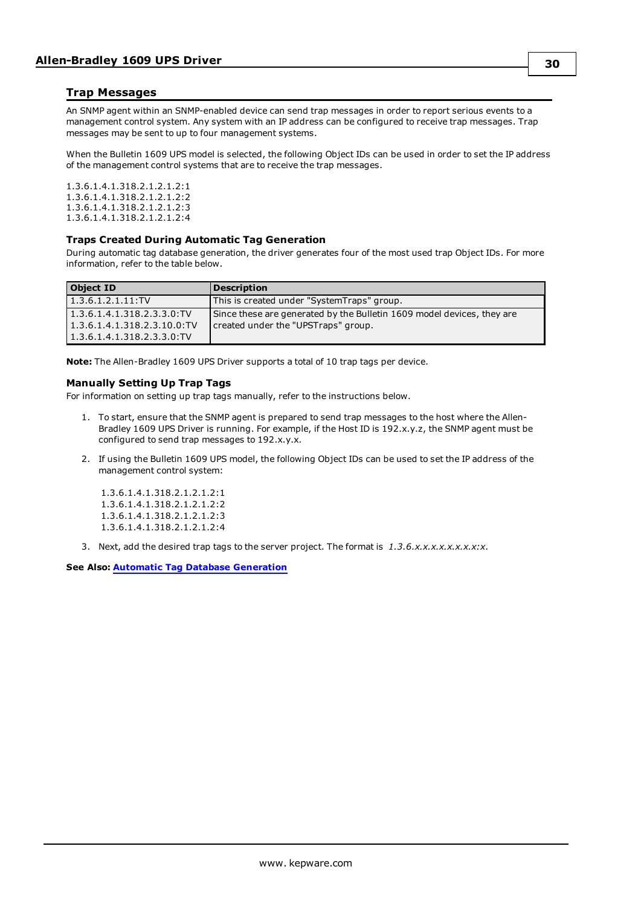## Trap Messages

An SNMP agent within an SNMP-enabled device can send trap messages in order to report serious events to a management control system. Any system with an IP address can be configured to receive trap messages. Trap messages may be sent to up to four management systems.

When the Bulletin 1609 UPS model is selected, the following Object IDs can be used in order to set the IP address of the management control systems that are to receive the trap messages.

1.3.6.1.4.1.318.2.1.2.1.2:1
1.3.6.1.4.1.318.2.1.2.1.2:2
1.3.6.1.4.1.318.2.1.2.1.2:3
1.3.6.1.4.1.318.2.1.2.1.2:4

### Traps Created During Automatic Tag Generation

During automatic tag database generation, the driver generates four of the most used trap Object IDs. For more information, refer to the table below.

| Object ID | Description |
|---|---|
| 1.3.6.1.2.1.11:TV | This is created under "SystemTraps" group. |
| 1.3.6.1.4.1.318.2.3.3.0:TV<br>1.3.6.1.4.1.318.2.3.10.0:TV<br>1.3.6.1.4.1.318.2.3.3.0:TV | Since these are generated by the Bulletin 1609 model devices, they are created under the "UPSTraps" group. |

**Note:** The Allen-Bradley 1609 UPS Driver supports a total of 10 trap tags per device.

### Manually Setting Up Trap Tags

For information on setting up trap tags manually, refer to the instructions below.

1. To start, ensure that the SNMP agent is prepared to send trap messages to the host where the Allen-Bradley 1609 UPS Driver is running. For example, if the Host ID is 192.x.y.z, the SNMP agent must be configured to send trap messages to 192.x.y.x.

2. If using the Bulletin 1609 UPS model, the following Object IDs can be used to set the IP address of the management control system:

   1.3.6.1.4.1.318.2.1.2.1.2:1
   1.3.6.1.4.1.318.2.1.2.1.2:2
   1.3.6.1.4.1.318.2.1.2.1.2:3
   1.3.6.1.4.1.318.2.1.2.1.2:4

3. Next, add the desired trap tags to the server project. The format is *1.3.6.x.x.x.x.x.x.x.x:x*.

**See Also:** **Automatic Tag Database Generation**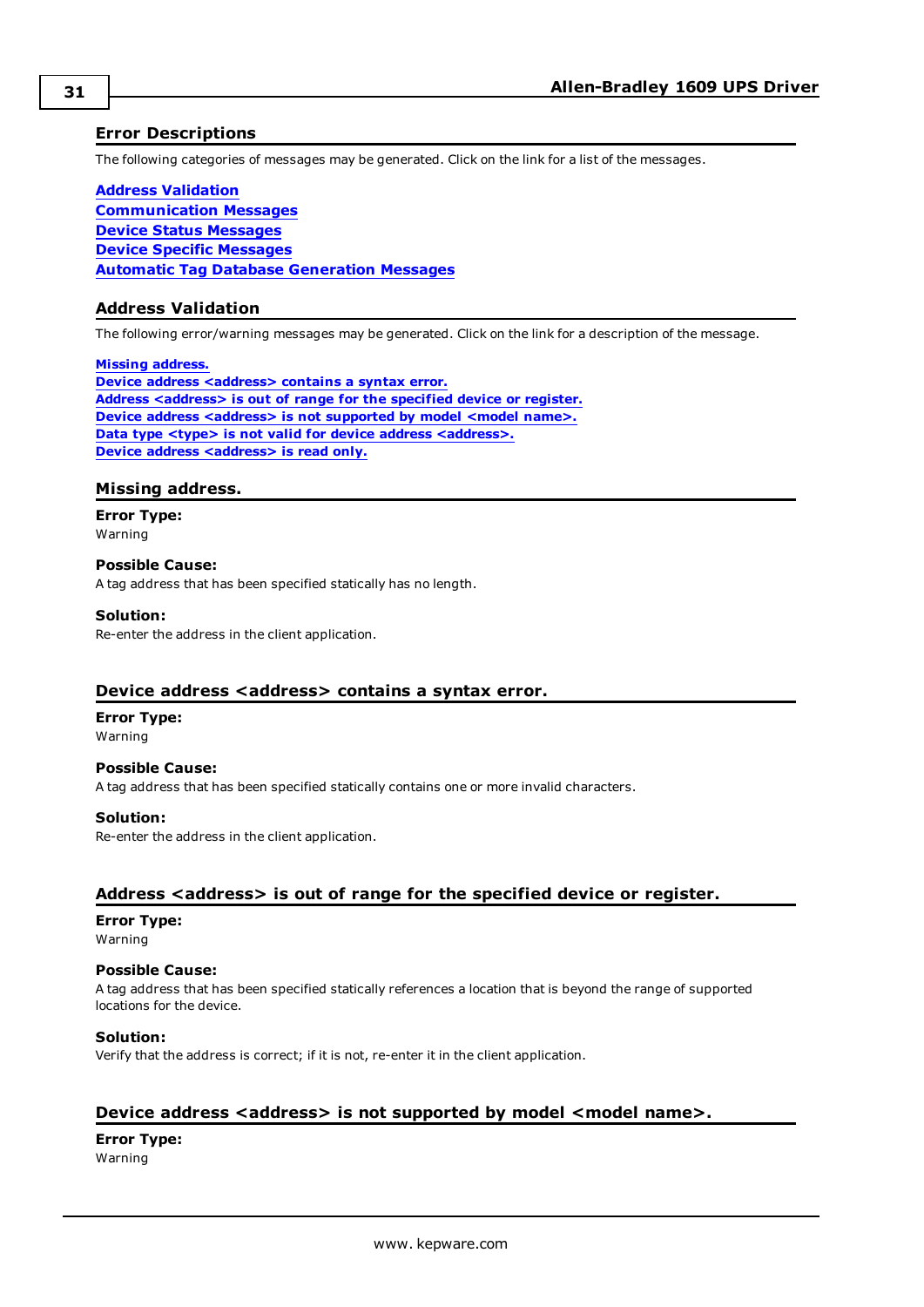## Error Descriptions

The following categories of messages may be generated. Click on the link for a list of the messages.

**Address Validation**
**Communication Messages**
**Device Status Messages**
**Device Specific Messages**
**Automatic Tag Database Generation Messages**

## Address Validation

The following error/warning messages may be generated. Click on the link for a description of the message.

**Missing address.**
**Device address <address> contains a syntax error.**
**Address <address> is out of range for the specified device or register.**
**Device address <address> is not supported by model <model name>.**
**Data type <type> is not valid for device address <address>.**
**Device address <address> is read only.**

## Missing address.

**Error Type:**
Warning

**Possible Cause:**
A tag address that has been specified statically has no length.

**Solution:**
Re-enter the address in the client application.

## Device address <address> contains a syntax error.

**Error Type:**
Warning

**Possible Cause:**
A tag address that has been specified statically contains one or more invalid characters.

**Solution:**
Re-enter the address in the client application.

## Address <address> is out of range for the specified device or register.

**Error Type:**
Warning

**Possible Cause:**
A tag address that has been specified statically references a location that is beyond the range of supported locations for the device.

**Solution:**
Verify that the address is correct; if it is not, re-enter it in the client application.

## Device address <address> is not supported by model <model name>.

**Error Type:**
Warning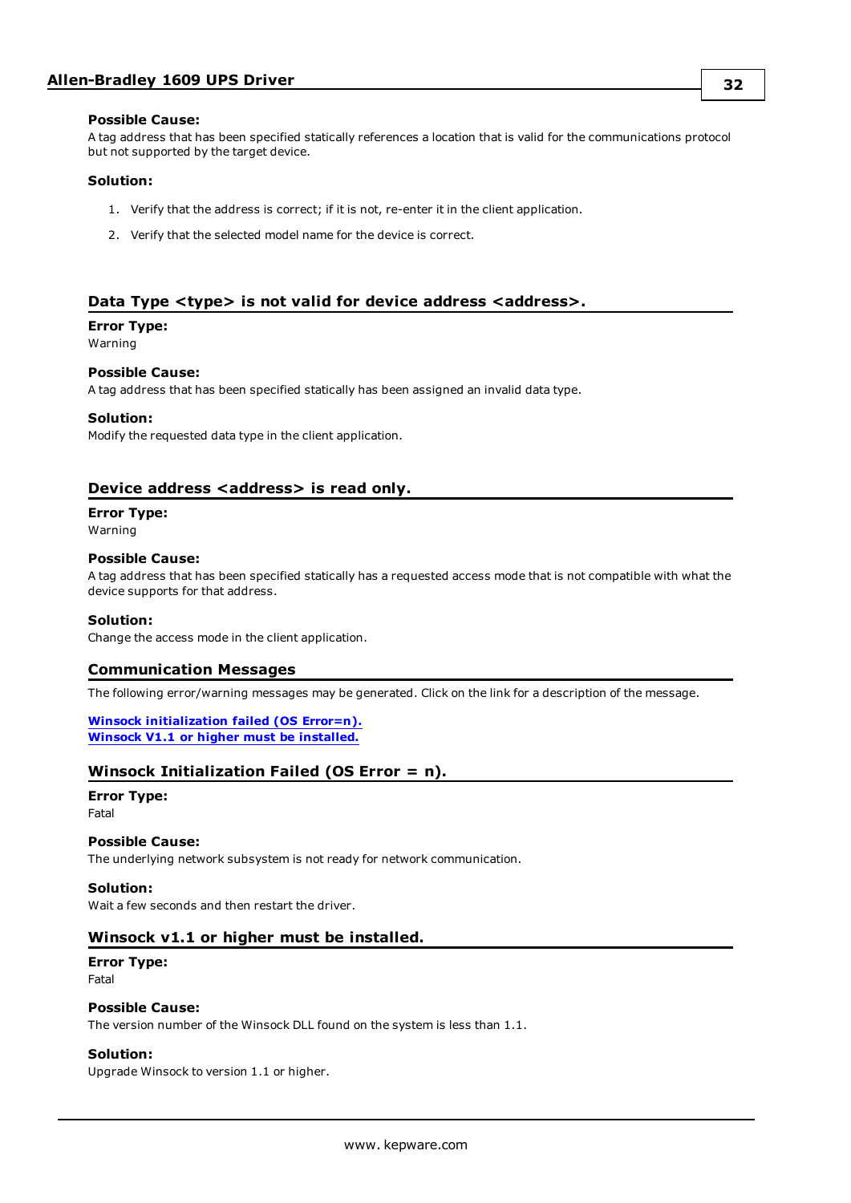**Possible Cause:**
A tag address that has been specified statically references a location that is valid for the communications protocol but not supported by the target device.

**Solution:**

1. Verify that the address is correct; if it is not, re-enter it in the client application.
2. Verify that the selected model name for the device is correct.

### Data Type <type> is not valid for device address <address>.

**Error Type:**
Warning

**Possible Cause:**
A tag address that has been specified statically has been assigned an invalid data type.

**Solution:**
Modify the requested data type in the client application.

### Device address <address> is read only.

**Error Type:**
Warning

**Possible Cause:**
A tag address that has been specified statically has a requested access mode that is not compatible with what the device supports for that address.

**Solution:**
Change the access mode in the client application.

## Communication Messages

The following error/warning messages may be generated. Click on the link for a description of the message.

**Winsock initialization failed (OS Error=n).**
**Winsock V1.1 or higher must be installed.**

### Winsock Initialization Failed (OS Error = n).

**Error Type:**
Fatal

**Possible Cause:**
The underlying network subsystem is not ready for network communication.

**Solution:**
Wait a few seconds and then restart the driver.

### Winsock v1.1 or higher must be installed.

**Error Type:**
Fatal

**Possible Cause:**
The version number of the Winsock DLL found on the system is less than 1.1.

**Solution:**
Upgrade Winsock to version 1.1 or higher.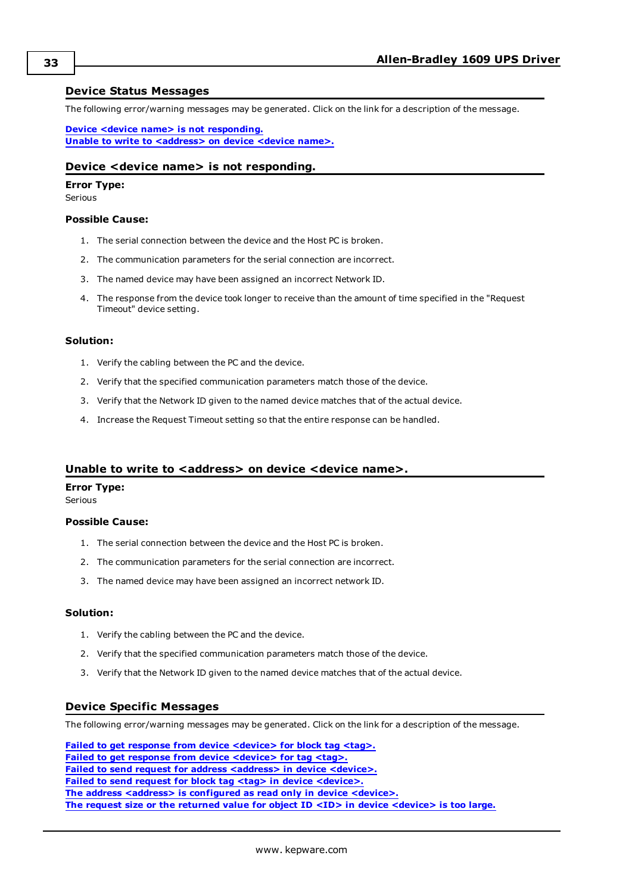## Device Status Messages

The following error/warning messages may be generated. Click on the link for a description of the message.

**Device <device name> is not responding.**
**Unable to write to <address> on device <device name>.**

### Device <device name> is not responding.

**Error Type:**
Serious

**Possible Cause:**

1. The serial connection between the device and the Host PC is broken.
2. The communication parameters for the serial connection are incorrect.
3. The named device may have been assigned an incorrect Network ID.
4. The response from the device took longer to receive than the amount of time specified in the "Request Timeout" device setting.

**Solution:**

1. Verify the cabling between the PC and the device.
2. Verify that the specified communication parameters match those of the device.
3. Verify that the Network ID given to the named device matches that of the actual device.
4. Increase the Request Timeout setting so that the entire response can be handled.

### Unable to write to <address> on device <device name>.

**Error Type:**
Serious

**Possible Cause:**

1. The serial connection between the device and the Host PC is broken.
2. The communication parameters for the serial connection are incorrect.
3. The named device may have been assigned an incorrect network ID.

**Solution:**

1. Verify the cabling between the PC and the device.
2. Verify that the specified communication parameters match those of the device.
3. Verify that the Network ID given to the named device matches that of the actual device.

## Device Specific Messages

The following error/warning messages may be generated. Click on the link for a description of the message.

**Failed to get response from device <device> for block tag <tag>.**
**Failed to get response from device <device> for tag <tag>.**
**Failed to send request for address <address> in device <device>.**
**Failed to send request for block tag <tag> in device <device>.**
**The address <address> is configured as read only in device <device>.**
**The request size or the returned value for object ID <ID> in device <device> is too large.**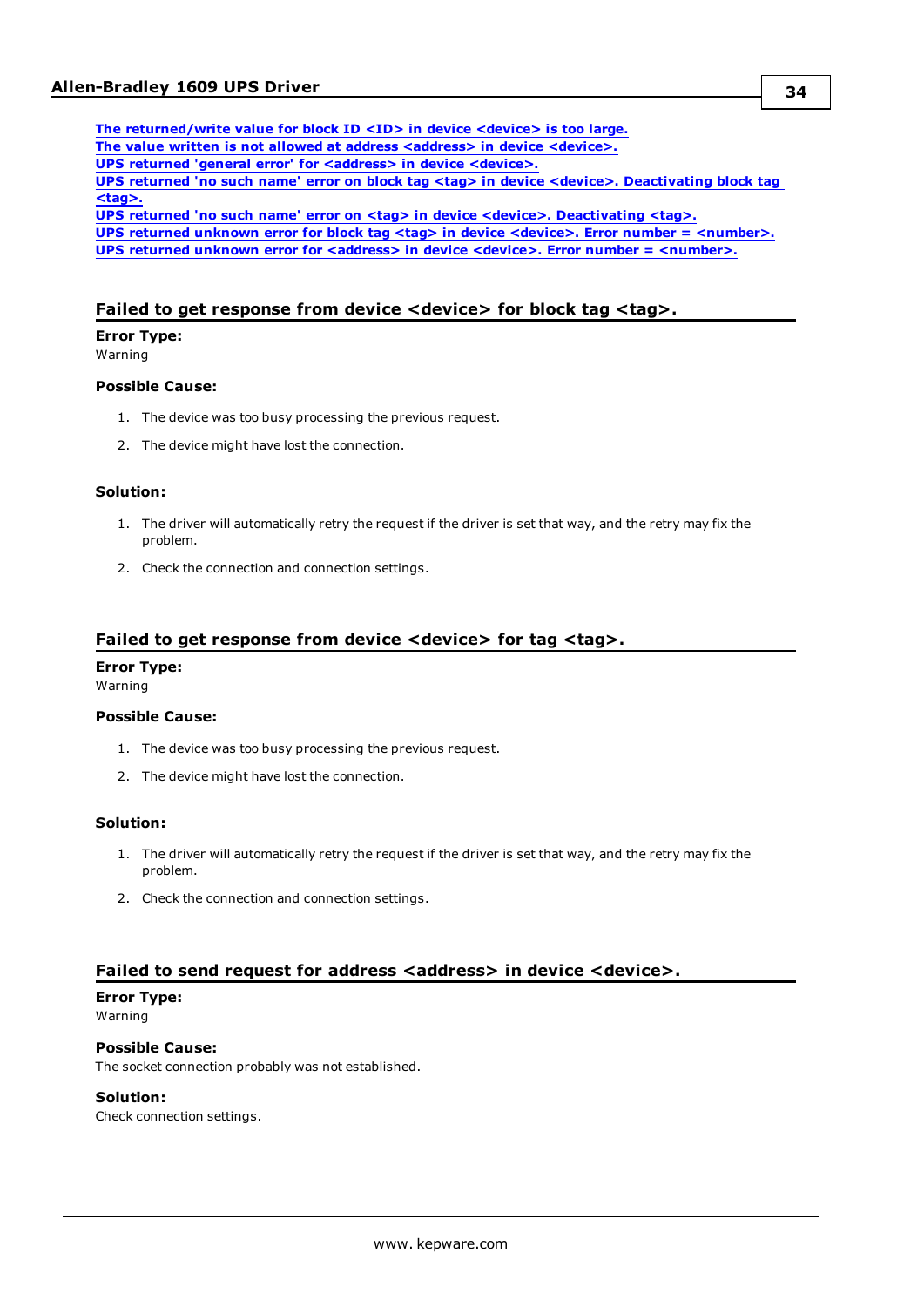**The returned/write value for block ID <ID> in device <device> is too large.**
**The value written is not allowed at address <address> in device <device>.**
**UPS returned 'general error' for <address> in device <device>.**
**UPS returned 'no such name' error on block tag <tag> in device <device>. Deactivating block tag <tag>.**
**UPS returned 'no such name' error on <tag> in device <device>. Deactivating <tag>.**
**UPS returned unknown error for block tag <tag> in device <device>. Error number = <number>.**
**UPS returned unknown error for <address> in device <device>. Error number = <number>.**

## Failed to get response from device <device> for block tag <tag>.

**Error Type:**
Warning

**Possible Cause:**

1. The device was too busy processing the previous request.
2. The device might have lost the connection.

**Solution:**

1. The driver will automatically retry the request if the driver is set that way, and the retry may fix the problem.
2. Check the connection and connection settings.

## Failed to get response from device <device> for tag <tag>.

**Error Type:**
Warning

**Possible Cause:**

1. The device was too busy processing the previous request.
2. The device might have lost the connection.

**Solution:**

1. The driver will automatically retry the request if the driver is set that way, and the retry may fix the problem.
2. Check the connection and connection settings.

## Failed to send request for address <address> in device <device>.

**Error Type:**
Warning

**Possible Cause:**
The socket connection probably was not established.

**Solution:**
Check connection settings.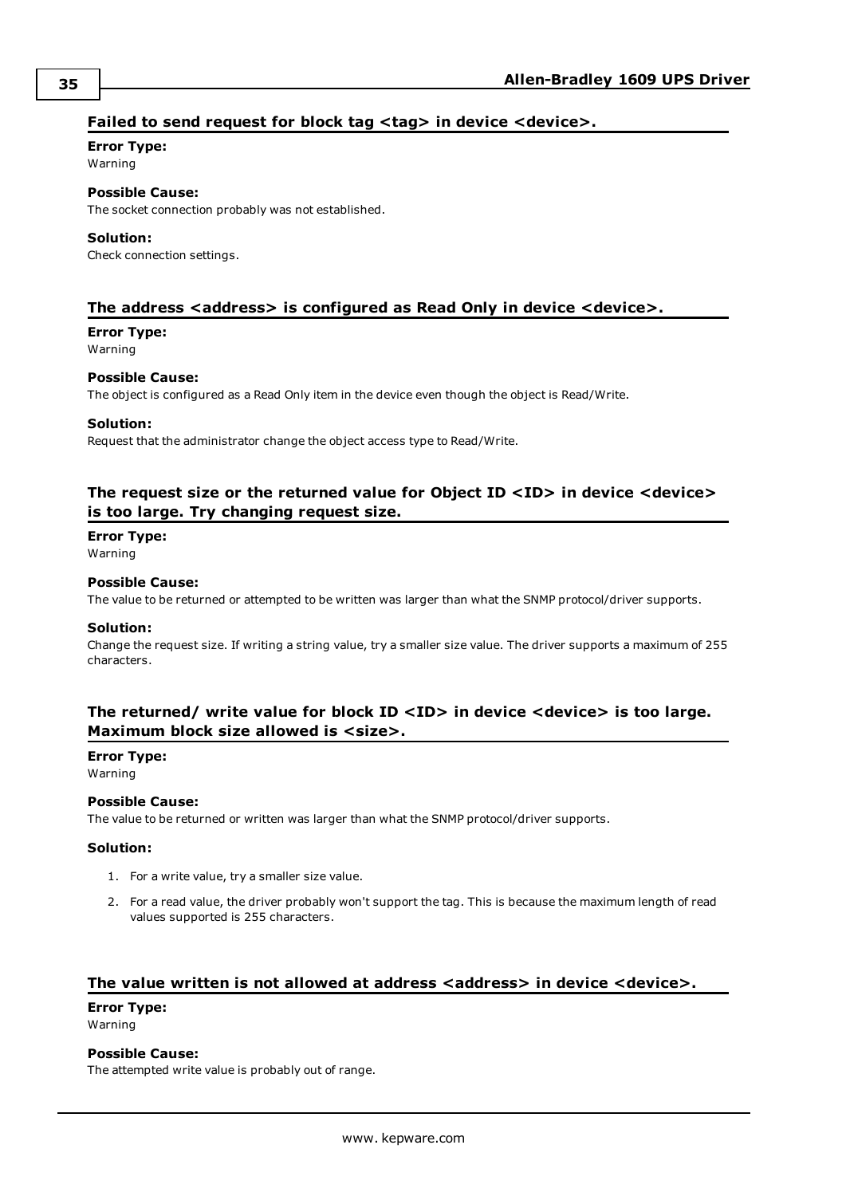### Failed to send request for block tag <tag> in device <device>.

**Error Type:**
Warning

**Possible Cause:**
The socket connection probably was not established.

**Solution:**
Check connection settings.

### The address <address> is configured as Read Only in device <device>.

**Error Type:**
Warning

**Possible Cause:**
The object is configured as a Read Only item in the device even though the object is Read/Write.

**Solution:**
Request that the administrator change the object access type to Read/Write.

### The request size or the returned value for Object ID <ID> in device <device> is too large. Try changing request size.

**Error Type:**
Warning

**Possible Cause:**
The value to be returned or attempted to be written was larger than what the SNMP protocol/driver supports.

**Solution:**
Change the request size. If writing a string value, try a smaller size value. The driver supports a maximum of 255 characters.

### The returned/ write value for block ID <ID> in device <device> is too large. Maximum block size allowed is <size>.

**Error Type:**
Warning

**Possible Cause:**
The value to be returned or written was larger than what the SNMP protocol/driver supports.

**Solution:**

1. For a write value, try a smaller size value.
2. For a read value, the driver probably won't support the tag. This is because the maximum length of read values supported is 255 characters.

### The value written is not allowed at address <address> in device <device>.

**Error Type:**
Warning

**Possible Cause:**
The attempted write value is probably out of range.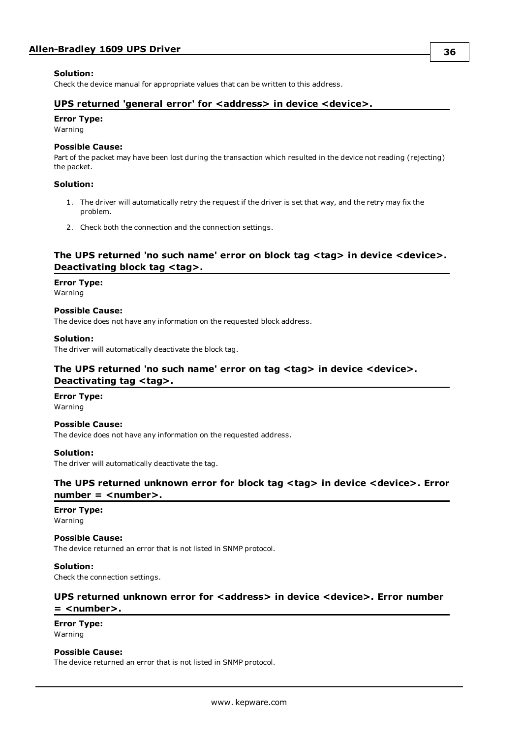#### Solution:
Check the device manual for appropriate values that can be written to this address.

### UPS returned 'general error' for <address> in device <device>.

#### Error Type:
Warning

#### Possible Cause:
Part of the packet may have been lost during the transaction which resulted in the device not reading (rejecting) the packet.

#### Solution:

1. The driver will automatically retry the request if the driver is set that way, and the retry may fix the problem.
2. Check both the connection and the connection settings.

### The UPS returned 'no such name' error on block tag <tag> in device <device>. Deactivating block tag <tag>.

#### Error Type:
Warning

#### Possible Cause:
The device does not have any information on the requested block address.

#### Solution:
The driver will automatically deactivate the block tag.

### The UPS returned 'no such name' error on tag <tag> in device <device>. Deactivating tag <tag>.

#### Error Type:
Warning

#### Possible Cause:
The device does not have any information on the requested address.

#### Solution:
The driver will automatically deactivate the tag.

### The UPS returned unknown error for block tag <tag> in device <device>. Error number = <number>.

#### Error Type:
Warning

#### Possible Cause:
The device returned an error that is not listed in SNMP protocol.

#### Solution:
Check the connection settings.

### UPS returned unknown error for <address> in device <device>. Error number = <number>.

#### Error Type:
Warning

#### Possible Cause:
The device returned an error that is not listed in SNMP protocol.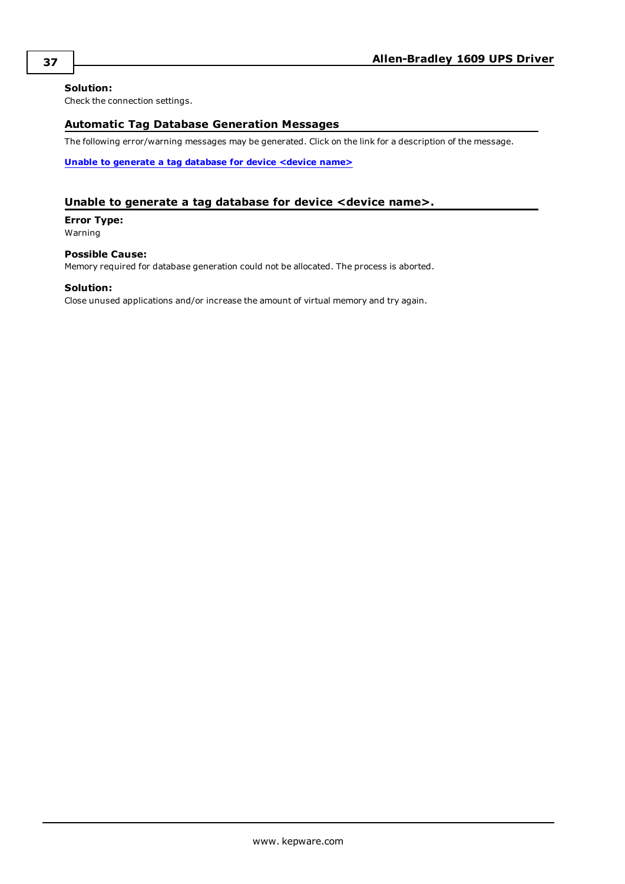**Solution:**
Check the connection settings.

## Automatic Tag Database Generation Messages

The following error/warning messages may be generated. Click on the link for a description of the message.

**Unable to generate a tag database for device <device name>**

## Unable to generate a tag database for device <device name>.

**Error Type:**
Warning

**Possible Cause:**
Memory required for database generation could not be allocated. The process is aborted.

**Solution:**
Close unused applications and/or increase the amount of virtual memory and try again.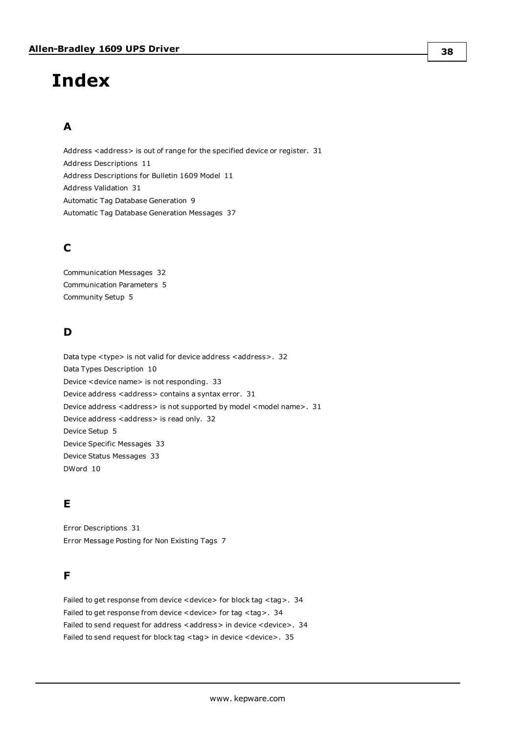# Index

## A

Address <address> is out of range for the specified device or register. 31
Address Descriptions 11
Address Descriptions for Bulletin 1609 Model 11
Address Validation 31
Automatic Tag Database Generation 9
Automatic Tag Database Generation Messages 37

## C

Communication Messages 32
Communication Parameters 5
Community Setup 5

## D

Data type <type> is not valid for device address <address>. 32
Data Types Description 10
Device <device name> is not responding. 33
Device address <address> contains a syntax error. 31
Device address <address> is not supported by model <model name>. 31
Device address <address> is read only. 32
Device Setup 5
Device Specific Messages 33
Device Status Messages 33
DWord 10

## E

Error Descriptions 31
Error Message Posting for Non Existing Tags 7

## F

Failed to get response from device <device> for block tag <tag>. 34
Failed to get response from device <device> for tag <tag>. 34
Failed to send request for address <address> in device <device>. 34
Failed to send request for block tag <tag> in device <device>. 35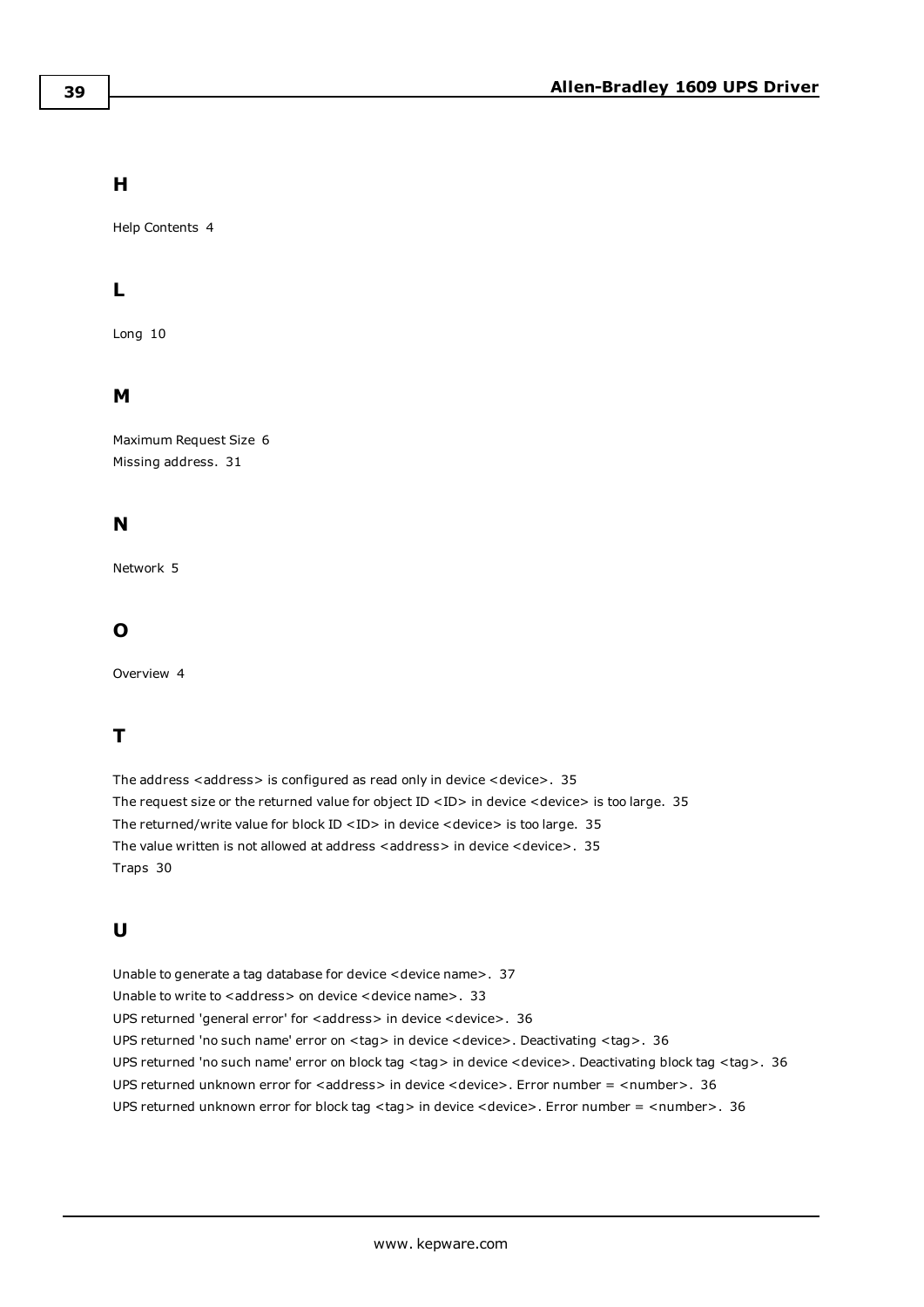## H

Help Contents 4

## L

Long 10

## M

Maximum Request Size 6
Missing address. 31

## N

Network 5

## O

Overview 4

## T

The address <address> is configured as read only in device <device>. 35
The request size or the returned value for object ID <ID> in device <device> is too large. 35
The returned/write value for block ID <ID> in device <device> is too large. 35
The value written is not allowed at address <address> in device <device>. 35
Traps 30

## U

Unable to generate a tag database for device <device name>. 37
Unable to write to <address> on device <device name>. 33
UPS returned 'general error' for <address> in device <device>. 36
UPS returned 'no such name' error on <tag> in device <device>. Deactivating <tag>. 36
UPS returned 'no such name' error on block tag <tag> in device <device>. Deactivating block tag <tag>. 36
UPS returned unknown error for <address> in device <device>. Error number = <number>. 36
UPS returned unknown error for block tag <tag> in device <device>. Error number = <number>. 36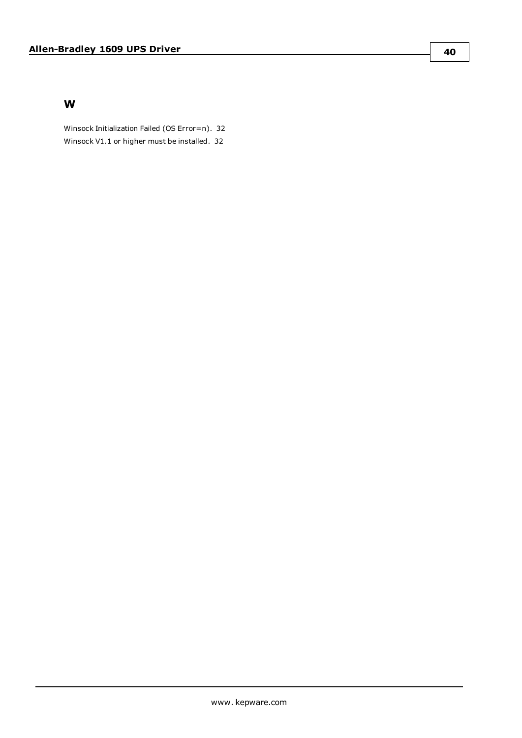## W

Winsock Initialization Failed (OS Error=n). 32

Winsock V1.1 or higher must be installed. 32